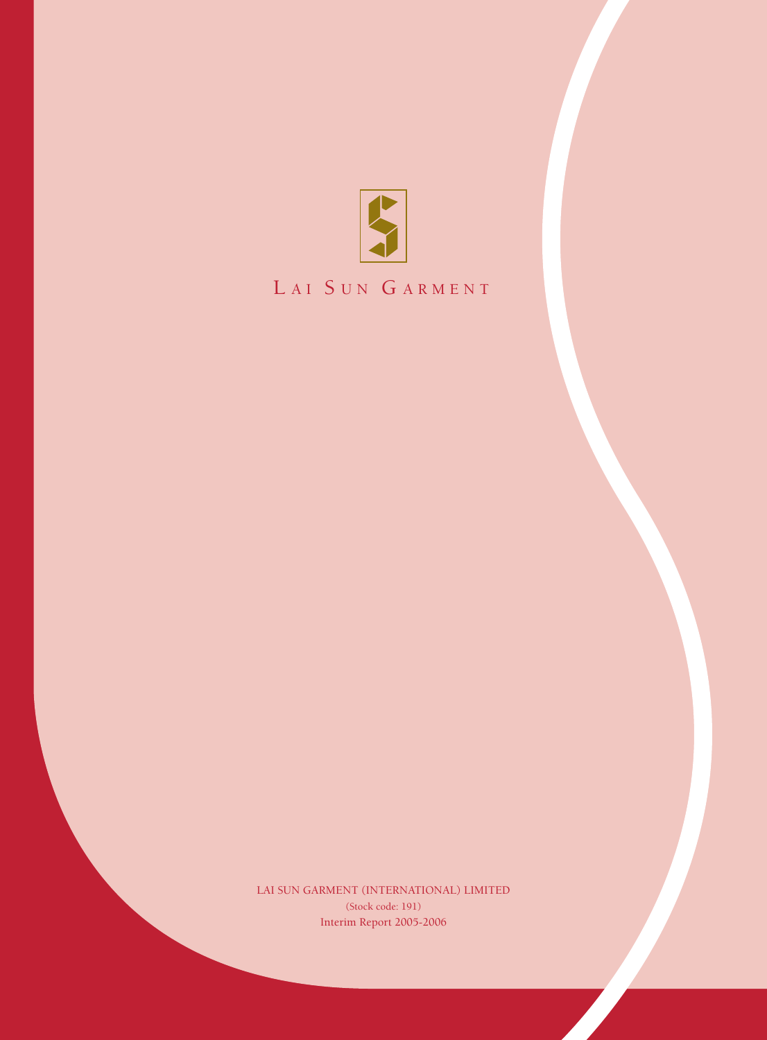# Lai Sun Garment

LAI SUN GARMENT (INTERNATIONAL) LIMITED

(Stock code: 191)

Interim Report 2005-2006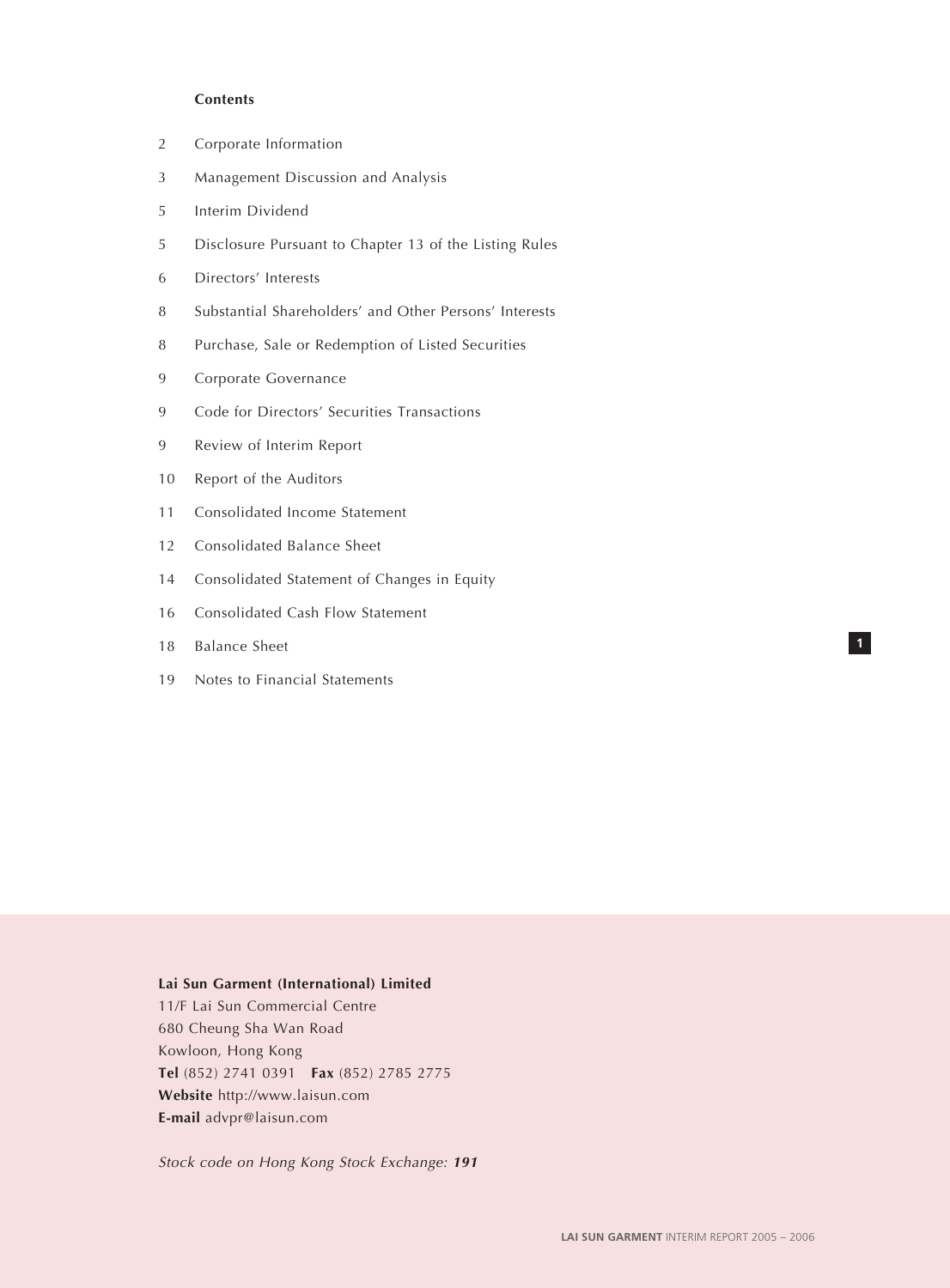## Contents

| | |
|---|---|
| 2 | Corporate Information |
| 3 | Management Discussion and Analysis |
| 5 | Interim Dividend |
| 5 | Disclosure Pursuant to Chapter 13 of the Listing Rules |
| 6 | Directors' Interests |
| 8 | Substantial Shareholders' and Other Persons' Interests |
| 8 | Purchase, Sale or Redemption of Listed Securities |
| 9 | Corporate Governance |
| 9 | Code for Directors' Securities Transactions |
| 9 | Review of Interim Report |
| 10 | Report of the Auditors |
| 11 | Consolidated Income Statement |
| 12 | Consolidated Balance Sheet |
| 14 | Consolidated Statement of Changes in Equity |
| 16 | Consolidated Cash Flow Statement |
| 18 | Balance Sheet |
| 19 | Notes to Financial Statements |

**Lai Sun Garment (International) Limited**
11/F Lai Sun Commercial Centre
680 Cheung Sha Wan Road
Kowloon, Hong Kong
**Tel** (852) 2741 0391 **Fax** (852) 2785 2775
**Website** http://www.laisun.com
**E-mail** advpr@laisun.com

*Stock code on Hong Kong Stock Exchange: **191***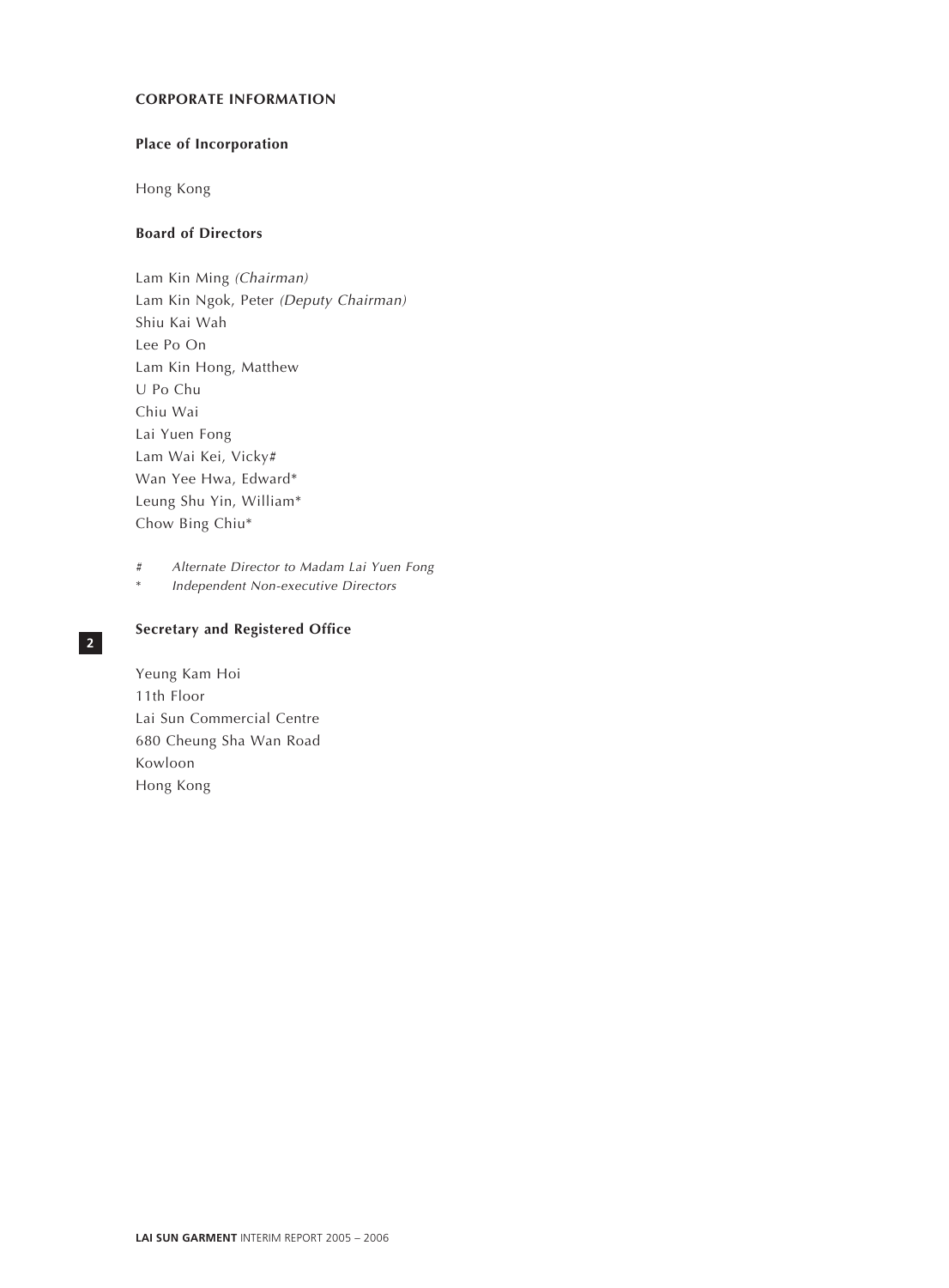# CORPORATE INFORMATION

## Place of Incorporation

Hong Kong

## Board of Directors

Lam Kin Ming *(Chairman)*
Lam Kin Ngok, Peter *(Deputy Chairman)*
Shiu Kai Wah
Lee Po On
Lam Kin Hong, Matthew
U Po Chu
Chiu Wai
Lai Yuen Fong
Lam Wai Kei, Vicky#
Wan Yee Hwa, Edward*
Leung Shu Yin, William*
Chow Bing Chiu*

# *Alternate Director to Madam Lai Yuen Fong*
\* *Independent Non-executive Directors*

## Secretary and Registered Office

Yeung Kam Hoi
11th Floor
Lai Sun Commercial Centre
680 Cheung Sha Wan Road
Kowloon
Hong Kong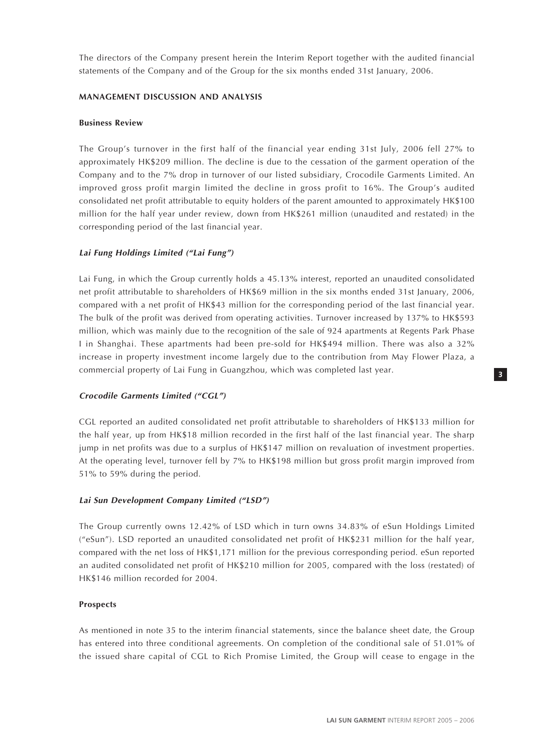The directors of the Company present herein the Interim Report together with the audited financial statements of the Company and of the Group for the six months ended 31st January, 2006.

## MANAGEMENT DISCUSSION AND ANALYSIS

### Business Review

The Group's turnover in the first half of the financial year ending 31st July, 2006 fell 27% to approximately HK$209 million. The decline is due to the cessation of the garment operation of the Company and to the 7% drop in turnover of our listed subsidiary, Crocodile Garments Limited. An improved gross profit margin limited the decline in gross profit to 16%. The Group's audited consolidated net profit attributable to equity holders of the parent amounted to approximately HK$100 million for the half year under review, down from HK$261 million (unaudited and restated) in the corresponding period of the last financial year.

#### *Lai Fung Holdings Limited ("Lai Fung")*

Lai Fung, in which the Group currently holds a 45.13% interest, reported an unaudited consolidated net profit attributable to shareholders of HK$69 million in the six months ended 31st January, 2006, compared with a net profit of HK$43 million for the corresponding period of the last financial year. The bulk of the profit was derived from operating activities. Turnover increased by 137% to HK$593 million, which was mainly due to the recognition of the sale of 924 apartments at Regents Park Phase I in Shanghai. These apartments had been pre-sold for HK$494 million. There was also a 32% increase in property investment income largely due to the contribution from May Flower Plaza, a commercial property of Lai Fung in Guangzhou, which was completed last year.

#### *Crocodile Garments Limited ("CGL")*

CGL reported an audited consolidated net profit attributable to shareholders of HK$133 million for the half year, up from HK$18 million recorded in the first half of the last financial year. The sharp jump in net profits was due to a surplus of HK$147 million on revaluation of investment properties. At the operating level, turnover fell by 7% to HK$198 million but gross profit margin improved from 51% to 59% during the period.

#### *Lai Sun Development Company Limited ("LSD")*

The Group currently owns 12.42% of LSD which in turn owns 34.83% of eSun Holdings Limited ("eSun"). LSD reported an unaudited consolidated net profit of HK$231 million for the half year, compared with the net loss of HK$1,171 million for the previous corresponding period. eSun reported an audited consolidated net profit of HK$210 million for 2005, compared with the loss (restated) of HK$146 million recorded for 2004.

### Prospects

As mentioned in note 35 to the interim financial statements, since the balance sheet date, the Group has entered into three conditional agreements. On completion of the conditional sale of 51.01% of the issued share capital of CGL to Rich Promise Limited, the Group will cease to engage in the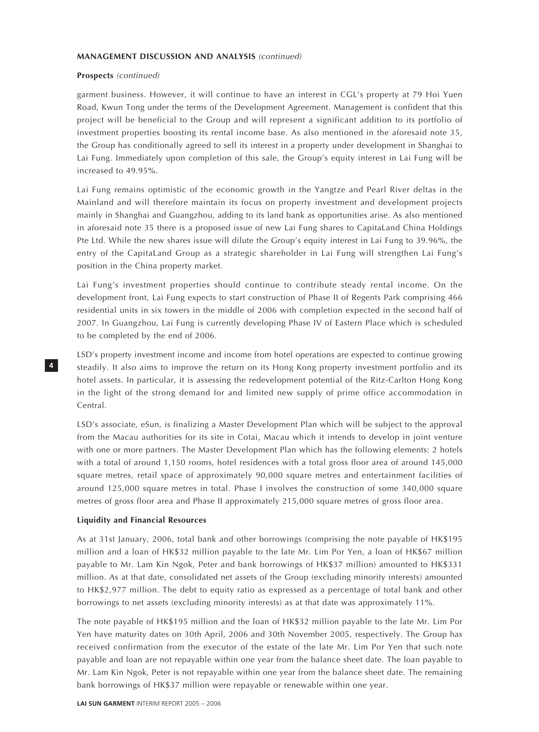**MANAGEMENT DISCUSSION AND ANALYSIS** *(continued)*

**Prospects** *(continued)*

garment business. However, it will continue to have an interest in CGL's property at 79 Hoi Yuen Road, Kwun Tong under the terms of the Development Agreement. Management is confident that this project will be beneficial to the Group and will represent a significant addition to its portfolio of investment properties boosting its rental income base. As also mentioned in the aforesaid note 35, the Group has conditionally agreed to sell its interest in a property under development in Shanghai to Lai Fung. Immediately upon completion of this sale, the Group's equity interest in Lai Fung will be increased to 49.95%.

Lai Fung remains optimistic of the economic growth in the Yangtze and Pearl River deltas in the Mainland and will therefore maintain its focus on property investment and development projects mainly in Shanghai and Guangzhou, adding to its land bank as opportunities arise. As also mentioned in aforesaid note 35 there is a proposed issue of new Lai Fung shares to CapitaLand China Holdings Pte Ltd. While the new shares issue will dilute the Group's equity interest in Lai Fung to 39.96%, the entry of the CapitaLand Group as a strategic shareholder in Lai Fung will strengthen Lai Fung's position in the China property market.

Lai Fung's investment properties should continue to contribute steady rental income. On the development front, Lai Fung expects to start construction of Phase II of Regents Park comprising 466 residential units in six towers in the middle of 2006 with completion expected in the second half of 2007. In Guangzhou, Lai Fung is currently developing Phase IV of Eastern Place which is scheduled to be completed by the end of 2006.

LSD's property investment income and income from hotel operations are expected to continue growing steadily. It also aims to improve the return on its Hong Kong property investment portfolio and its hotel assets. In particular, it is assessing the redevelopment potential of the Ritz-Carlton Hong Kong in the light of the strong demand for and limited new supply of prime office accommodation in Central.

LSD's associate, eSun, is finalizing a Master Development Plan which will be subject to the approval from the Macau authorities for its site in Cotai, Macau which it intends to develop in joint venture with one or more partners. The Master Development Plan which has the following elements: 2 hotels with a total of around 1,150 rooms, hotel residences with a total gross floor area of around 145,000 square metres, retail space of approximately 90,000 square metres and entertainment facilities of around 125,000 square metres in total. Phase I involves the construction of some 340,000 square metres of gross floor area and Phase II approximately 215,000 square metres of gross floor area.

**Liquidity and Financial Resources**

As at 31st January, 2006, total bank and other borrowings (comprising the note payable of HK$195 million and a loan of HK$32 million payable to the late Mr. Lim Por Yen, a loan of HK$67 million payable to Mr. Lam Kin Ngok, Peter and bank borrowings of HK$37 million) amounted to HK$331 million. As at that date, consolidated net assets of the Group (excluding minority interests) amounted to HK$2,977 million. The debt to equity ratio as expressed as a percentage of total bank and other borrowings to net assets (excluding minority interests) as at that date was approximately 11%.

The note payable of HK$195 million and the loan of HK$32 million payable to the late Mr. Lim Por Yen have maturity dates on 30th April, 2006 and 30th November 2005, respectively. The Group has received confirmation from the executor of the estate of the late Mr. Lim Por Yen that such note payable and loan are not repayable within one year from the balance sheet date. The loan payable to Mr. Lam Kin Ngok, Peter is not repayable within one year from the balance sheet date. The remaining bank borrowings of HK$37 million were repayable or renewable within one year.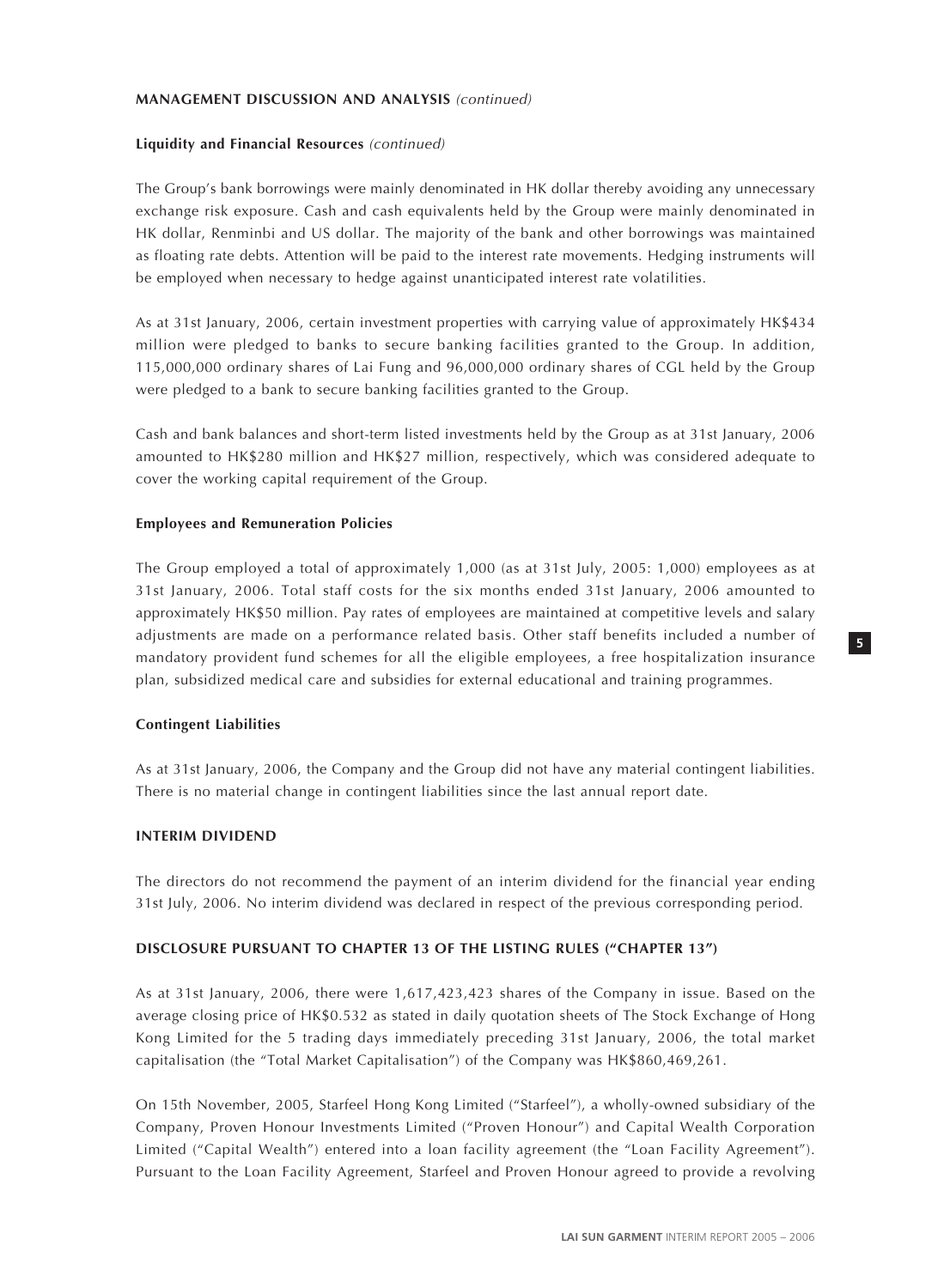**MANAGEMENT DISCUSSION AND ANALYSIS** *(continued)*

**Liquidity and Financial Resources** *(continued)*

The Group's bank borrowings were mainly denominated in HK dollar thereby avoiding any unnecessary exchange risk exposure. Cash and cash equivalents held by the Group were mainly denominated in HK dollar, Renminbi and US dollar. The majority of the bank and other borrowings was maintained as floating rate debts. Attention will be paid to the interest rate movements. Hedging instruments will be employed when necessary to hedge against unanticipated interest rate volatilities.

As at 31st January, 2006, certain investment properties with carrying value of approximately HK$434 million were pledged to banks to secure banking facilities granted to the Group. In addition, 115,000,000 ordinary shares of Lai Fung and 96,000,000 ordinary shares of CGL held by the Group were pledged to a bank to secure banking facilities granted to the Group.

Cash and bank balances and short-term listed investments held by the Group as at 31st January, 2006 amounted to HK$280 million and HK$27 million, respectively, which was considered adequate to cover the working capital requirement of the Group.

**Employees and Remuneration Policies**

The Group employed a total of approximately 1,000 (as at 31st July, 2005: 1,000) employees as at 31st January, 2006. Total staff costs for the six months ended 31st January, 2006 amounted to approximately HK$50 million. Pay rates of employees are maintained at competitive levels and salary adjustments are made on a performance related basis. Other staff benefits included a number of mandatory provident fund schemes for all the eligible employees, a free hospitalization insurance plan, subsidized medical care and subsidies for external educational and training programmes.

**Contingent Liabilities**

As at 31st January, 2006, the Company and the Group did not have any material contingent liabilities. There is no material change in contingent liabilities since the last annual report date.

**INTERIM DIVIDEND**

The directors do not recommend the payment of an interim dividend for the financial year ending 31st July, 2006. No interim dividend was declared in respect of the previous corresponding period.

**DISCLOSURE PURSUANT TO CHAPTER 13 OF THE LISTING RULES ("CHAPTER 13")**

As at 31st January, 2006, there were 1,617,423,423 shares of the Company in issue. Based on the average closing price of HK$0.532 as stated in daily quotation sheets of The Stock Exchange of Hong Kong Limited for the 5 trading days immediately preceding 31st January, 2006, the total market capitalisation (the "Total Market Capitalisation") of the Company was HK$860,469,261.

On 15th November, 2005, Starfeel Hong Kong Limited ("Starfeel"), a wholly-owned subsidiary of the Company, Proven Honour Investments Limited ("Proven Honour") and Capital Wealth Corporation Limited ("Capital Wealth") entered into a loan facility agreement (the "Loan Facility Agreement"). Pursuant to the Loan Facility Agreement, Starfeel and Proven Honour agreed to provide a revolving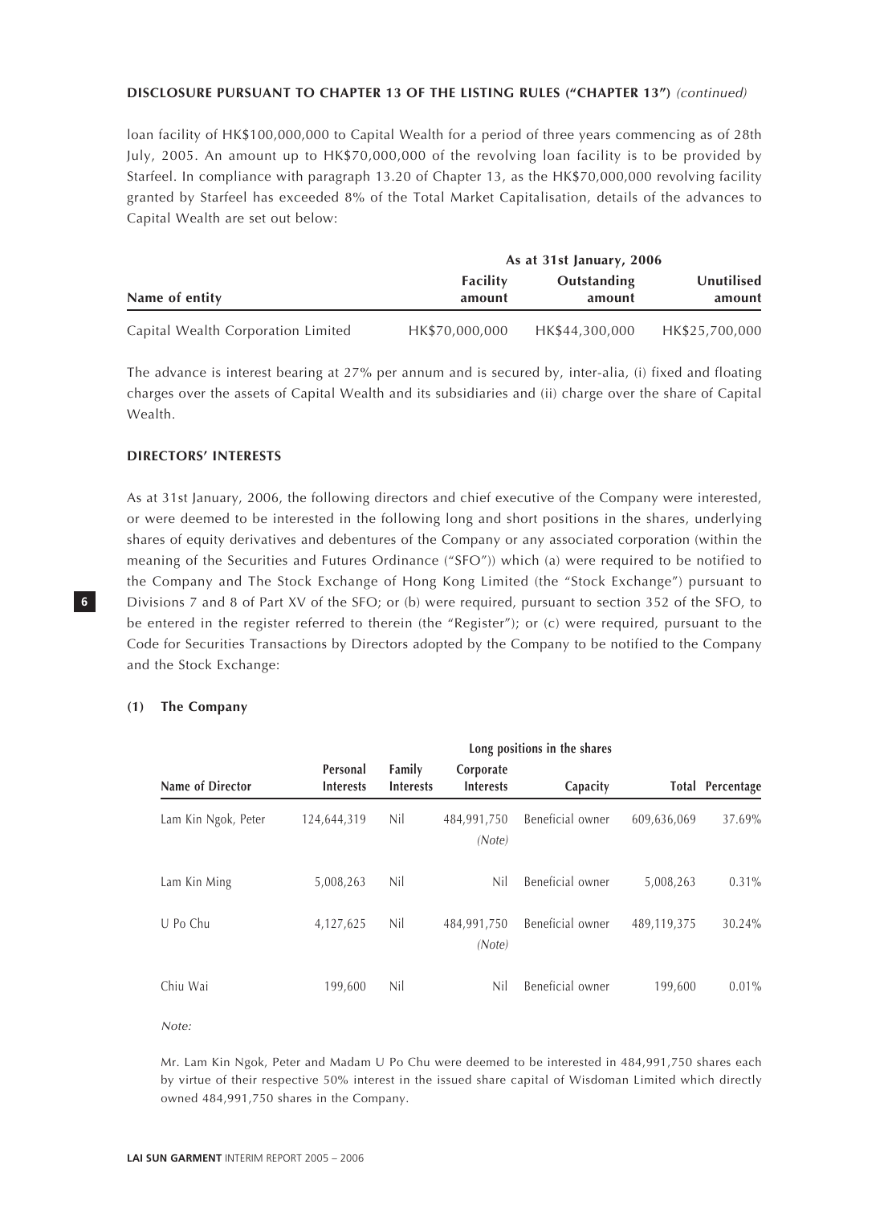## DISCLOSURE PURSUANT TO CHAPTER 13 OF THE LISTING RULES ("CHAPTER 13") *(continued)*

loan facility of HK$100,000,000 to Capital Wealth for a period of three years commencing as of 28th July, 2005. An amount up to HK$70,000,000 of the revolving loan facility is to be provided by Starfeel. In compliance with paragraph 13.20 of Chapter 13, as the HK$70,000,000 revolving facility granted by Starfeel has exceeded 8% of the Total Market Capitalisation, details of the advances to Capital Wealth are set out below:

| | As at 31st January, 2006 | | |
|---|---|---|---|
| **Name of entity** | **Facility amount** | **Outstanding amount** | **Unutilised amount** |
| Capital Wealth Corporation Limited | HK$70,000,000 | HK$44,300,000 | HK$25,700,000 |

The advance is interest bearing at 27% per annum and is secured by, inter-alia, (i) fixed and floating charges over the assets of Capital Wealth and its subsidiaries and (ii) charge over the share of Capital Wealth.

## DIRECTORS' INTERESTS

As at 31st January, 2006, the following directors and chief executive of the Company were interested, or were deemed to be interested in the following long and short positions in the shares, underlying shares of equity derivatives and debentures of the Company or any associated corporation (within the meaning of the Securities and Futures Ordinance ("SFO")) which (a) were required to be notified to the Company and The Stock Exchange of Hong Kong Limited (the "Stock Exchange") pursuant to Divisions 7 and 8 of Part XV of the SFO; or (b) were required, pursuant to section 352 of the SFO, to be entered in the register referred to therein (the "Register"); or (c) were required, pursuant to the Code for Securities Transactions by Directors adopted by the Company to be notified to the Company and the Stock Exchange:

### (1) The Company

| | Long positions in the shares | | | | | |
|---|---|---|---|---|---|---|
| **Name of Director** | **Personal Interests** | **Family Interests** | **Corporate Interests** | **Capacity** | **Total** | **Percentage** |
| Lam Kin Ngok, Peter | 124,644,319 | Nil | 484,991,750 *(Note)* | Beneficial owner | 609,636,069 | 37.69% |
| Lam Kin Ming | 5,008,263 | Nil | Nil | Beneficial owner | 5,008,263 | 0.31% |
| U Po Chu | 4,127,625 | Nil | 484,991,750 *(Note)* | Beneficial owner | 489,119,375 | 30.24% |
| Chiu Wai | 199,600 | Nil | Nil | Beneficial owner | 199,600 | 0.01% |

*Note:*

Mr. Lam Kin Ngok, Peter and Madam U Po Chu were deemed to be interested in 484,991,750 shares each by virtue of their respective 50% interest in the issued share capital of Wisdoman Limited which directly owned 484,991,750 shares in the Company.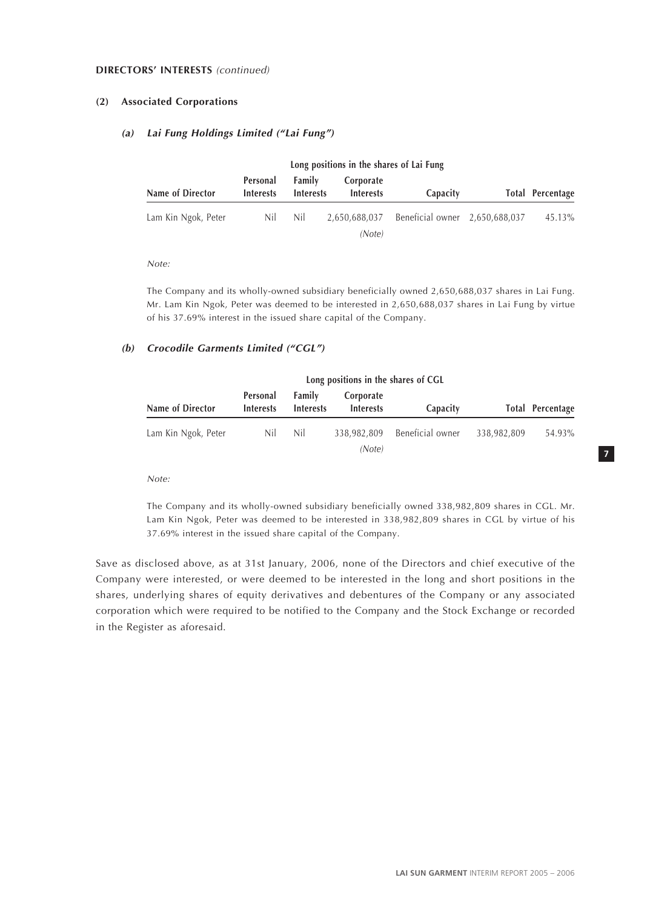**DIRECTORS' INTERESTS** *(continued)*

**(2) Associated Corporations**

***(a) Lai Fung Holdings Limited ("Lai Fung")***

| | Long positions in the shares of Lai Fung | | | | | |
|---|---|---|---|---|---|---|
| **Name of Director** | **Personal Interests** | **Family Interests** | **Corporate Interests** | **Capacity** | **Total** | **Percentage** |
| Lam Kin Ngok, Peter | Nil | Nil | 2,650,688,037 *(Note)* | Beneficial owner | 2,650,688,037 | 45.13% |

*Note:*

The Company and its wholly-owned subsidiary beneficially owned 2,650,688,037 shares in Lai Fung. Mr. Lam Kin Ngok, Peter was deemed to be interested in 2,650,688,037 shares in Lai Fung by virtue of his 37.69% interest in the issued share capital of the Company.

***(b) Crocodile Garments Limited ("CGL")***

| | Long positions in the shares of CGL | | | | | |
|---|---|---|---|---|---|---|
| **Name of Director** | **Personal Interests** | **Family Interests** | **Corporate Interests** | **Capacity** | **Total** | **Percentage** |
| Lam Kin Ngok, Peter | Nil | Nil | 338,982,809 *(Note)* | Beneficial owner | 338,982,809 | 54.93% |

*Note:*

The Company and its wholly-owned subsidiary beneficially owned 338,982,809 shares in CGL. Mr. Lam Kin Ngok, Peter was deemed to be interested in 338,982,809 shares in CGL by virtue of his 37.69% interest in the issued share capital of the Company.

Save as disclosed above, as at 31st January, 2006, none of the Directors and chief executive of the Company were interested, or were deemed to be interested in the long and short positions in the shares, underlying shares of equity derivatives and debentures of the Company or any associated corporation which were required to be notified to the Company and the Stock Exchange or recorded in the Register as aforesaid.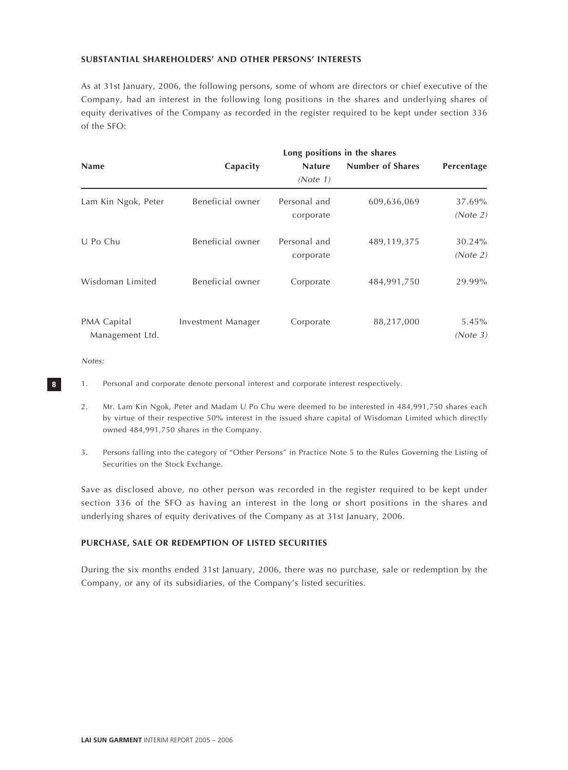## SUBSTANTIAL SHAREHOLDERS' AND OTHER PERSONS' INTERESTS

As at 31st January, 2006, the following persons, some of whom are directors or chief executive of the Company, had an interest in the following long positions in the shares and underlying shares of equity derivatives of the Company as recorded in the register required to be kept under section 336 of the SFO:

| Name | Capacity | Long positions in the shares | | Percentage |
|---|---|---|---|---|
| | | Nature *(Note 1)* | Number of Shares | |
| Lam Kin Ngok, Peter | Beneficial owner | Personal and corporate | 609,636,069 | 37.69% *(Note 2)* |
| U Po Chu | Beneficial owner | Personal and corporate | 489,119,375 | 30.24% *(Note 2)* |
| Wisdoman Limited | Beneficial owner | Corporate | 484,991,750 | 29.99% |
| PMA Capital Management Ltd. | Investment Manager | Corporate | 88,217,000 | 5.45% *(Note 3)* |

*Notes:*

1. Personal and corporate denote personal interest and corporate interest respectively.

2. Mr. Lam Kin Ngok, Peter and Madam U Po Chu were deemed to be interested in 484,991,750 shares each by virtue of their respective 50% interest in the issued share capital of Wisdoman Limited which directly owned 484,991,750 shares in the Company.

3. Persons falling into the category of "Other Persons" in Practice Note 5 to the Rules Governing the Listing of Securities on the Stock Exchange.

Save as disclosed above, no other person was recorded in the register required to be kept under section 336 of the SFO as having an interest in the long or short positions in the shares and underlying shares of equity derivatives of the Company as at 31st January, 2006.

## PURCHASE, SALE OR REDEMPTION OF LISTED SECURITIES

During the six months ended 31st January, 2006, there was no purchase, sale or redemption by the Company, or any of its subsidiaries, of the Company's listed securities.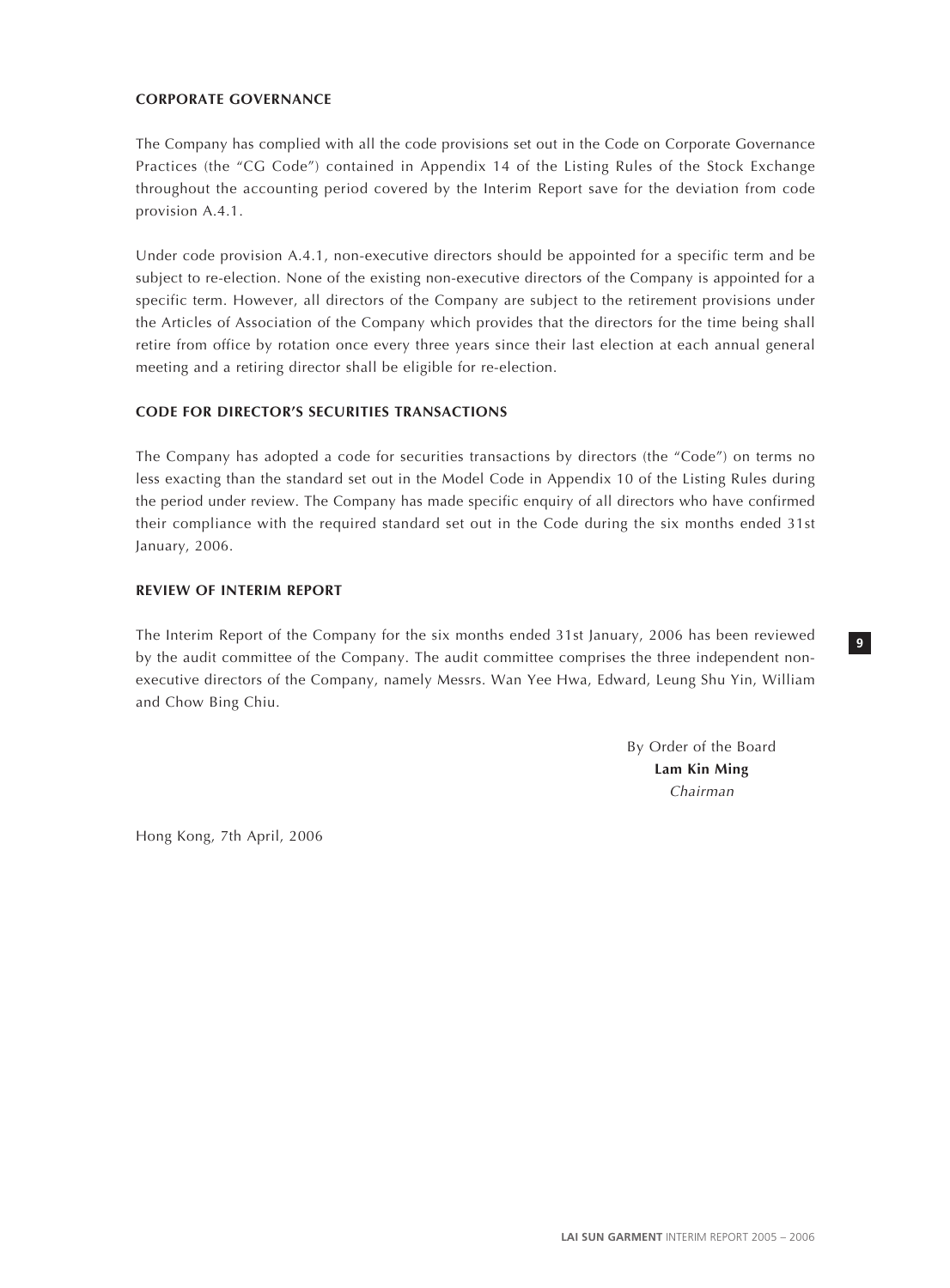## CORPORATE GOVERNANCE

The Company has complied with all the code provisions set out in the Code on Corporate Governance Practices (the "CG Code") contained in Appendix 14 of the Listing Rules of the Stock Exchange throughout the accounting period covered by the Interim Report save for the deviation from code provision A.4.1.

Under code provision A.4.1, non-executive directors should be appointed for a specific term and be subject to re-election. None of the existing non-executive directors of the Company is appointed for a specific term. However, all directors of the Company are subject to the retirement provisions under the Articles of Association of the Company which provides that the directors for the time being shall retire from office by rotation once every three years since their last election at each annual general meeting and a retiring director shall be eligible for re-election.

## CODE FOR DIRECTOR'S SECURITIES TRANSACTIONS

The Company has adopted a code for securities transactions by directors (the "Code") on terms no less exacting than the standard set out in the Model Code in Appendix 10 of the Listing Rules during the period under review. The Company has made specific enquiry of all directors who have confirmed their compliance with the required standard set out in the Code during the six months ended 31st January, 2006.

## REVIEW OF INTERIM REPORT

The Interim Report of the Company for the six months ended 31st January, 2006 has been reviewed by the audit committee of the Company. The audit committee comprises the three independent non-executive directors of the Company, namely Messrs. Wan Yee Hwa, Edward, Leung Shu Yin, William and Chow Bing Chiu.

By Order of the Board
**Lam Kin Ming**
*Chairman*

Hong Kong, 7th April, 2006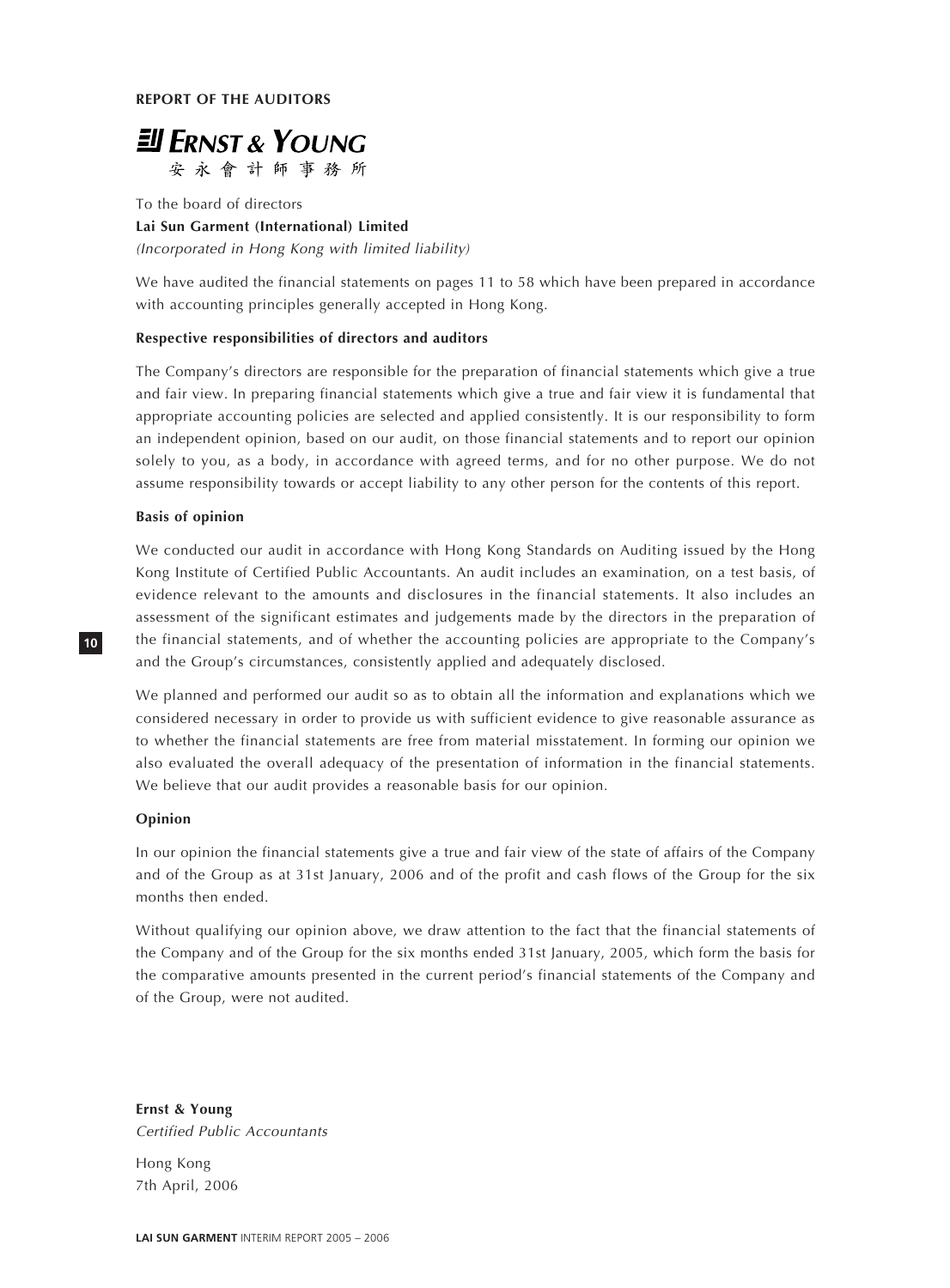**REPORT OF THE AUDITORS**

**ERNST & YOUNG**
安永會計師事務所

To the board of directors
**Lai Sun Garment (International) Limited**
*(Incorporated in Hong Kong with limited liability)*

We have audited the financial statements on pages 11 to 58 which have been prepared in accordance with accounting principles generally accepted in Hong Kong.

**Respective responsibilities of directors and auditors**

The Company's directors are responsible for the preparation of financial statements which give a true and fair view. In preparing financial statements which give a true and fair view it is fundamental that appropriate accounting policies are selected and applied consistently. It is our responsibility to form an independent opinion, based on our audit, on those financial statements and to report our opinion solely to you, as a body, in accordance with agreed terms, and for no other purpose. We do not assume responsibility towards or accept liability to any other person for the contents of this report.

**Basis of opinion**

We conducted our audit in accordance with Hong Kong Standards on Auditing issued by the Hong Kong Institute of Certified Public Accountants. An audit includes an examination, on a test basis, of evidence relevant to the amounts and disclosures in the financial statements. It also includes an assessment of the significant estimates and judgements made by the directors in the preparation of the financial statements, and of whether the accounting policies are appropriate to the Company's and the Group's circumstances, consistently applied and adequately disclosed.

We planned and performed our audit so as to obtain all the information and explanations which we considered necessary in order to provide us with sufficient evidence to give reasonable assurance as to whether the financial statements are free from material misstatement. In forming our opinion we also evaluated the overall adequacy of the presentation of information in the financial statements. We believe that our audit provides a reasonable basis for our opinion.

**Opinion**

In our opinion the financial statements give a true and fair view of the state of affairs of the Company and of the Group as at 31st January, 2006 and of the profit and cash flows of the Group for the six months then ended.

Without qualifying our opinion above, we draw attention to the fact that the financial statements of the Company and of the Group for the six months ended 31st January, 2005, which form the basis for the comparative amounts presented in the current period's financial statements of the Company and of the Group, were not audited.

**Ernst & Young**
*Certified Public Accountants*

Hong Kong
7th April, 2006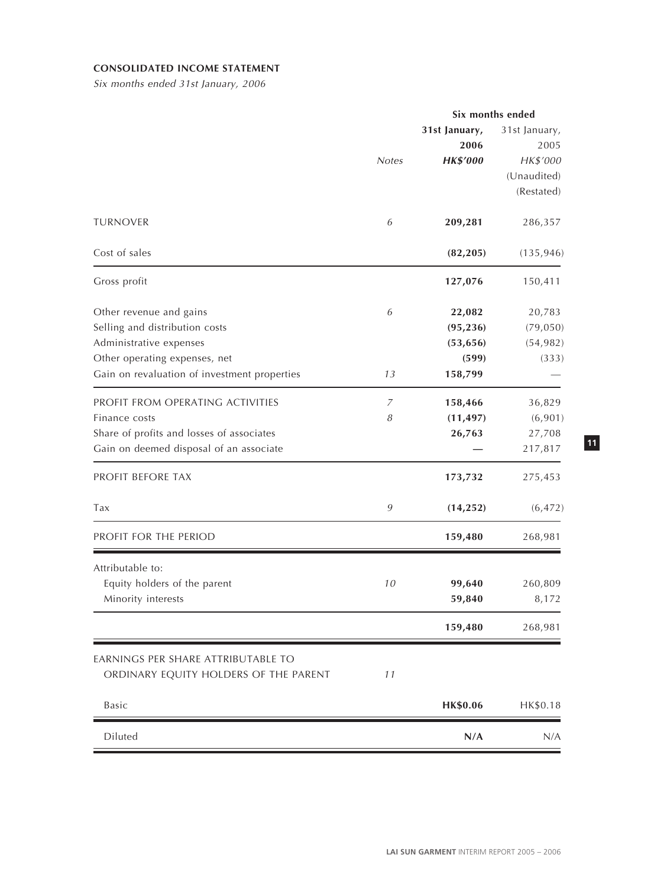**CONSOLIDATED INCOME STATEMENT**

*Six months ended 31st January, 2006*

| | Notes | Six months ended 31st January, 2006 HK$'000 | Six months ended 31st January, 2005 HK$'000 (Unaudited) (Restated) |
|---|---|---|---|
| TURNOVER | 6 | **209,281** | 286,357 |
| Cost of sales | | **(82,205)** | (135,946) |
| Gross profit | | **127,076** | 150,411 |
| Other revenue and gains | 6 | **22,082** | 20,783 |
| Selling and distribution costs | | **(95,236)** | (79,050) |
| Administrative expenses | | **(53,656)** | (54,982) |
| Other operating expenses, net | | **(599)** | (333) |
| Gain on revaluation of investment properties | 13 | **158,799** | — |
| PROFIT FROM OPERATING ACTIVITIES | 7 | **158,466** | 36,829 |
| Finance costs | 8 | **(11,497)** | (6,901) |
| Share of profits and losses of associates | | **26,763** | 27,708 |
| Gain on deemed disposal of an associate | | **—** | 217,817 |
| PROFIT BEFORE TAX | | **173,732** | 275,453 |
| Tax | 9 | **(14,252)** | (6,472) |
| PROFIT FOR THE PERIOD | | **159,480** | 268,981 |
| Attributable to: | | | |
| Equity holders of the parent | 10 | **99,640** | 260,809 |
| Minority interests | | **59,840** | 8,172 |
| | | **159,480** | 268,981 |
| EARNINGS PER SHARE ATTRIBUTABLE TO ORDINARY EQUITY HOLDERS OF THE PARENT | 11 | | |
| Basic | | **HK$0.06** | HK$0.18 |
| Diluted | | **N/A** | N/A |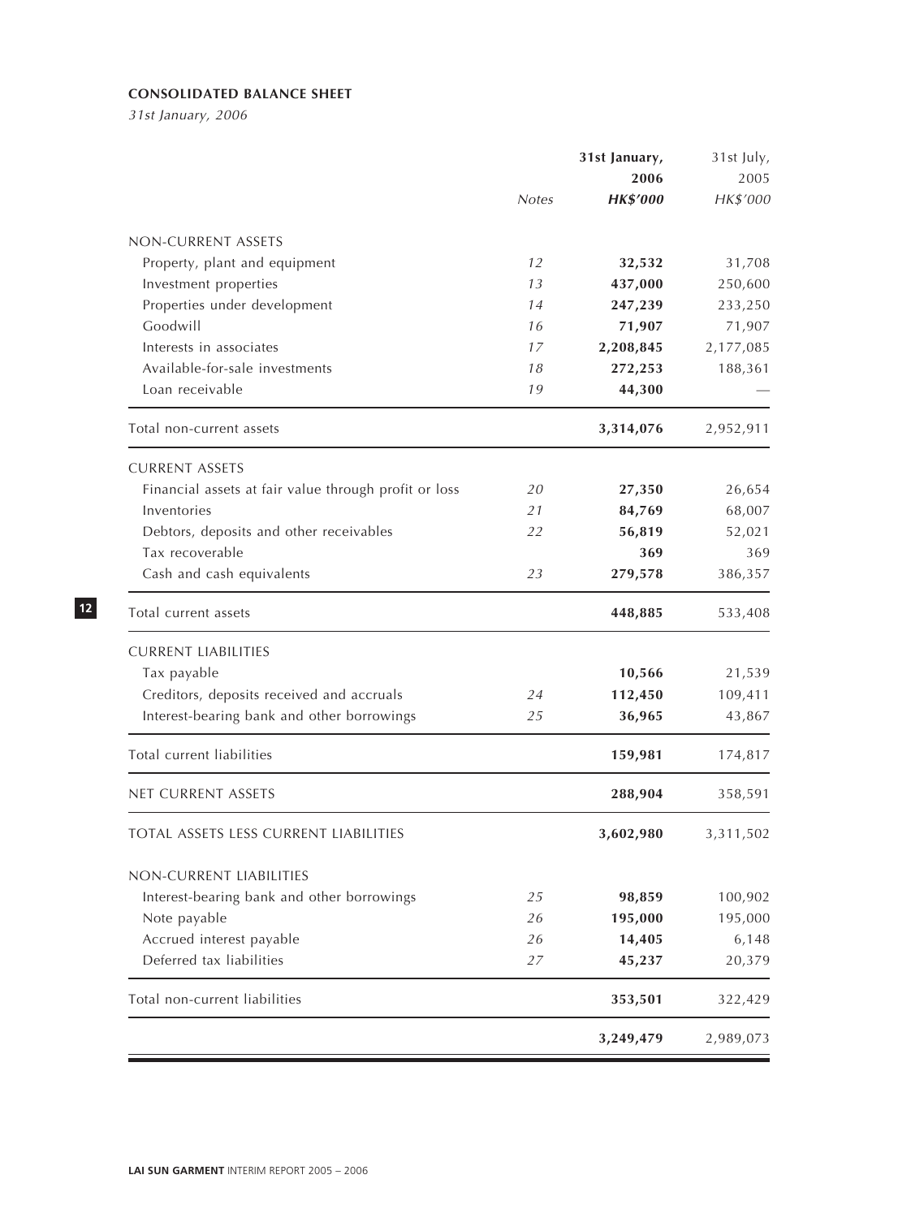## CONSOLIDATED BALANCE SHEET

*31st January, 2006*

| | Notes | 31st January, 2006 HK$'000 | 31st July, 2005 HK$'000 |
|---|---|---|---|
| NON-CURRENT ASSETS | | | |
| Property, plant and equipment | 12 | **32,532** | 31,708 |
| Investment properties | 13 | **437,000** | 250,600 |
| Properties under development | 14 | **247,239** | 233,250 |
| Goodwill | 16 | **71,907** | 71,907 |
| Interests in associates | 17 | **2,208,845** | 2,177,085 |
| Available-for-sale investments | 18 | **272,253** | 188,361 |
| Loan receivable | 19 | **44,300** | — |
| Total non-current assets | | **3,314,076** | 2,952,911 |
| CURRENT ASSETS | | | |
| Financial assets at fair value through profit or loss | 20 | **27,350** | 26,654 |
| Inventories | 21 | **84,769** | 68,007 |
| Debtors, deposits and other receivables | 22 | **56,819** | 52,021 |
| Tax recoverable | | **369** | 369 |
| Cash and cash equivalents | 23 | **279,578** | 386,357 |
| Total current assets | | **448,885** | 533,408 |
| CURRENT LIABILITIES | | | |
| Tax payable | | **10,566** | 21,539 |
| Creditors, deposits received and accruals | 24 | **112,450** | 109,411 |
| Interest-bearing bank and other borrowings | 25 | **36,965** | 43,867 |
| Total current liabilities | | **159,981** | 174,817 |
| NET CURRENT ASSETS | | **288,904** | 358,591 |
| TOTAL ASSETS LESS CURRENT LIABILITIES | | **3,602,980** | 3,311,502 |
| NON-CURRENT LIABILITIES | | | |
| Interest-bearing bank and other borrowings | 25 | **98,859** | 100,902 |
| Note payable | 26 | **195,000** | 195,000 |
| Accrued interest payable | 26 | **14,405** | 6,148 |
| Deferred tax liabilities | 27 | **45,237** | 20,379 |
| Total non-current liabilities | | **353,501** | 322,429 |
| | | **3,249,479** | 2,989,073 |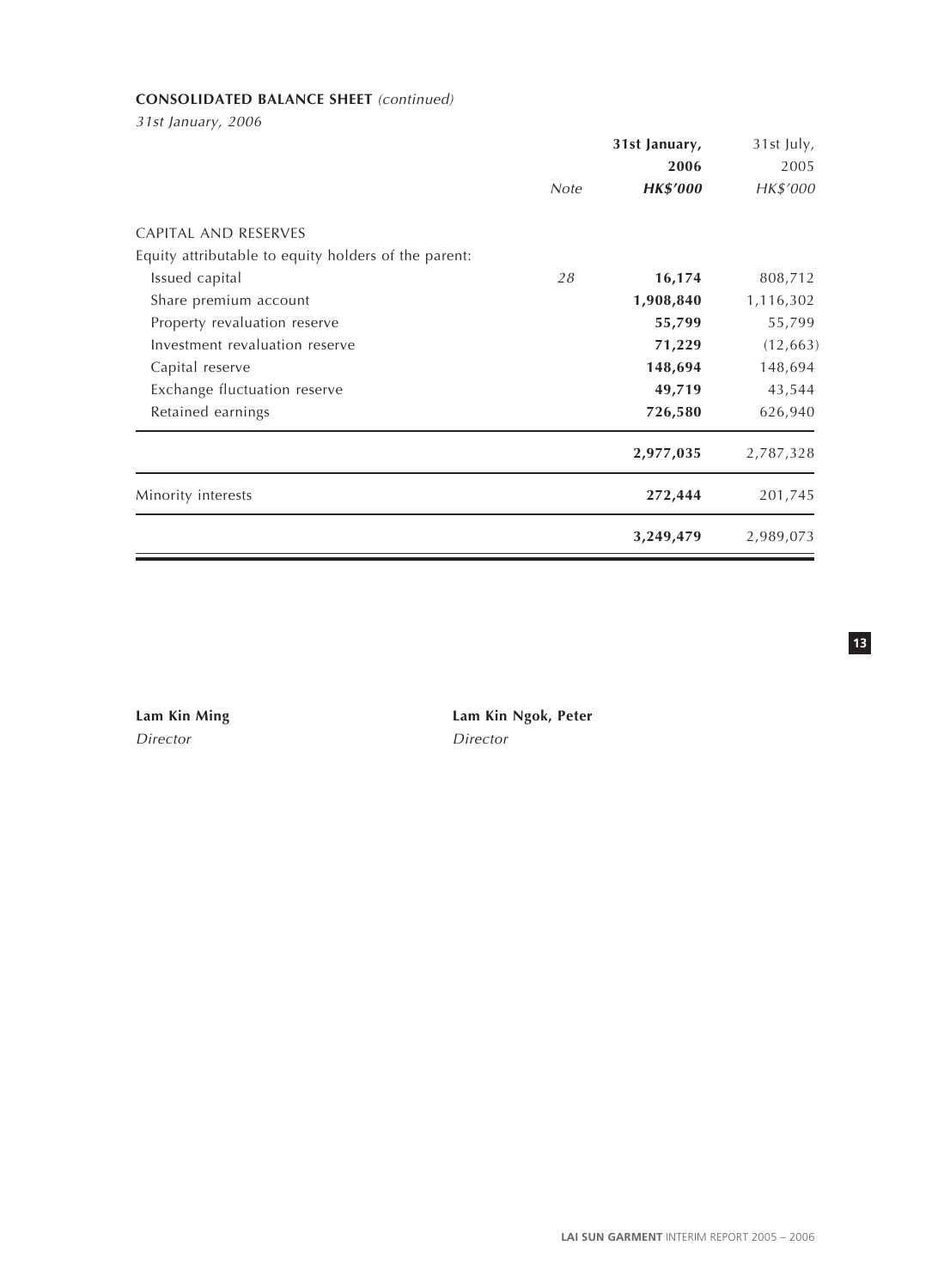**CONSOLIDATED BALANCE SHEET** *(continued)*

*31st January, 2006*

| | Note | 31st January, 2006 HK$'000 | 31st July, 2005 HK$'000 |
|---|---|---|---|
| CAPITAL AND RESERVES | | | |
| Equity attributable to equity holders of the parent: | | | |
| Issued capital | 28 | **16,174** | 808,712 |
| Share premium account | | **1,908,840** | 1,116,302 |
| Property revaluation reserve | | **55,799** | 55,799 |
| Investment revaluation reserve | | **71,229** | (12,663) |
| Capital reserve | | **148,694** | 148,694 |
| Exchange fluctuation reserve | | **49,719** | 43,544 |
| Retained earnings | | **726,580** | 626,940 |
| | | **2,977,035** | 2,787,328 |
| Minority interests | | **272,444** | 201,745 |
| | | **3,249,479** | 2,989,073 |

**Lam Kin Ming**
*Director*

**Lam Kin Ngok, Peter**
*Director*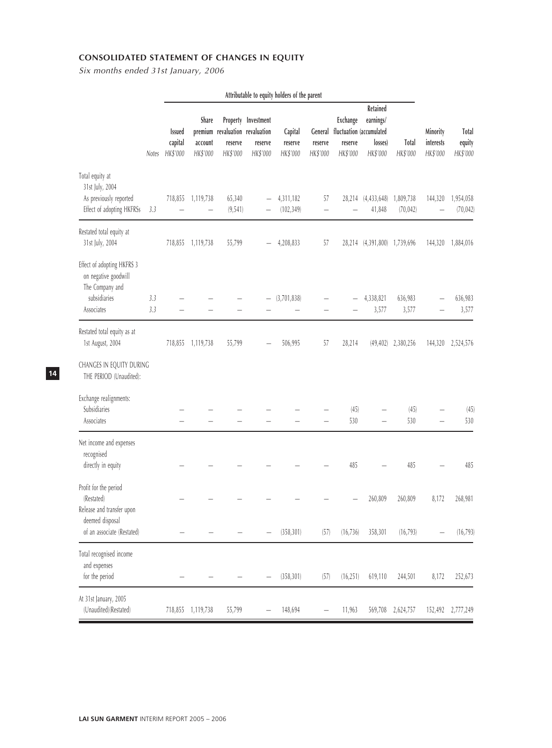## CONSOLIDATED STATEMENT OF CHANGES IN EQUITY

*Six months ended 31st January, 2006*

| | | Attributable to equity holders of the parent | | | | | | | | | | | |
|---|---|---|---|---|---|---|---|---|---|---|---|---|---|
| | Notes | Issued capital HK$'000 | Share premium account HK$'000 | Property revaluation reserve HK$'000 | Investment revaluation reserve HK$'000 | Capital reserve HK$'000 | General reserve HK$'000 | Exchange fluctuation reserve HK$'000 | Retained earnings/ (accumulated losses) HK$'000 | Total HK$'000 | Minority interests HK$'000 | Total equity HK$'000 |
| Total equity at 31st July, 2004 | | | | | | | | | | | | |
| As previously reported | | 718,855 | 1,119,738 | 65,340 | – | 4,311,182 | 57 | 28,214 | (4,433,648) | 1,809,738 | 144,320 | 1,954,058 |
| Effect of adopting HKFRSs | 3.3 | – | – | (9,541) | – | (102,349) | – | – | 41,848 | (70,042) | – | (70,042) |
| Restated total equity at 31st July, 2004 | | 718,855 | 1,119,738 | 55,799 | – | 4,208,833 | 57 | 28,214 | (4,391,800) | 1,739,696 | 144,320 | 1,884,016 |
| Effect of adopting HKFRS 3 on negative goodwill | | | | | | | | | | | | |
| The Company and subsidiaries | 3.3 | – | – | – | – | (3,701,838) | – | – | 4,338,821 | 636,983 | – | 636,983 |
| Associates | 3.3 | – | – | – | – | – | – | – | 3,577 | 3,577 | – | 3,577 |
| Restated total equity as at 1st August, 2004 | | 718,855 | 1,119,738 | 55,799 | – | 506,995 | 57 | 28,214 | (49,402) | 2,380,256 | 144,320 | 2,524,576 |
| CHANGES IN EQUITY DURING THE PERIOD (Unaudited): | | | | | | | | | | | | |
| Exchange realignments: | | | | | | | | | | | | |
| Subsidiaries | | – | – | – | – | – | – | (45) | – | (45) | – | (45) |
| Associates | | – | – | – | – | – | – | 530 | – | 530 | – | 530 |
| Net income and expenses recognised directly in equity | | – | – | – | – | – | – | 485 | – | 485 | – | 485 |
| Profit for the period (Restated) | | – | – | – | – | – | – | – | 260,809 | 260,809 | 8,172 | 268,981 |
| Release and transfer upon deemed disposal of an associate (Restated) | | – | – | – | – | (358,301) | (57) | (16,736) | 358,301 | (16,793) | – | (16,793) |
| Total recognised income and expenses for the period | | – | – | – | – | (358,301) | (57) | (16,251) | 619,110 | 244,501 | 8,172 | 252,673 |
| At 31st January, 2005 (Unaudited)(Restated) | | 718,855 | 1,119,738 | 55,799 | – | 148,694 | – | 11,963 | 569,708 | 2,624,757 | 152,492 | 2,777,249 |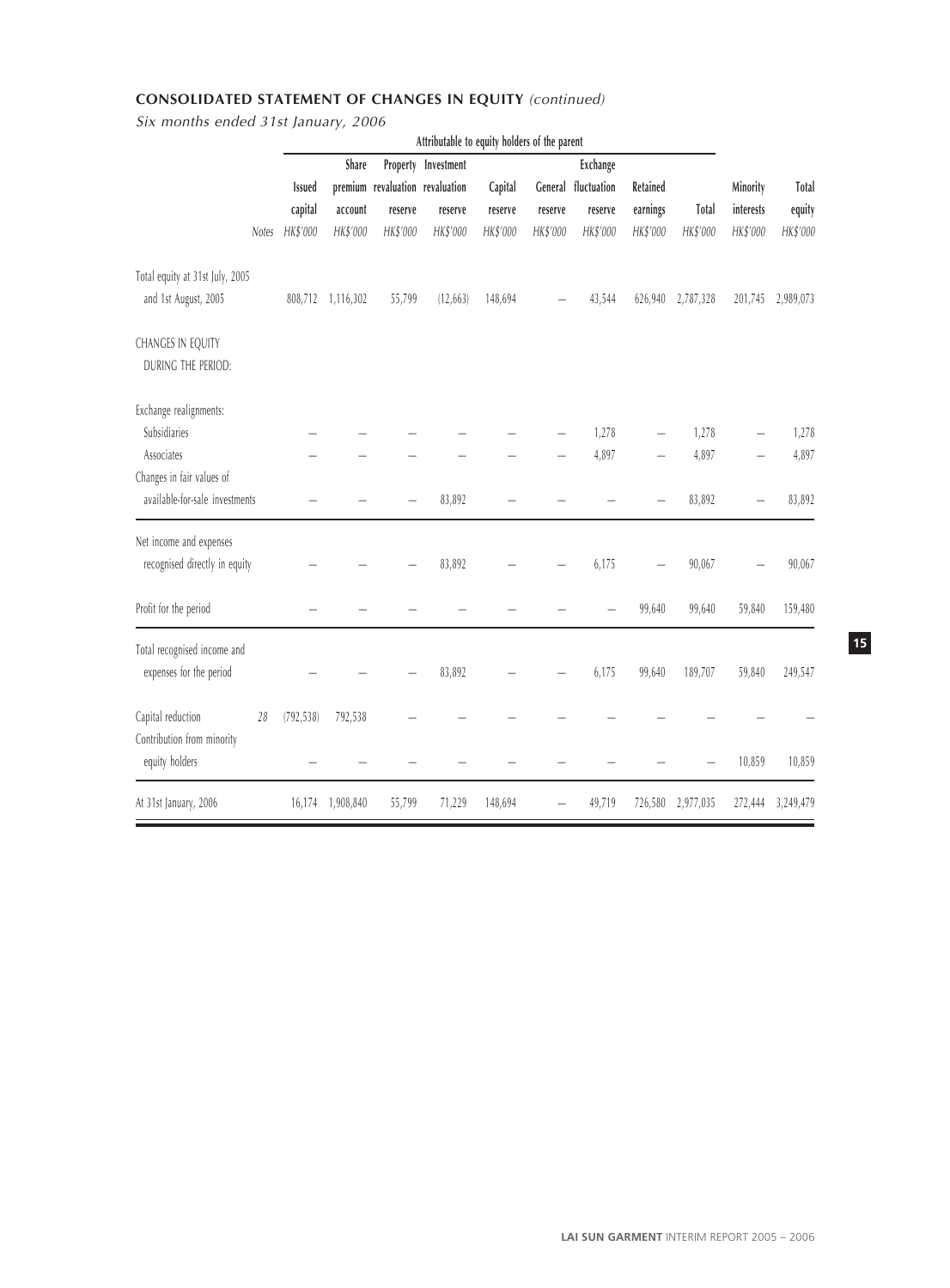## CONSOLIDATED STATEMENT OF CHANGES IN EQUITY *(continued)*

*Six months ended 31st January, 2006*

| | | Attributable to equity holders of the parent | | | | | | | | | | |
|---|---|---|---|---|---|---|---|---|---|---|---|---|
| | Notes | Issued capital HK$'000 | Share premium account HK$'000 | Property revaluation reserve HK$'000 | Investment revaluation reserve HK$'000 | Capital reserve HK$'000 | General reserve HK$'000 | Exchange fluctuation reserve HK$'000 | Retained earnings HK$'000 | Total HK$'000 | Minority interests HK$'000 | Total equity HK$'000 |
| Total equity at 31st July, 2005 and 1st August, 2005 | | 808,712 | 1,116,302 | 55,799 | (12,663) | 148,694 | – | 43,544 | 626,940 | 2,787,328 | 201,745 | 2,989,073 |
| CHANGES IN EQUITY DURING THE PERIOD: | | | | | | | | | | | | |
| Exchange realignments: | | | | | | | | | | | | |
| Subsidiaries | | – | – | – | – | – | – | 1,278 | – | 1,278 | – | 1,278 |
| Associates | | – | – | – | – | – | – | 4,897 | – | 4,897 | – | 4,897 |
| Changes in fair values of available-for-sale investments | | – | – | – | 83,892 | – | – | – | – | 83,892 | – | 83,892 |
| Net income and expenses recognised directly in equity | | – | – | – | 83,892 | – | – | 6,175 | – | 90,067 | – | 90,067 |
| Profit for the period | | – | – | – | – | – | – | – | 99,640 | 99,640 | 59,840 | 159,480 |
| Total recognised income and expenses for the period | | – | – | – | 83,892 | – | – | 6,175 | 99,640 | 189,707 | 59,840 | 249,547 |
| Capital reduction | 28 | (792,538) | 792,538 | – | – | – | – | – | – | – | – | – |
| Contribution from minority equity holders | | – | – | – | – | – | – | – | – | – | 10,859 | 10,859 |
| At 31st January, 2006 | | 16,174 | 1,908,840 | 55,799 | 71,229 | 148,694 | – | 49,719 | 726,580 | 2,977,035 | 272,444 | 3,249,479 |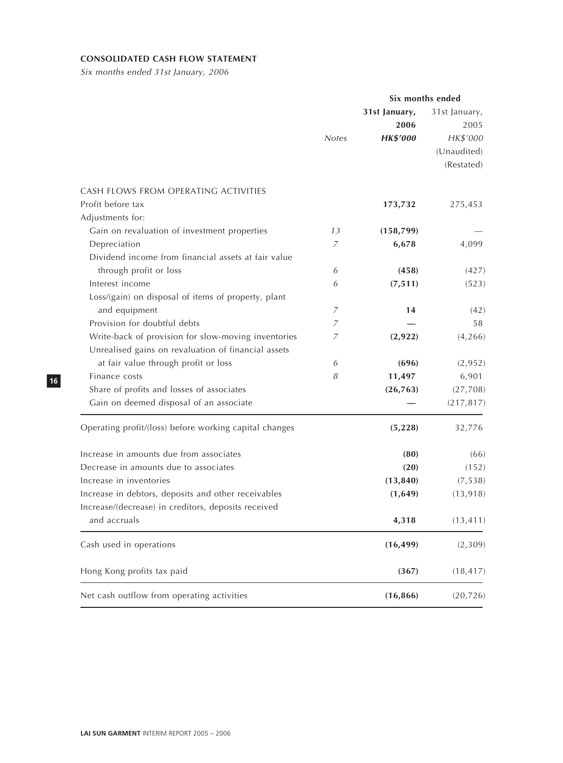**CONSOLIDATED CASH FLOW STATEMENT**

*Six months ended 31st January, 2006*

| | Notes | Six months ended 31st January, 2006 HK$'000 | 31st January, 2005 HK$'000 (Unaudited) (Restated) |
|---|---|---|---|
| CASH FLOWS FROM OPERATING ACTIVITIES | | | |
| Profit before tax | | **173,732** | 275,453 |
| Adjustments for: | | | |
| Gain on revaluation of investment properties | 13 | **(158,799)** | — |
| Depreciation | 7 | **6,678** | 4,099 |
| Dividend income from financial assets at fair value through profit or loss | 6 | **(458)** | (427) |
| Interest income | 6 | **(7,511)** | (523) |
| Loss/(gain) on disposal of items of property, plant and equipment | 7 | **14** | (42) |
| Provision for doubtful debts | 7 | **—** | 58 |
| Write-back of provision for slow-moving inventories | 7 | **(2,922)** | (4,266) |
| Unrealised gains on revaluation of financial assets at fair value through profit or loss | 6 | **(696)** | (2,952) |
| Finance costs | 8 | **11,497** | 6,901 |
| Share of profits and losses of associates | | **(26,763)** | (27,708) |
| Gain on deemed disposal of an associate | | **—** | (217,817) |
| Operating profit/(loss) before working capital changes | | **(5,228)** | 32,776 |
| Increase in amounts due from associates | | **(80)** | (66) |
| Decrease in amounts due to associates | | **(20)** | (152) |
| Increase in inventories | | **(13,840)** | (7,538) |
| Increase in debtors, deposits and other receivables | | **(1,649)** | (13,918) |
| Increase/(decrease) in creditors, deposits received and accruals | | **4,318** | (13,411) |
| Cash used in operations | | **(16,499)** | (2,309) |
| Hong Kong profits tax paid | | **(367)** | (18,417) |
| Net cash outflow from operating activities | | **(16,866)** | (20,726) |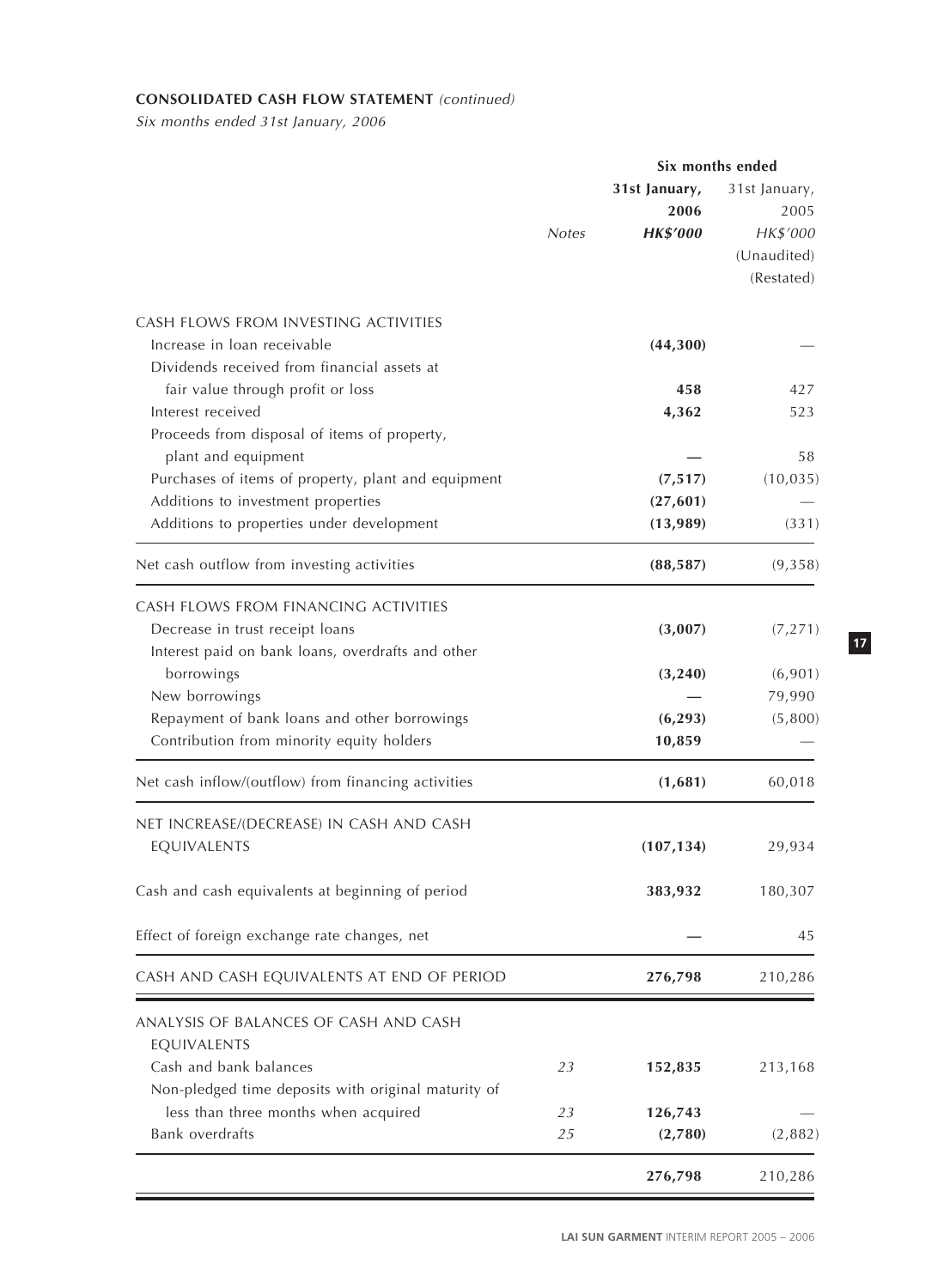**CONSOLIDATED CASH FLOW STATEMENT** *(continued)*

*Six months ended 31st January, 2006*

| | Notes | Six months ended 31st January, 2006 HK$'000 | 31st January, 2005 HK$'000 (Unaudited) (Restated) |
|---|---|---|---|
| CASH FLOWS FROM INVESTING ACTIVITIES | | | |
| Increase in loan receivable | | **(44,300)** | — |
| Dividends received from financial assets at fair value through profit or loss | | **458** | 427 |
| Interest received | | **4,362** | 523 |
| Proceeds from disposal of items of property, plant and equipment | | **—** | 58 |
| Purchases of items of property, plant and equipment | | **(7,517)** | (10,035) |
| Additions to investment properties | | **(27,601)** | — |
| Additions to properties under development | | **(13,989)** | (331) |
| Net cash outflow from investing activities | | **(88,587)** | (9,358) |
| CASH FLOWS FROM FINANCING ACTIVITIES | | | |
| Decrease in trust receipt loans | | **(3,007)** | (7,271) |
| Interest paid on bank loans, overdrafts and other borrowings | | **(3,240)** | (6,901) |
| New borrowings | | **—** | 79,990 |
| Repayment of bank loans and other borrowings | | **(6,293)** | (5,800) |
| Contribution from minority equity holders | | **10,859** | — |
| Net cash inflow/(outflow) from financing activities | | **(1,681)** | 60,018 |
| NET INCREASE/(DECREASE) IN CASH AND CASH EQUIVALENTS | | **(107,134)** | 29,934 |
| Cash and cash equivalents at beginning of period | | **383,932** | 180,307 |
| Effect of foreign exchange rate changes, net | | **—** | 45 |
| CASH AND CASH EQUIVALENTS AT END OF PERIOD | | **276,798** | 210,286 |
| ANALYSIS OF BALANCES OF CASH AND CASH EQUIVALENTS | | | |
| Cash and bank balances | 23 | **152,835** | 213,168 |
| Non-pledged time deposits with original maturity of less than three months when acquired | 23 | **126,743** | — |
| Bank overdrafts | 25 | **(2,780)** | (2,882) |
| | | **276,798** | 210,286 |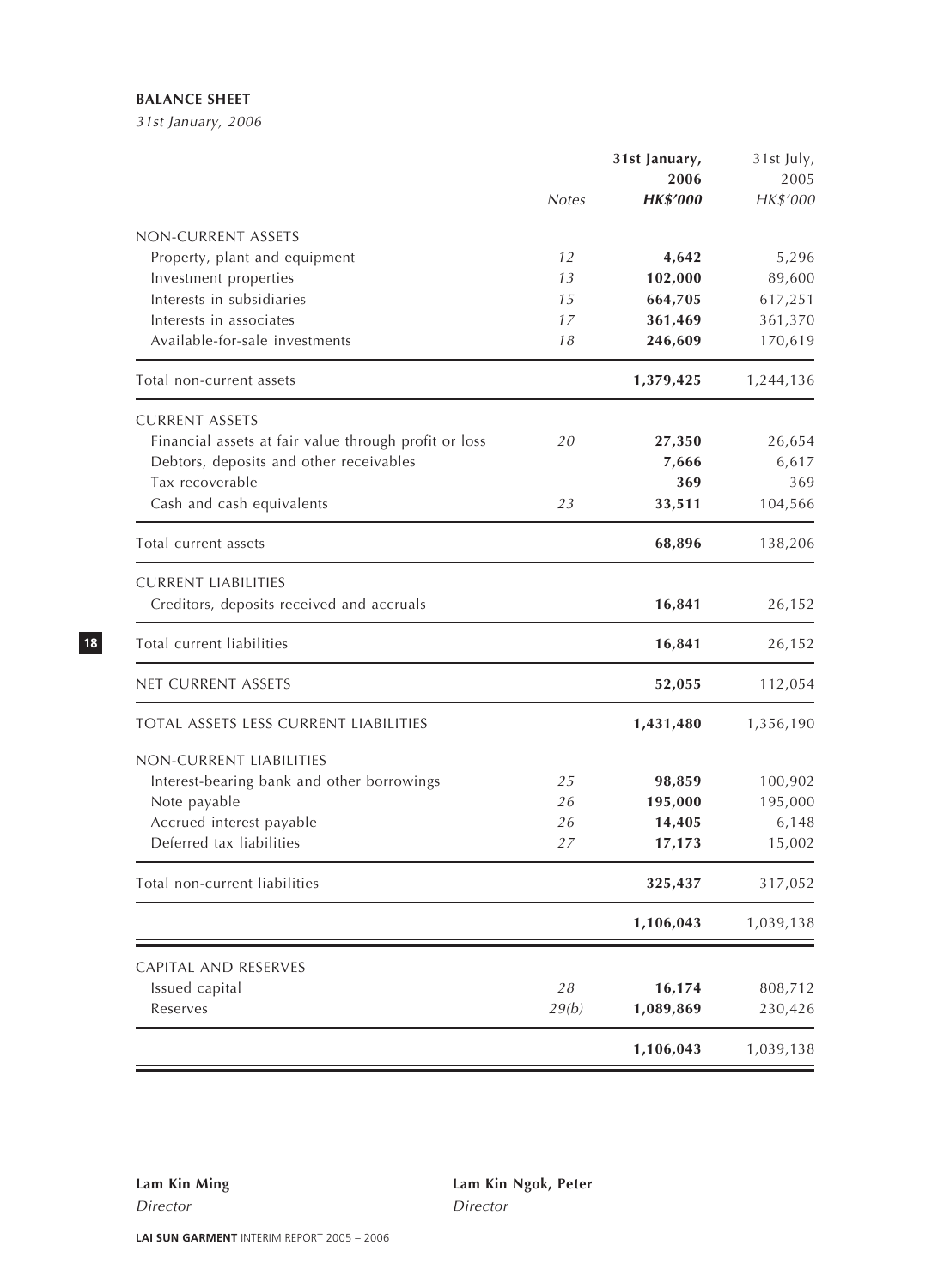**BALANCE SHEET**

*31st January, 2006*

| | Notes | 31st January, 2006 HK$'000 | 31st July, 2005 HK$'000 |
|---|---|---|---|
| NON-CURRENT ASSETS | | | |
| Property, plant and equipment | 12 | **4,642** | 5,296 |
| Investment properties | 13 | **102,000** | 89,600 |
| Interests in subsidiaries | 15 | **664,705** | 617,251 |
| Interests in associates | 17 | **361,469** | 361,370 |
| Available-for-sale investments | 18 | **246,609** | 170,619 |
| Total non-current assets | | **1,379,425** | 1,244,136 |
| CURRENT ASSETS | | | |
| Financial assets at fair value through profit or loss | 20 | **27,350** | 26,654 |
| Debtors, deposits and other receivables | | **7,666** | 6,617 |
| Tax recoverable | | **369** | 369 |
| Cash and cash equivalents | 23 | **33,511** | 104,566 |
| Total current assets | | **68,896** | 138,206 |
| CURRENT LIABILITIES | | | |
| Creditors, deposits received and accruals | | **16,841** | 26,152 |
| Total current liabilities | | **16,841** | 26,152 |
| NET CURRENT ASSETS | | **52,055** | 112,054 |
| TOTAL ASSETS LESS CURRENT LIABILITIES | | **1,431,480** | 1,356,190 |
| NON-CURRENT LIABILITIES | | | |
| Interest-bearing bank and other borrowings | 25 | **98,859** | 100,902 |
| Note payable | 26 | **195,000** | 195,000 |
| Accrued interest payable | 26 | **14,405** | 6,148 |
| Deferred tax liabilities | 27 | **17,173** | 15,002 |
| Total non-current liabilities | | **325,437** | 317,052 |
| | | **1,106,043** | 1,039,138 |
| CAPITAL AND RESERVES | | | |
| Issued capital | 28 | **16,174** | 808,712 |
| Reserves | 29(b) | **1,089,869** | 230,426 |
| | | **1,106,043** | 1,039,138 |

**Lam Kin Ming**
*Director*

**Lam Kin Ngok, Peter**
*Director*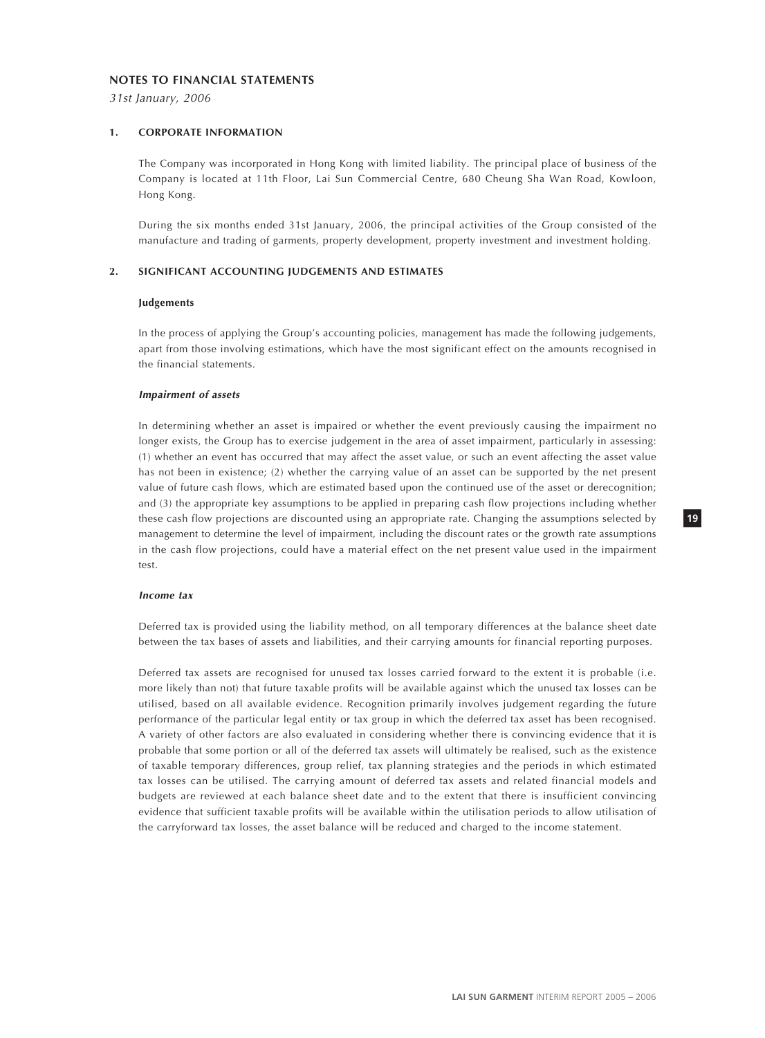## NOTES TO FINANCIAL STATEMENTS

*31st January, 2006*

### 1. CORPORATE INFORMATION

The Company was incorporated in Hong Kong with limited liability. The principal place of business of the Company is located at 11th Floor, Lai Sun Commercial Centre, 680 Cheung Sha Wan Road, Kowloon, Hong Kong.

During the six months ended 31st January, 2006, the principal activities of the Group consisted of the manufacture and trading of garments, property development, property investment and investment holding.

### 2. SIGNIFICANT ACCOUNTING JUDGEMENTS AND ESTIMATES

**Judgements**

In the process of applying the Group's accounting policies, management has made the following judgements, apart from those involving estimations, which have the most significant effect on the amounts recognised in the financial statements.

***Impairment of assets***

In determining whether an asset is impaired or whether the event previously causing the impairment no longer exists, the Group has to exercise judgement in the area of asset impairment, particularly in assessing: (1) whether an event has occurred that may affect the asset value, or such an event affecting the asset value has not been in existence; (2) whether the carrying value of an asset can be supported by the net present value of future cash flows, which are estimated based upon the continued use of the asset or derecognition; and (3) the appropriate key assumptions to be applied in preparing cash flow projections including whether these cash flow projections are discounted using an appropriate rate. Changing the assumptions selected by management to determine the level of impairment, including the discount rates or the growth rate assumptions in the cash flow projections, could have a material effect on the net present value used in the impairment test.

***Income tax***

Deferred tax is provided using the liability method, on all temporary differences at the balance sheet date between the tax bases of assets and liabilities, and their carrying amounts for financial reporting purposes.

Deferred tax assets are recognised for unused tax losses carried forward to the extent it is probable (i.e. more likely than not) that future taxable profits will be available against which the unused tax losses can be utilised, based on all available evidence. Recognition primarily involves judgement regarding the future performance of the particular legal entity or tax group in which the deferred tax asset has been recognised. A variety of other factors are also evaluated in considering whether there is convincing evidence that it is probable that some portion or all of the deferred tax assets will ultimately be realised, such as the existence of taxable temporary differences, group relief, tax planning strategies and the periods in which estimated tax losses can be utilised. The carrying amount of deferred tax assets and related financial models and budgets are reviewed at each balance sheet date and to the extent that there is insufficient convincing evidence that sufficient taxable profits will be available within the utilisation periods to allow utilisation of the carryforward tax losses, the asset balance will be reduced and charged to the income statement.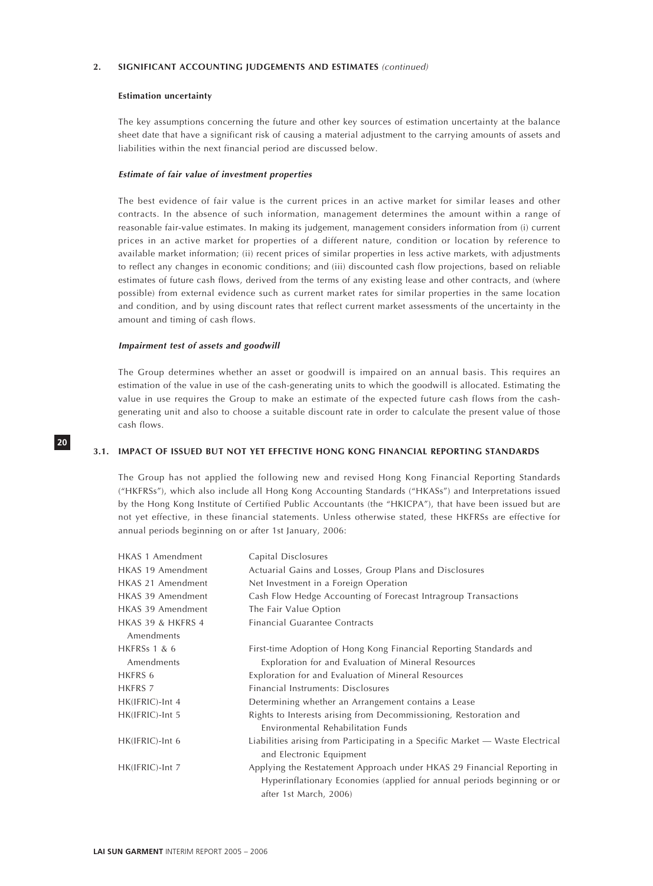## 2. SIGNIFICANT ACCOUNTING JUDGEMENTS AND ESTIMATES *(continued)*

### Estimation uncertainty

The key assumptions concerning the future and other key sources of estimation uncertainty at the balance sheet date that have a significant risk of causing a material adjustment to the carrying amounts of assets and liabilities within the next financial period are discussed below.

#### *Estimate of fair value of investment properties*

The best evidence of fair value is the current prices in an active market for similar leases and other contracts. In the absence of such information, management determines the amount within a range of reasonable fair-value estimates. In making its judgement, management considers information from (i) current prices in an active market for properties of a different nature, condition or location by reference to available market information; (ii) recent prices of similar properties in less active markets, with adjustments to reflect any changes in economic conditions; and (iii) discounted cash flow projections, based on reliable estimates of future cash flows, derived from the terms of any existing lease and other contracts, and (where possible) from external evidence such as current market rates for similar properties in the same location and condition, and by using discount rates that reflect current market assessments of the uncertainty in the amount and timing of cash flows.

#### *Impairment test of assets and goodwill*

The Group determines whether an asset or goodwill is impaired on an annual basis. This requires an estimation of the value in use of the cash-generating units to which the goodwill is allocated. Estimating the value in use requires the Group to make an estimate of the expected future cash flows from the cash-generating unit and also to choose a suitable discount rate in order to calculate the present value of those cash flows.

## 3.1. IMPACT OF ISSUED BUT NOT YET EFFECTIVE HONG KONG FINANCIAL REPORTING STANDARDS

The Group has not applied the following new and revised Hong Kong Financial Reporting Standards ("HKFRSs"), which also include all Hong Kong Accounting Standards ("HKASs") and Interpretations issued by the Hong Kong Institute of Certified Public Accountants (the "HKICPA"), that have been issued but are not yet effective, in these financial statements. Unless otherwise stated, these HKFRSs are effective for annual periods beginning on or after 1st January, 2006:

| | |
|---|---|
| HKAS 1 Amendment | Capital Disclosures |
| HKAS 19 Amendment | Actuarial Gains and Losses, Group Plans and Disclosures |
| HKAS 21 Amendment | Net Investment in a Foreign Operation |
| HKAS 39 Amendment | Cash Flow Hedge Accounting of Forecast Intragroup Transactions |
| HKAS 39 Amendment | The Fair Value Option |
| HKAS 39 & HKFRS 4 Amendments | Financial Guarantee Contracts |
| HKFRSs 1 & 6 Amendments | First-time Adoption of Hong Kong Financial Reporting Standards and Exploration for and Evaluation of Mineral Resources |
| HKFRS 6 | Exploration for and Evaluation of Mineral Resources |
| HKFRS 7 | Financial Instruments: Disclosures |
| HK(IFRIC)-Int 4 | Determining whether an Arrangement contains a Lease |
| HK(IFRIC)-Int 5 | Rights to Interests arising from Decommissioning, Restoration and Environmental Rehabilitation Funds |
| HK(IFRIC)-Int 6 | Liabilities arising from Participating in a Specific Market — Waste Electrical and Electronic Equipment |
| HK(IFRIC)-Int 7 | Applying the Restatement Approach under HKAS 29 Financial Reporting in Hyperinflationary Economies (applied for annual periods beginning or or after 1st March, 2006) |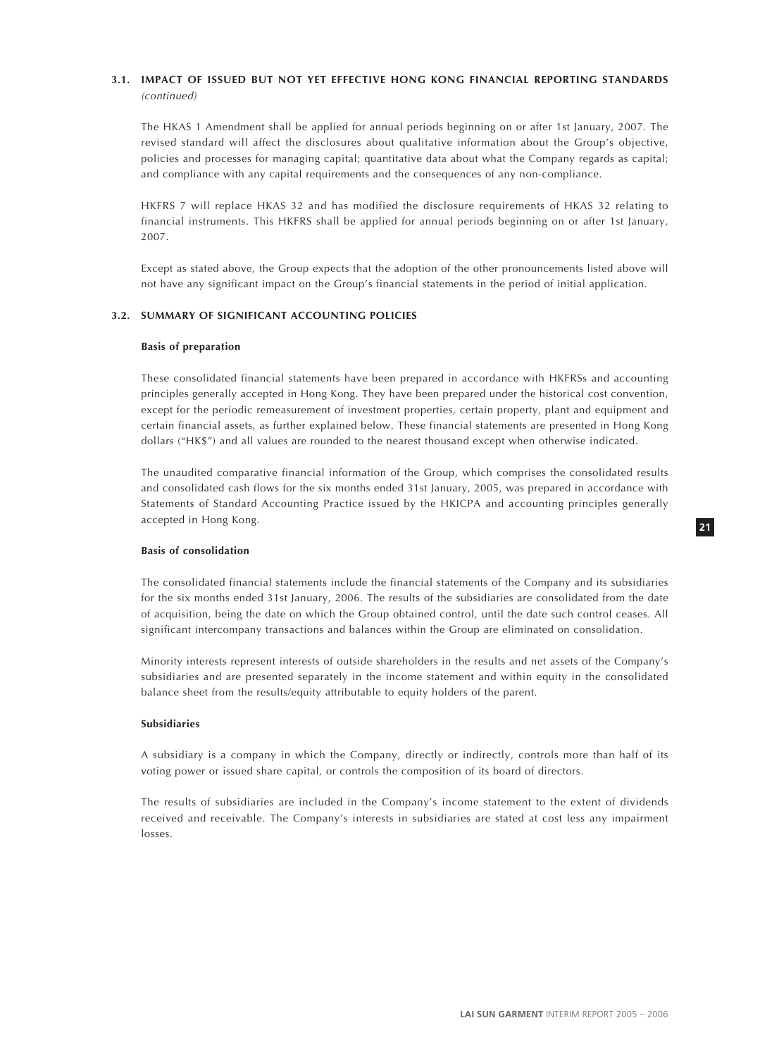## 3.1. IMPACT OF ISSUED BUT NOT YET EFFECTIVE HONG KONG FINANCIAL REPORTING STANDARDS *(continued)*

The HKAS 1 Amendment shall be applied for annual periods beginning on or after 1st January, 2007. The revised standard will affect the disclosures about qualitative information about the Group's objective, policies and processes for managing capital; quantitative data about what the Company regards as capital; and compliance with any capital requirements and the consequences of any non-compliance.

HKFRS 7 will replace HKAS 32 and has modified the disclosure requirements of HKAS 32 relating to financial instruments. This HKFRS shall be applied for annual periods beginning on or after 1st January, 2007.

Except as stated above, the Group expects that the adoption of the other pronouncements listed above will not have any significant impact on the Group's financial statements in the period of initial application.

## 3.2. SUMMARY OF SIGNIFICANT ACCOUNTING POLICIES

### Basis of preparation

These consolidated financial statements have been prepared in accordance with HKFRSs and accounting principles generally accepted in Hong Kong. They have been prepared under the historical cost convention, except for the periodic remeasurement of investment properties, certain property, plant and equipment and certain financial assets, as further explained below. These financial statements are presented in Hong Kong dollars ("HK$") and all values are rounded to the nearest thousand except when otherwise indicated.

The unaudited comparative financial information of the Group, which comprises the consolidated results and consolidated cash flows for the six months ended 31st January, 2005, was prepared in accordance with Statements of Standard Accounting Practice issued by the HKICPA and accounting principles generally accepted in Hong Kong.

### Basis of consolidation

The consolidated financial statements include the financial statements of the Company and its subsidiaries for the six months ended 31st January, 2006. The results of the subsidiaries are consolidated from the date of acquisition, being the date on which the Group obtained control, until the date such control ceases. All significant intercompany transactions and balances within the Group are eliminated on consolidation.

Minority interests represent interests of outside shareholders in the results and net assets of the Company's subsidiaries and are presented separately in the income statement and within equity in the consolidated balance sheet from the results/equity attributable to equity holders of the parent.

### Subsidiaries

A subsidiary is a company in which the Company, directly or indirectly, controls more than half of its voting power or issued share capital, or controls the composition of its board of directors.

The results of subsidiaries are included in the Company's income statement to the extent of dividends received and receivable. The Company's interests in subsidiaries are stated at cost less any impairment losses.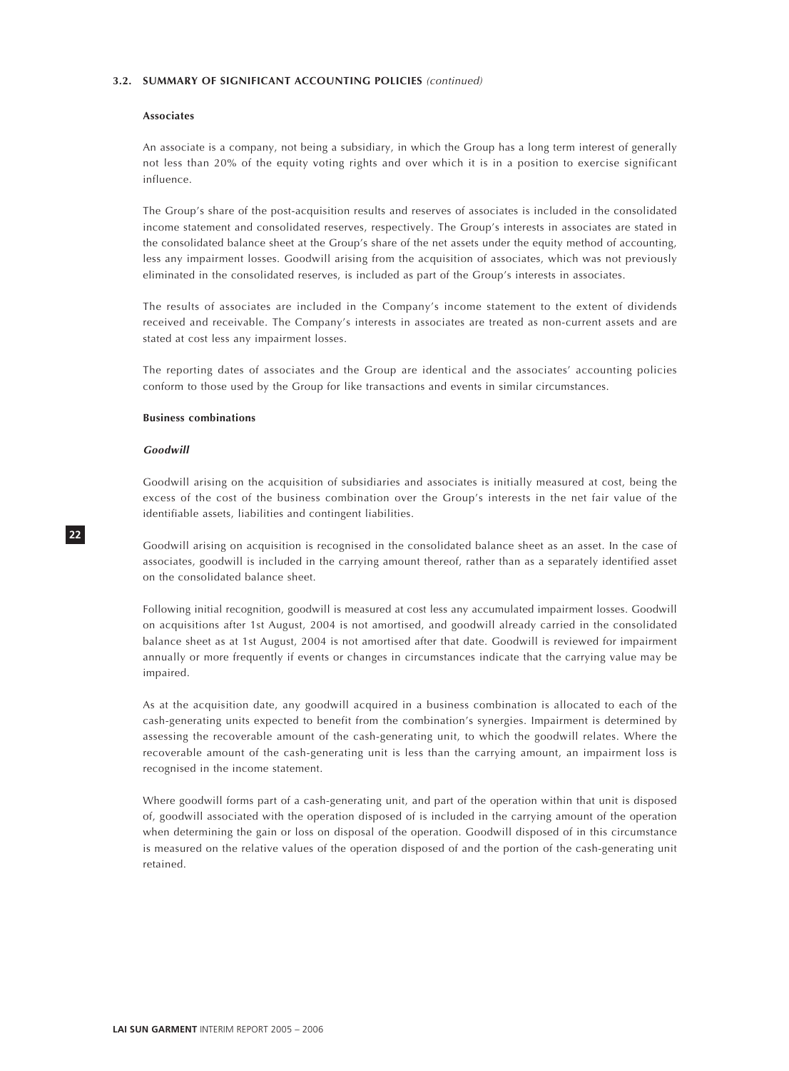### 3.2. SUMMARY OF SIGNIFICANT ACCOUNTING POLICIES *(continued)*

**Associates**

An associate is a company, not being a subsidiary, in which the Group has a long term interest of generally not less than 20% of the equity voting rights and over which it is in a position to exercise significant influence.

The Group's share of the post-acquisition results and reserves of associates is included in the consolidated income statement and consolidated reserves, respectively. The Group's interests in associates are stated in the consolidated balance sheet at the Group's share of the net assets under the equity method of accounting, less any impairment losses. Goodwill arising from the acquisition of associates, which was not previously eliminated in the consolidated reserves, is included as part of the Group's interests in associates.

The results of associates are included in the Company's income statement to the extent of dividends received and receivable. The Company's interests in associates are treated as non-current assets and are stated at cost less any impairment losses.

The reporting dates of associates and the Group are identical and the associates' accounting policies conform to those used by the Group for like transactions and events in similar circumstances.

**Business combinations**

***Goodwill***

Goodwill arising on the acquisition of subsidiaries and associates is initially measured at cost, being the excess of the cost of the business combination over the Group's interests in the net fair value of the identifiable assets, liabilities and contingent liabilities.

Goodwill arising on acquisition is recognised in the consolidated balance sheet as an asset. In the case of associates, goodwill is included in the carrying amount thereof, rather than as a separately identified asset on the consolidated balance sheet.

Following initial recognition, goodwill is measured at cost less any accumulated impairment losses. Goodwill on acquisitions after 1st August, 2004 is not amortised, and goodwill already carried in the consolidated balance sheet as at 1st August, 2004 is not amortised after that date. Goodwill is reviewed for impairment annually or more frequently if events or changes in circumstances indicate that the carrying value may be impaired.

As at the acquisition date, any goodwill acquired in a business combination is allocated to each of the cash-generating units expected to benefit from the combination's synergies. Impairment is determined by assessing the recoverable amount of the cash-generating unit, to which the goodwill relates. Where the recoverable amount of the cash-generating unit is less than the carrying amount, an impairment loss is recognised in the income statement.

Where goodwill forms part of a cash-generating unit, and part of the operation within that unit is disposed of, goodwill associated with the operation disposed of is included in the carrying amount of the operation when determining the gain or loss on disposal of the operation. Goodwill disposed of in this circumstance is measured on the relative values of the operation disposed of and the portion of the cash-generating unit retained.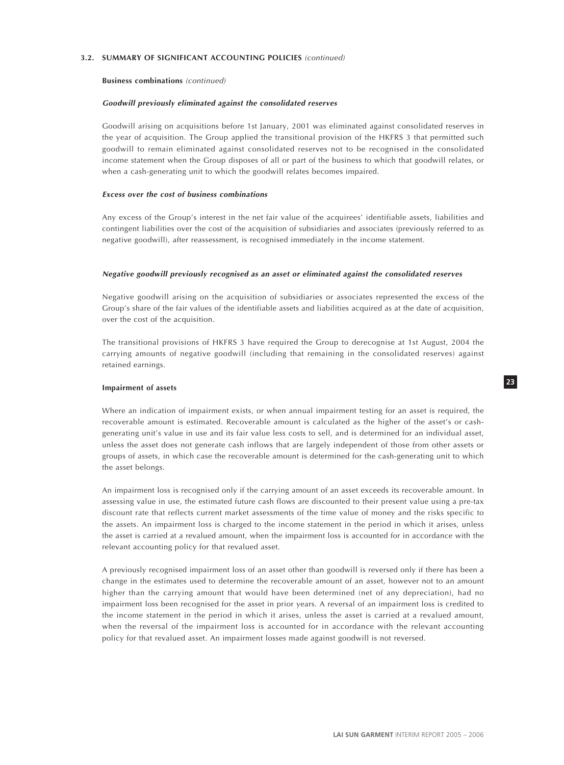### 3.2. SUMMARY OF SIGNIFICANT ACCOUNTING POLICIES *(continued)*

**Business combinations** *(continued)*

***Goodwill previously eliminated against the consolidated reserves***

Goodwill arising on acquisitions before 1st January, 2001 was eliminated against consolidated reserves in the year of acquisition. The Group applied the transitional provision of the HKFRS 3 that permitted such goodwill to remain eliminated against consolidated reserves not to be recognised in the consolidated income statement when the Group disposes of all or part of the business to which that goodwill relates, or when a cash-generating unit to which the goodwill relates becomes impaired.

***Excess over the cost of business combinations***

Any excess of the Group's interest in the net fair value of the acquirees' identifiable assets, liabilities and contingent liabilities over the cost of the acquisition of subsidiaries and associates (previously referred to as negative goodwill), after reassessment, is recognised immediately in the income statement.

***Negative goodwill previously recognised as an asset or eliminated against the consolidated reserves***

Negative goodwill arising on the acquisition of subsidiaries or associates represented the excess of the Group's share of the fair values of the identifiable assets and liabilities acquired as at the date of acquisition, over the cost of the acquisition.

The transitional provisions of HKFRS 3 have required the Group to derecognise at 1st August, 2004 the carrying amounts of negative goodwill (including that remaining in the consolidated reserves) against retained earnings.

**Impairment of assets**

Where an indication of impairment exists, or when annual impairment testing for an asset is required, the recoverable amount is estimated. Recoverable amount is calculated as the higher of the asset's or cash-generating unit's value in use and its fair value less costs to sell, and is determined for an individual asset, unless the asset does not generate cash inflows that are largely independent of those from other assets or groups of assets, in which case the recoverable amount is determined for the cash-generating unit to which the asset belongs.

An impairment loss is recognised only if the carrying amount of an asset exceeds its recoverable amount. In assessing value in use, the estimated future cash flows are discounted to their present value using a pre-tax discount rate that reflects current market assessments of the time value of money and the risks specific to the assets. An impairment loss is charged to the income statement in the period in which it arises, unless the asset is carried at a revalued amount, when the impairment loss is accounted for in accordance with the relevant accounting policy for that revalued asset.

A previously recognised impairment loss of an asset other than goodwill is reversed only if there has been a change in the estimates used to determine the recoverable amount of an asset, however not to an amount higher than the carrying amount that would have been determined (net of any depreciation), had no impairment loss been recognised for the asset in prior years. A reversal of an impairment loss is credited to the income statement in the period in which it arises, unless the asset is carried at a revalued amount, when the reversal of the impairment loss is accounted for in accordance with the relevant accounting policy for that revalued asset. An impairment losses made against goodwill is not reversed.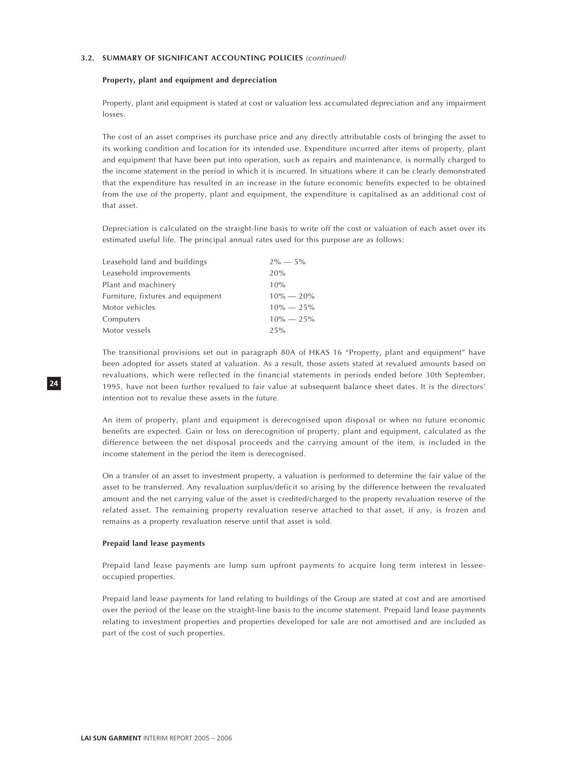### 3.2. SUMMARY OF SIGNIFICANT ACCOUNTING POLICIES *(continued)*

#### Property, plant and equipment and depreciation

Property, plant and equipment is stated at cost or valuation less accumulated depreciation and any impairment losses.

The cost of an asset comprises its purchase price and any directly attributable costs of bringing the asset to its working condition and location for its intended use. Expenditure incurred after items of property, plant and equipment that have been put into operation, such as repairs and maintenance, is normally charged to the income statement in the period in which it is incurred. In situations where it can be clearly demonstrated that the expenditure has resulted in an increase in the future economic benefits expected to be obtained from the use of the property, plant and equipment, the expenditure is capitalised as an additional cost of that asset.

Depreciation is calculated on the straight-line basis to write off the cost or valuation of each asset over its estimated useful life. The principal annual rates used for this purpose are as follows:

| | |
|---|---|
| Leasehold land and buildings | 2% — 5% |
| Leasehold improvements | 20% |
| Plant and machinery | 10% |
| Furniture, fixtures and equipment | 10% — 20% |
| Motor vehicles | 10% — 25% |
| Computers | 10% — 25% |
| Motor vessels | 25% |

The transitional provisions set out in paragraph 80A of HKAS 16 "Property, plant and equipment" have been adopted for assets stated at valuation. As a result, those assets stated at revalued amounts based on revaluations, which were reflected in the financial statements in periods ended before 30th September, 1995, have not been further revalued to fair value at subsequent balance sheet dates. It is the directors' intention not to revalue these assets in the future.

An item of property, plant and equipment is derecognised upon disposal or when no future economic benefits are expected. Gain or loss on derecognition of property, plant and equipment, calculated as the difference between the net disposal proceeds and the carrying amount of the item, is included in the income statement in the period the item is derecognised.

On a transfer of an asset to investment property, a valuation is performed to determine the fair value of the asset to be transferred. Any revaluation surplus/deficit so arising by the difference between the revaluated amount and the net carrying value of the asset is credited/charged to the property revaluation reserve of the related asset. The remaining property revaluation reserve attached to that asset, if any, is frozen and remains as a property revaluation reserve until that asset is sold.

#### Prepaid land lease payments

Prepaid land lease payments are lump sum upfront payments to acquire long term interest in lessee-occupied properties.

Prepaid land lease payments for land relating to buildings of the Group are stated at cost and are amortised over the period of the lease on the straight-line basis to the income statement. Prepaid land lease payments relating to investment properties and properties developed for sale are not amortised and are included as part of the cost of such properties.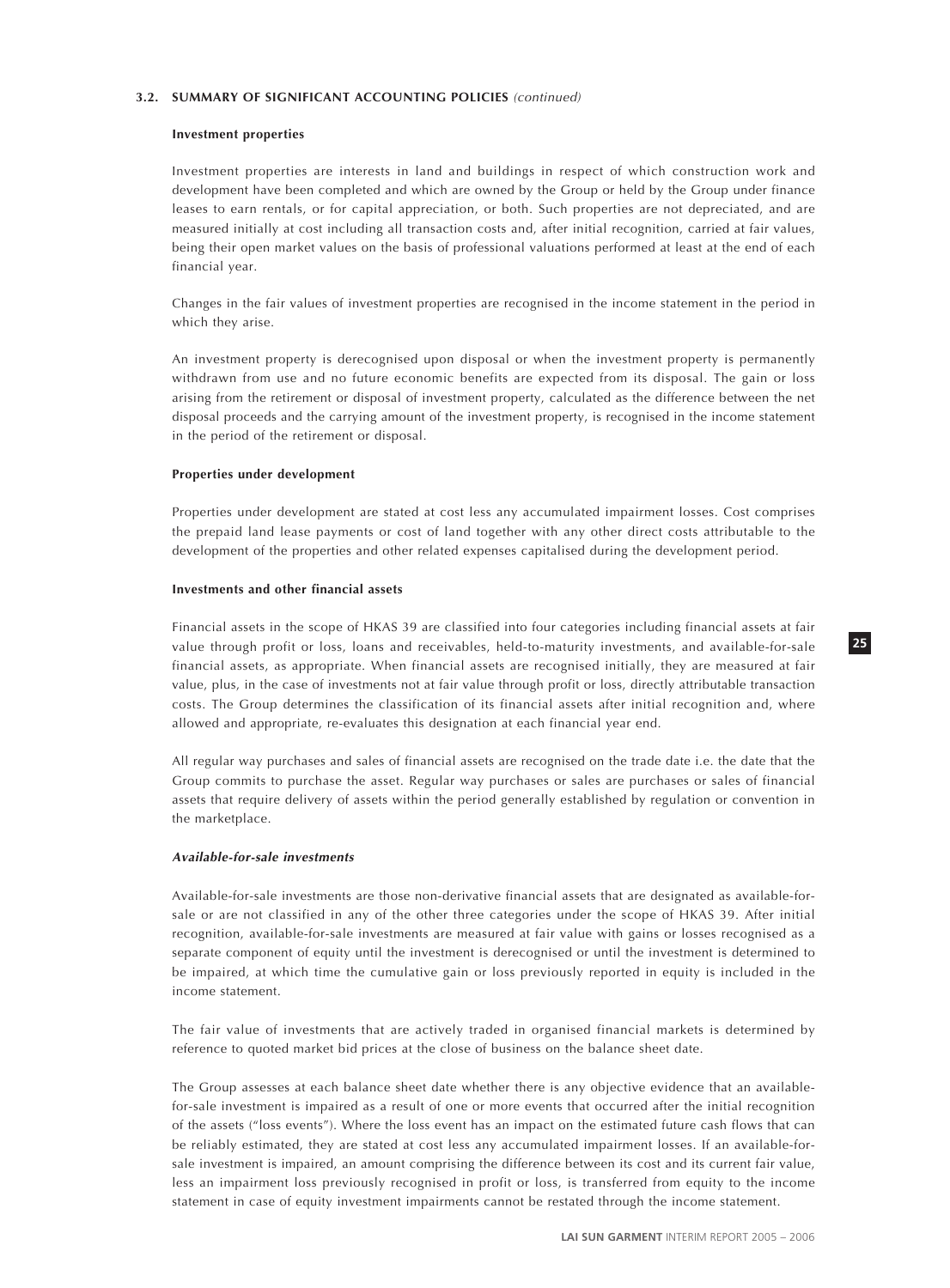### 3.2. SUMMARY OF SIGNIFICANT ACCOUNTING POLICIES *(continued)*

#### Investment properties

Investment properties are interests in land and buildings in respect of which construction work and development have been completed and which are owned by the Group or held by the Group under finance leases to earn rentals, or for capital appreciation, or both. Such properties are not depreciated, and are measured initially at cost including all transaction costs and, after initial recognition, carried at fair values, being their open market values on the basis of professional valuations performed at least at the end of each financial year.

Changes in the fair values of investment properties are recognised in the income statement in the period in which they arise.

An investment property is derecognised upon disposal or when the investment property is permanently withdrawn from use and no future economic benefits are expected from its disposal. The gain or loss arising from the retirement or disposal of investment property, calculated as the difference between the net disposal proceeds and the carrying amount of the investment property, is recognised in the income statement in the period of the retirement or disposal.

#### Properties under development

Properties under development are stated at cost less any accumulated impairment losses. Cost comprises the prepaid land lease payments or cost of land together with any other direct costs attributable to the development of the properties and other related expenses capitalised during the development period.

#### Investments and other financial assets

Financial assets in the scope of HKAS 39 are classified into four categories including financial assets at fair value through profit or loss, loans and receivables, held-to-maturity investments, and available-for-sale financial assets, as appropriate. When financial assets are recognised initially, they are measured at fair value, plus, in the case of investments not at fair value through profit or loss, directly attributable transaction costs. The Group determines the classification of its financial assets after initial recognition and, where allowed and appropriate, re-evaluates this designation at each financial year end.

All regular way purchases and sales of financial assets are recognised on the trade date i.e. the date that the Group commits to purchase the asset. Regular way purchases or sales are purchases or sales of financial assets that require delivery of assets within the period generally established by regulation or convention in the marketplace.

#### *Available-for-sale investments*

Available-for-sale investments are those non-derivative financial assets that are designated as available-for-sale or are not classified in any of the other three categories under the scope of HKAS 39. After initial recognition, available-for-sale investments are measured at fair value with gains or losses recognised as a separate component of equity until the investment is derecognised or until the investment is determined to be impaired, at which time the cumulative gain or loss previously reported in equity is included in the income statement.

The fair value of investments that are actively traded in organised financial markets is determined by reference to quoted market bid prices at the close of business on the balance sheet date.

The Group assesses at each balance sheet date whether there is any objective evidence that an available-for-sale investment is impaired as a result of one or more events that occurred after the initial recognition of the assets ("loss events"). Where the loss event has an impact on the estimated future cash flows that can be reliably estimated, they are stated at cost less any accumulated impairment losses. If an available-for-sale investment is impaired, an amount comprising the difference between its cost and its current fair value, less an impairment loss previously recognised in profit or loss, is transferred from equity to the income statement in case of equity investment impairments cannot be restated through the income statement.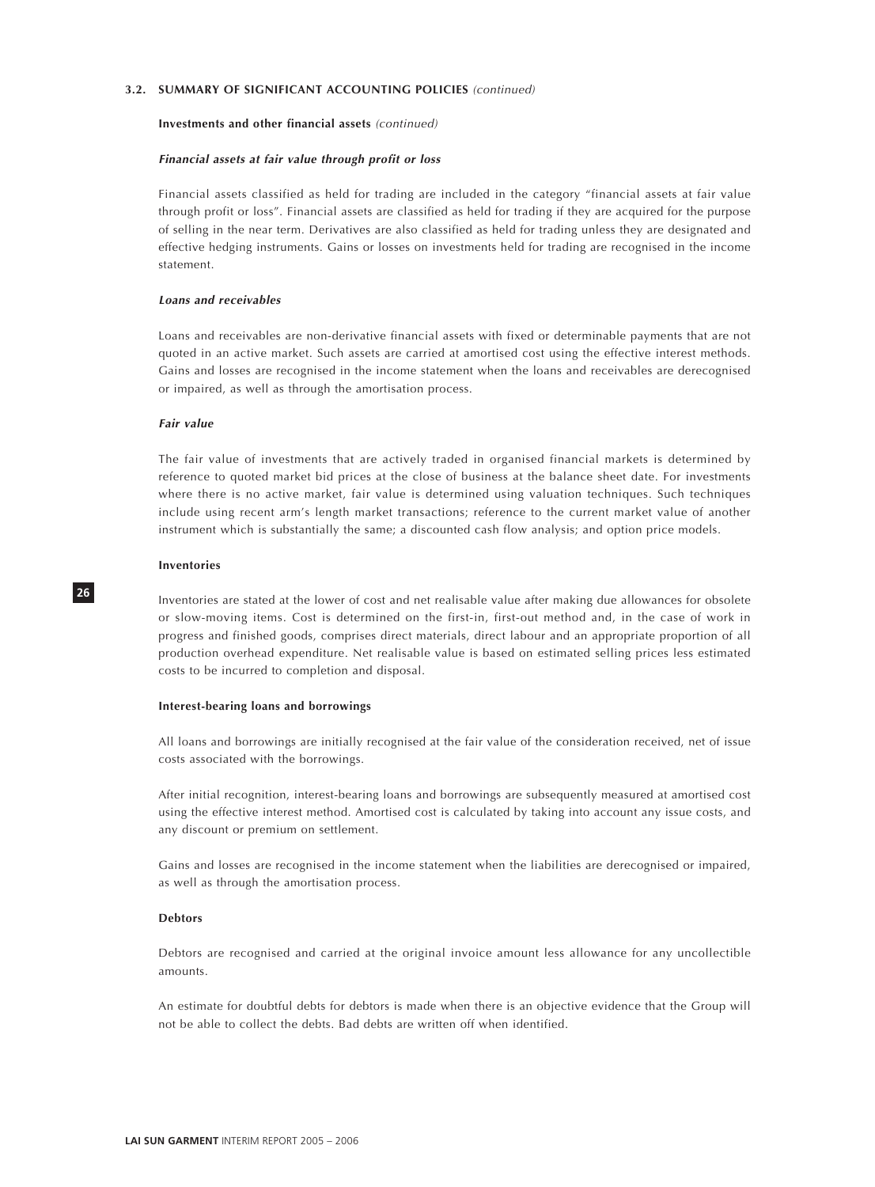### 3.2. SUMMARY OF SIGNIFICANT ACCOUNTING POLICIES *(continued)*

**Investments and other financial assets** *(continued)*

***Financial assets at fair value through profit or loss***

Financial assets classified as held for trading are included in the category "financial assets at fair value through profit or loss". Financial assets are classified as held for trading if they are acquired for the purpose of selling in the near term. Derivatives are also classified as held for trading unless they are designated and effective hedging instruments. Gains or losses on investments held for trading are recognised in the income statement.

***Loans and receivables***

Loans and receivables are non-derivative financial assets with fixed or determinable payments that are not quoted in an active market. Such assets are carried at amortised cost using the effective interest methods. Gains and losses are recognised in the income statement when the loans and receivables are derecognised or impaired, as well as through the amortisation process.

***Fair value***

The fair value of investments that are actively traded in organised financial markets is determined by reference to quoted market bid prices at the close of business at the balance sheet date. For investments where there is no active market, fair value is determined using valuation techniques. Such techniques include using recent arm's length market transactions; reference to the current market value of another instrument which is substantially the same; a discounted cash flow analysis; and option price models.

**Inventories**

Inventories are stated at the lower of cost and net realisable value after making due allowances for obsolete or slow-moving items. Cost is determined on the first-in, first-out method and, in the case of work in progress and finished goods, comprises direct materials, direct labour and an appropriate proportion of all production overhead expenditure. Net realisable value is based on estimated selling prices less estimated costs to be incurred to completion and disposal.

**Interest-bearing loans and borrowings**

All loans and borrowings are initially recognised at the fair value of the consideration received, net of issue costs associated with the borrowings.

After initial recognition, interest-bearing loans and borrowings are subsequently measured at amortised cost using the effective interest method. Amortised cost is calculated by taking into account any issue costs, and any discount or premium on settlement.

Gains and losses are recognised in the income statement when the liabilities are derecognised or impaired, as well as through the amortisation process.

**Debtors**

Debtors are recognised and carried at the original invoice amount less allowance for any uncollectible amounts.

An estimate for doubtful debts for debtors is made when there is an objective evidence that the Group will not be able to collect the debts. Bad debts are written off when identified.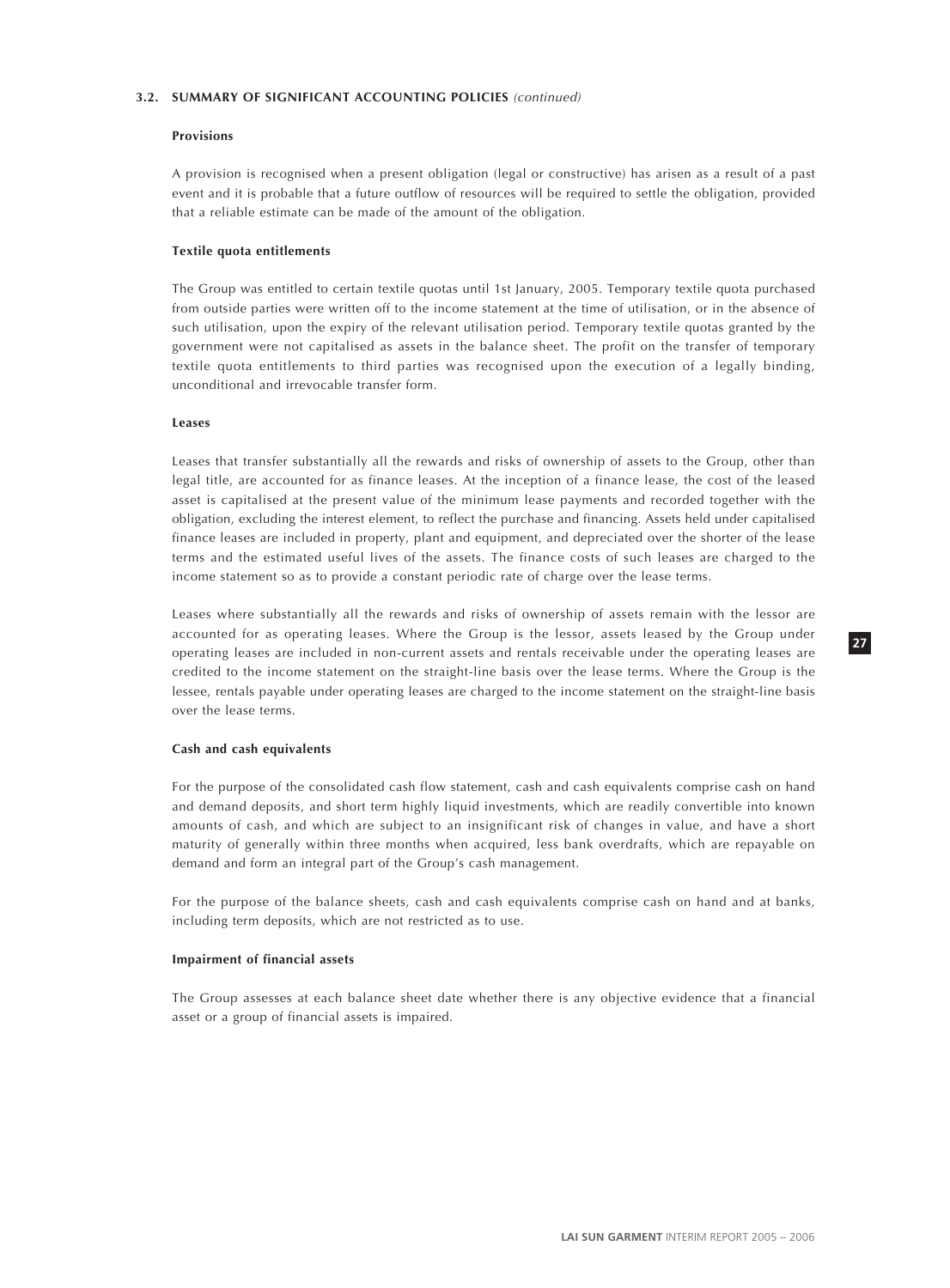### 3.2. SUMMARY OF SIGNIFICANT ACCOUNTING POLICIES *(continued)*

#### Provisions

A provision is recognised when a present obligation (legal or constructive) has arisen as a result of a past event and it is probable that a future outflow of resources will be required to settle the obligation, provided that a reliable estimate can be made of the amount of the obligation.

#### Textile quota entitlements

The Group was entitled to certain textile quotas until 1st January, 2005. Temporary textile quota purchased from outside parties were written off to the income statement at the time of utilisation, or in the absence of such utilisation, upon the expiry of the relevant utilisation period. Temporary textile quotas granted by the government were not capitalised as assets in the balance sheet. The profit on the transfer of temporary textile quota entitlements to third parties was recognised upon the execution of a legally binding, unconditional and irrevocable transfer form.

#### Leases

Leases that transfer substantially all the rewards and risks of ownership of assets to the Group, other than legal title, are accounted for as finance leases. At the inception of a finance lease, the cost of the leased asset is capitalised at the present value of the minimum lease payments and recorded together with the obligation, excluding the interest element, to reflect the purchase and financing. Assets held under capitalised finance leases are included in property, plant and equipment, and depreciated over the shorter of the lease terms and the estimated useful lives of the assets. The finance costs of such leases are charged to the income statement so as to provide a constant periodic rate of charge over the lease terms.

Leases where substantially all the rewards and risks of ownership of assets remain with the lessor are accounted for as operating leases. Where the Group is the lessor, assets leased by the Group under operating leases are included in non-current assets and rentals receivable under the operating leases are credited to the income statement on the straight-line basis over the lease terms. Where the Group is the lessee, rentals payable under operating leases are charged to the income statement on the straight-line basis over the lease terms.

#### Cash and cash equivalents

For the purpose of the consolidated cash flow statement, cash and cash equivalents comprise cash on hand and demand deposits, and short term highly liquid investments, which are readily convertible into known amounts of cash, and which are subject to an insignificant risk of changes in value, and have a short maturity of generally within three months when acquired, less bank overdrafts, which are repayable on demand and form an integral part of the Group's cash management.

For the purpose of the balance sheets, cash and cash equivalents comprise cash on hand and at banks, including term deposits, which are not restricted as to use.

#### Impairment of financial assets

The Group assesses at each balance sheet date whether there is any objective evidence that a financial asset or a group of financial assets is impaired.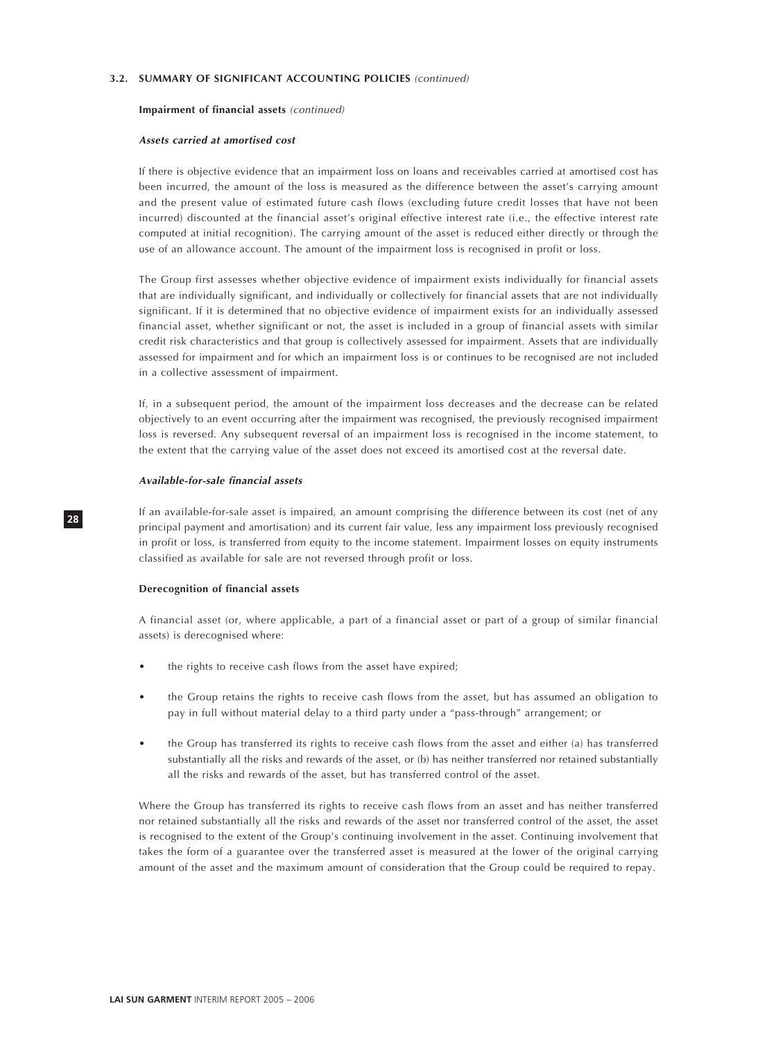### 3.2. SUMMARY OF SIGNIFICANT ACCOUNTING POLICIES *(continued)*

**Impairment of financial assets** *(continued)*

***Assets carried at amortised cost***

If there is objective evidence that an impairment loss on loans and receivables carried at amortised cost has been incurred, the amount of the loss is measured as the difference between the asset's carrying amount and the present value of estimated future cash flows (excluding future credit losses that have not been incurred) discounted at the financial asset's original effective interest rate (i.e., the effective interest rate computed at initial recognition). The carrying amount of the asset is reduced either directly or through the use of an allowance account. The amount of the impairment loss is recognised in profit or loss.

The Group first assesses whether objective evidence of impairment exists individually for financial assets that are individually significant, and individually or collectively for financial assets that are not individually significant. If it is determined that no objective evidence of impairment exists for an individually assessed financial asset, whether significant or not, the asset is included in a group of financial assets with similar credit risk characteristics and that group is collectively assessed for impairment. Assets that are individually assessed for impairment and for which an impairment loss is or continues to be recognised are not included in a collective assessment of impairment.

If, in a subsequent period, the amount of the impairment loss decreases and the decrease can be related objectively to an event occurring after the impairment was recognised, the previously recognised impairment loss is reversed. Any subsequent reversal of an impairment loss is recognised in the income statement, to the extent that the carrying value of the asset does not exceed its amortised cost at the reversal date.

***Available-for-sale financial assets***

If an available-for-sale asset is impaired, an amount comprising the difference between its cost (net of any principal payment and amortisation) and its current fair value, less any impairment loss previously recognised in profit or loss, is transferred from equity to the income statement. Impairment losses on equity instruments classified as available for sale are not reversed through profit or loss.

**Derecognition of financial assets**

A financial asset (or, where applicable, a part of a financial asset or part of a group of similar financial assets) is derecognised where:

- the rights to receive cash flows from the asset have expired;
- the Group retains the rights to receive cash flows from the asset, but has assumed an obligation to pay in full without material delay to a third party under a "pass-through" arrangement; or
- the Group has transferred its rights to receive cash flows from the asset and either (a) has transferred substantially all the risks and rewards of the asset, or (b) has neither transferred nor retained substantially all the risks and rewards of the asset, but has transferred control of the asset.

Where the Group has transferred its rights to receive cash flows from an asset and has neither transferred nor retained substantially all the risks and rewards of the asset nor transferred control of the asset, the asset is recognised to the extent of the Group's continuing involvement in the asset. Continuing involvement that takes the form of a guarantee over the transferred asset is measured at the lower of the original carrying amount of the asset and the maximum amount of consideration that the Group could be required to repay.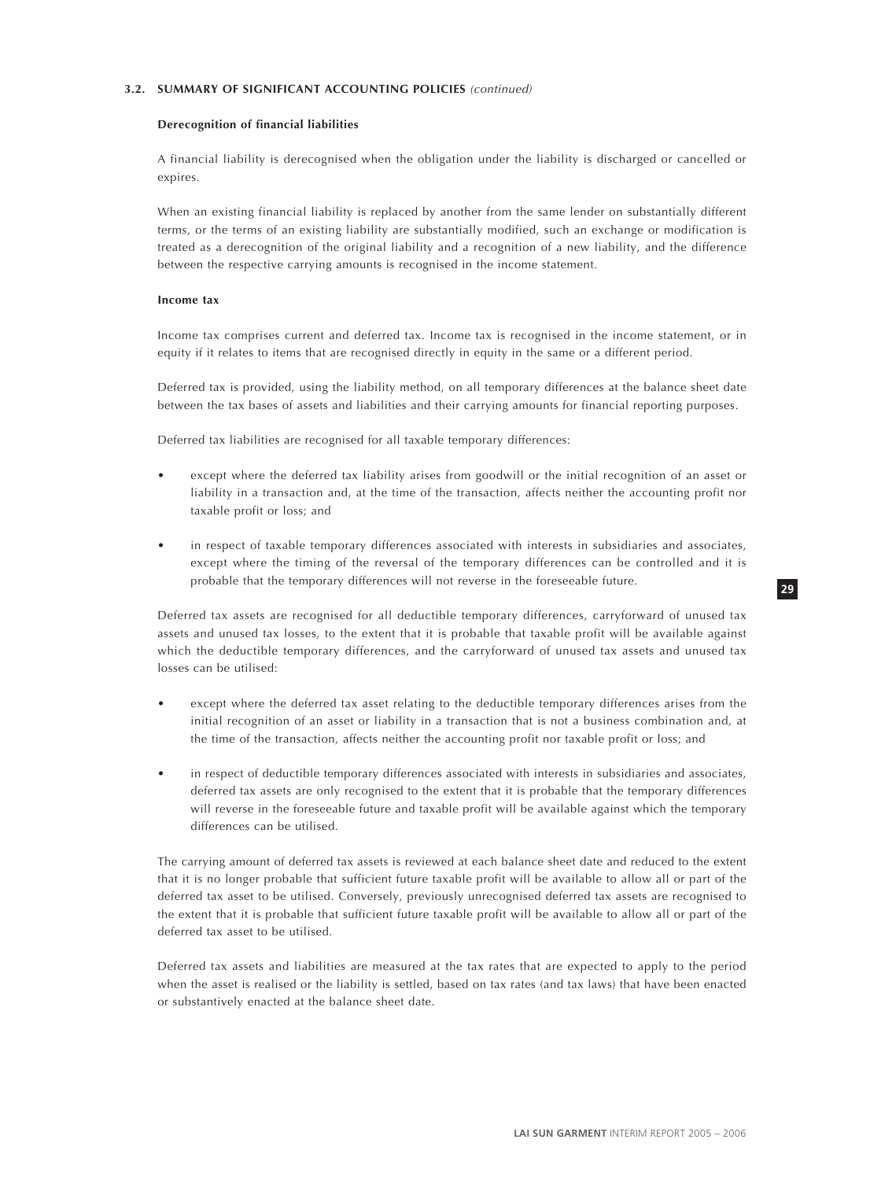### 3.2. SUMMARY OF SIGNIFICANT ACCOUNTING POLICIES *(continued)*

#### Derecognition of financial liabilities

A financial liability is derecognised when the obligation under the liability is discharged or cancelled or expires.

When an existing financial liability is replaced by another from the same lender on substantially different terms, or the terms of an existing liability are substantially modified, such an exchange or modification is treated as a derecognition of the original liability and a recognition of a new liability, and the difference between the respective carrying amounts is recognised in the income statement.

#### Income tax

Income tax comprises current and deferred tax. Income tax is recognised in the income statement, or in equity if it relates to items that are recognised directly in equity in the same or a different period.

Deferred tax is provided, using the liability method, on all temporary differences at the balance sheet date between the tax bases of assets and liabilities and their carrying amounts for financial reporting purposes.

Deferred tax liabilities are recognised for all taxable temporary differences:

- except where the deferred tax liability arises from goodwill or the initial recognition of an asset or liability in a transaction and, at the time of the transaction, affects neither the accounting profit nor taxable profit or loss; and
- in respect of taxable temporary differences associated with interests in subsidiaries and associates, except where the timing of the reversal of the temporary differences can be controlled and it is probable that the temporary differences will not reverse in the foreseeable future.

Deferred tax assets are recognised for all deductible temporary differences, carryforward of unused tax assets and unused tax losses, to the extent that it is probable that taxable profit will be available against which the deductible temporary differences, and the carryforward of unused tax assets and unused tax losses can be utilised:

- except where the deferred tax asset relating to the deductible temporary differences arises from the initial recognition of an asset or liability in a transaction that is not a business combination and, at the time of the transaction, affects neither the accounting profit nor taxable profit or loss; and
- in respect of deductible temporary differences associated with interests in subsidiaries and associates, deferred tax assets are only recognised to the extent that it is probable that the temporary differences will reverse in the foreseeable future and taxable profit will be available against which the temporary differences can be utilised.

The carrying amount of deferred tax assets is reviewed at each balance sheet date and reduced to the extent that it is no longer probable that sufficient future taxable profit will be available to allow all or part of the deferred tax asset to be utilised. Conversely, previously unrecognised deferred tax assets are recognised to the extent that it is probable that sufficient future taxable profit will be available to allow all or part of the deferred tax asset to be utilised.

Deferred tax assets and liabilities are measured at the tax rates that are expected to apply to the period when the asset is realised or the liability is settled, based on tax rates (and tax laws) that have been enacted or substantively enacted at the balance sheet date.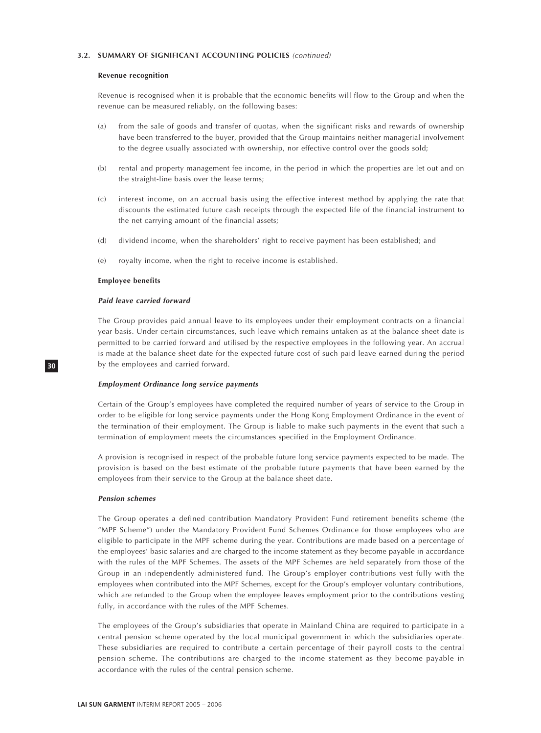### 3.2. SUMMARY OF SIGNIFICANT ACCOUNTING POLICIES *(continued)*

**Revenue recognition**

Revenue is recognised when it is probable that the economic benefits will flow to the Group and when the revenue can be measured reliably, on the following bases:

(a) from the sale of goods and transfer of quotas, when the significant risks and rewards of ownership have been transferred to the buyer, provided that the Group maintains neither managerial involvement to the degree usually associated with ownership, nor effective control over the goods sold;

(b) rental and property management fee income, in the period in which the properties are let out and on the straight-line basis over the lease terms;

(c) interest income, on an accrual basis using the effective interest method by applying the rate that discounts the estimated future cash receipts through the expected life of the financial instrument to the net carrying amount of the financial assets;

(d) dividend income, when the shareholders' right to receive payment has been established; and

(e) royalty income, when the right to receive income is established.

**Employee benefits**

***Paid leave carried forward***

The Group provides paid annual leave to its employees under their employment contracts on a financial year basis. Under certain circumstances, such leave which remains untaken as at the balance sheet date is permitted to be carried forward and utilised by the respective employees in the following year. An accrual is made at the balance sheet date for the expected future cost of such paid leave earned during the period by the employees and carried forward.

***Employment Ordinance long service payments***

Certain of the Group's employees have completed the required number of years of service to the Group in order to be eligible for long service payments under the Hong Kong Employment Ordinance in the event of the termination of their employment. The Group is liable to make such payments in the event that such a termination of employment meets the circumstances specified in the Employment Ordinance.

A provision is recognised in respect of the probable future long service payments expected to be made. The provision is based on the best estimate of the probable future payments that have been earned by the employees from their service to the Group at the balance sheet date.

***Pension schemes***

The Group operates a defined contribution Mandatory Provident Fund retirement benefits scheme (the "MPF Scheme") under the Mandatory Provident Fund Schemes Ordinance for those employees who are eligible to participate in the MPF scheme during the year. Contributions are made based on a percentage of the employees' basic salaries and are charged to the income statement as they become payable in accordance with the rules of the MPF Schemes. The assets of the MPF Schemes are held separately from those of the Group in an independently administered fund. The Group's employer contributions vest fully with the employees when contributed into the MPF Schemes, except for the Group's employer voluntary contributions, which are refunded to the Group when the employee leaves employment prior to the contributions vesting fully, in accordance with the rules of the MPF Schemes.

The employees of the Group's subsidiaries that operate in Mainland China are required to participate in a central pension scheme operated by the local municipal government in which the subsidiaries operate. These subsidiaries are required to contribute a certain percentage of their payroll costs to the central pension scheme. The contributions are charged to the income statement as they become payable in accordance with the rules of the central pension scheme.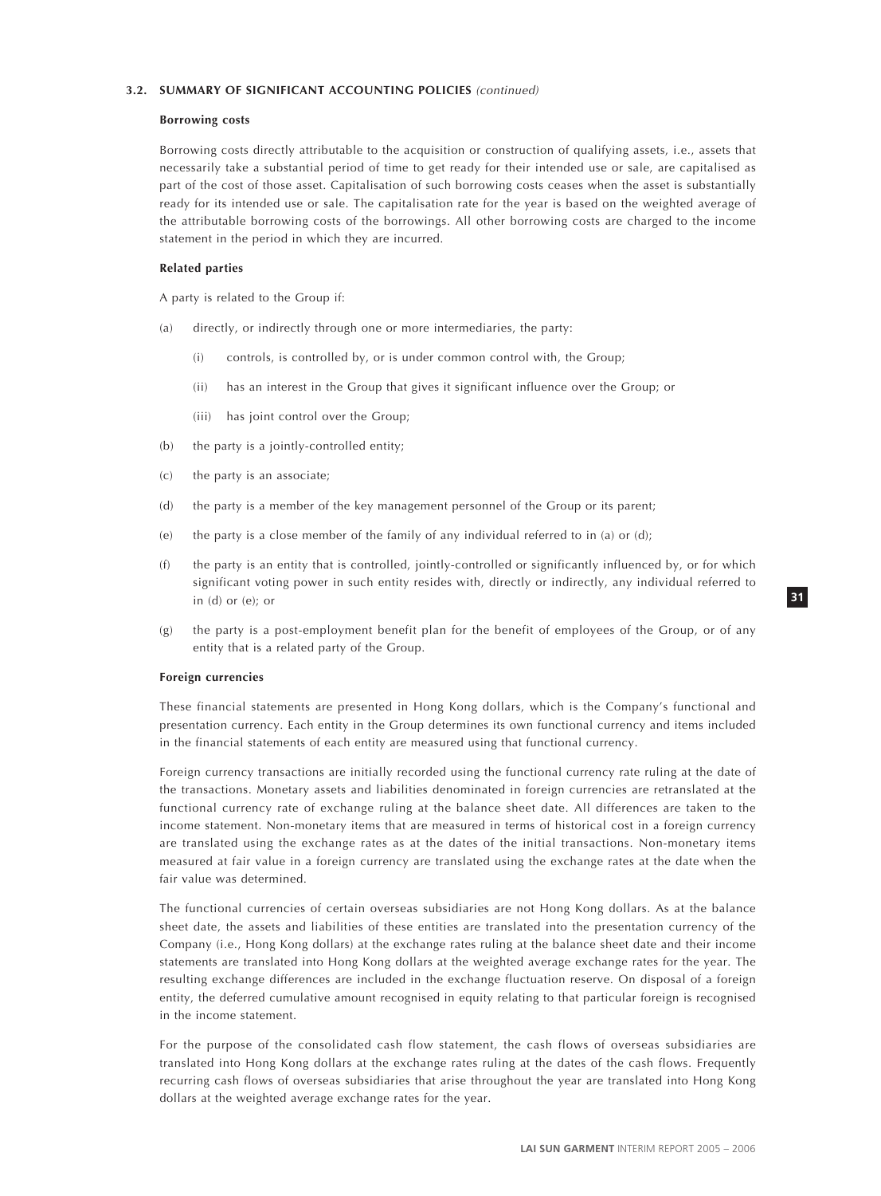### 3.2. SUMMARY OF SIGNIFICANT ACCOUNTING POLICIES *(continued)*

**Borrowing costs**

Borrowing costs directly attributable to the acquisition or construction of qualifying assets, i.e., assets that necessarily take a substantial period of time to get ready for their intended use or sale, are capitalised as part of the cost of those asset. Capitalisation of such borrowing costs ceases when the asset is substantially ready for its intended use or sale. The capitalisation rate for the year is based on the weighted average of the attributable borrowing costs of the borrowings. All other borrowing costs are charged to the income statement in the period in which they are incurred.

**Related parties**

A party is related to the Group if:

(a) directly, or indirectly through one or more intermediaries, the party:

  (i) controls, is controlled by, or is under common control with, the Group;

  (ii) has an interest in the Group that gives it significant influence over the Group; or

  (iii) has joint control over the Group;

(b) the party is a jointly-controlled entity;

(c) the party is an associate;

(d) the party is a member of the key management personnel of the Group or its parent;

(e) the party is a close member of the family of any individual referred to in (a) or (d);

(f) the party is an entity that is controlled, jointly-controlled or significantly influenced by, or for which significant voting power in such entity resides with, directly or indirectly, any individual referred to in (d) or (e); or

(g) the party is a post-employment benefit plan for the benefit of employees of the Group, or of any entity that is a related party of the Group.

**Foreign currencies**

These financial statements are presented in Hong Kong dollars, which is the Company's functional and presentation currency. Each entity in the Group determines its own functional currency and items included in the financial statements of each entity are measured using that functional currency.

Foreign currency transactions are initially recorded using the functional currency rate ruling at the date of the transactions. Monetary assets and liabilities denominated in foreign currencies are retranslated at the functional currency rate of exchange ruling at the balance sheet date. All differences are taken to the income statement. Non-monetary items that are measured in terms of historical cost in a foreign currency are translated using the exchange rates as at the dates of the initial transactions. Non-monetary items measured at fair value in a foreign currency are translated using the exchange rates at the date when the fair value was determined.

The functional currencies of certain overseas subsidiaries are not Hong Kong dollars. As at the balance sheet date, the assets and liabilities of these entities are translated into the presentation currency of the Company (i.e., Hong Kong dollars) at the exchange rates ruling at the balance sheet date and their income statements are translated into Hong Kong dollars at the weighted average exchange rates for the year. The resulting exchange differences are included in the exchange fluctuation reserve. On disposal of a foreign entity, the deferred cumulative amount recognised in equity relating to that particular foreign is recognised in the income statement.

For the purpose of the consolidated cash flow statement, the cash flows of overseas subsidiaries are translated into Hong Kong dollars at the exchange rates ruling at the dates of the cash flows. Frequently recurring cash flows of overseas subsidiaries that arise throughout the year are translated into Hong Kong dollars at the weighted average exchange rates for the year.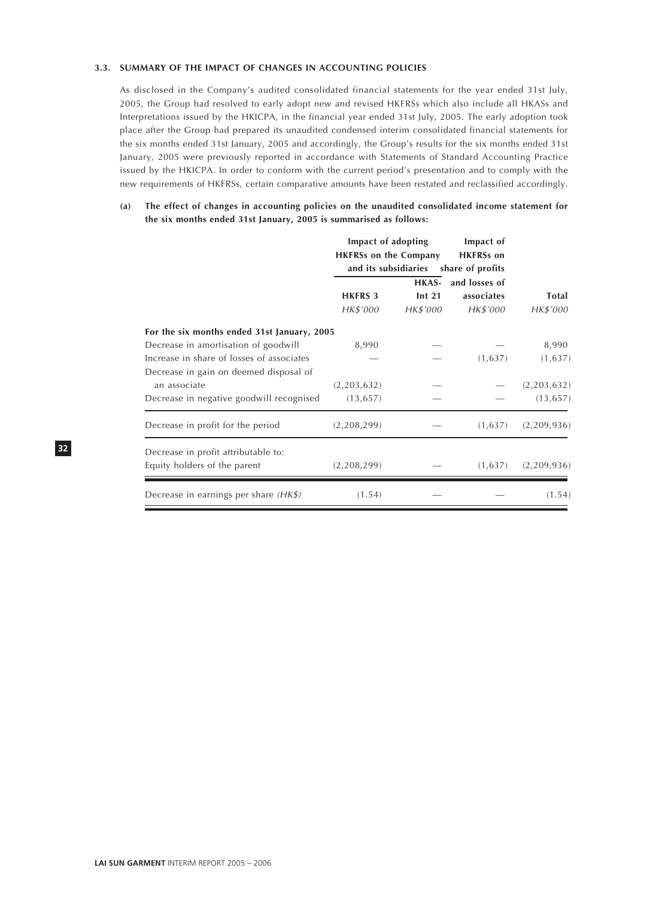### 3.3. SUMMARY OF THE IMPACT OF CHANGES IN ACCOUNTING POLICIES

As disclosed in the Company's audited consolidated financial statements for the year ended 31st July, 2005, the Group had resolved to early adopt new and revised HKFRSs which also include all HKASs and Interpretations issued by the HKICPA, in the financial year ended 31st July, 2005. The early adoption took place after the Group had prepared its unaudited condensed interim consolidated financial statements for the six months ended 31st January, 2005 and accordingly, the Group's results for the six months ended 31st January, 2005 were previously reported in accordance with Statements of Standard Accounting Practice issued by the HKICPA. In order to conform with the current period's presentation and to comply with the new requirements of HKFRSs, certain comparative amounts have been restated and reclassified accordingly.

**(a) The effect of changes in accounting policies on the unaudited consolidated income statement for the six months ended 31st January, 2005 is summarised as follows:**

| | Impact of adopting HKFRSs on the Company and its subsidiaries | | Impact of HKFRSs on share of profits and losses of associates | |
|---|---|---|---|---|
| | **HKFRS 3** | **HKAS-Int 21** | | **Total** |
| | *HK$'000* | *HK$'000* | *HK$'000* | *HK$'000* |
| **For the six months ended 31st January, 2005** | | | | |
| Decrease in amortisation of goodwill | 8,990 | — | — | 8,990 |
| Increase in share of losses of associates | — | — | (1,637) | (1,637) |
| Decrease in gain on deemed disposal of an associate | (2,203,632) | — | — | (2,203,632) |
| Decrease in negative goodwill recognised | (13,657) | — | — | (13,657) |
| Decrease in profit for the period | (2,208,299) | — | (1,637) | (2,209,936) |
| Decrease in profit attributable to: | | | | |
| Equity holders of the parent | (2,208,299) | — | (1,637) | (2,209,936) |
| Decrease in earnings per share *(HK$)* | (1.54) | — | — | (1.54) |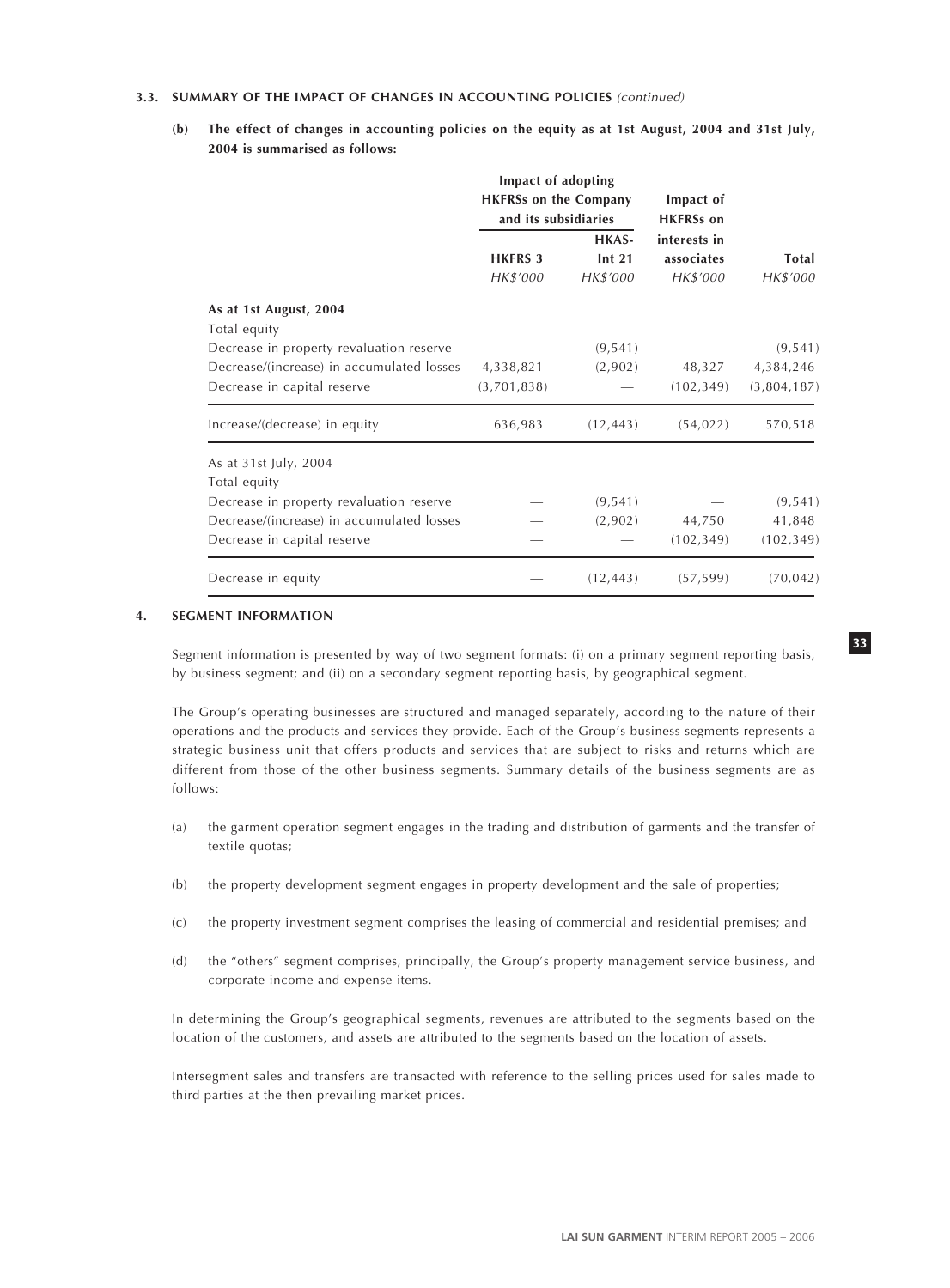### 3.3. SUMMARY OF THE IMPACT OF CHANGES IN ACCOUNTING POLICIES *(continued)*

**(b) The effect of changes in accounting policies on the equity as at 1st August, 2004 and 31st July, 2004 is summarised as follows:**

| | Impact of adopting HKFRSs on the Company and its subsidiaries | | Impact of HKFRSs on interests in associates | Total |
|---|---|---|---|---|
| | HKFRS 3 | HKAS-Int 21 | | |
| | *HK$'000* | *HK$'000* | *HK$'000* | *HK$'000* |
| **As at 1st August, 2004** | | | | |
| Total equity | | | | |
| Decrease in property revaluation reserve | — | (9,541) | — | (9,541) |
| Decrease/(increase) in accumulated losses | 4,338,821 | (2,902) | 48,327 | 4,384,246 |
| Decrease in capital reserve | (3,701,838) | — | (102,349) | (3,804,187) |
| Increase/(decrease) in equity | 636,983 | (12,443) | (54,022) | 570,518 |
| As at 31st July, 2004 | | | | |
| Total equity | | | | |
| Decrease in property revaluation reserve | — | (9,541) | — | (9,541) |
| Decrease/(increase) in accumulated losses | — | (2,902) | 44,750 | 41,848 |
| Decrease in capital reserve | — | — | (102,349) | (102,349) |
| Decrease in equity | — | (12,443) | (57,599) | (70,042) |

## 4. SEGMENT INFORMATION

Segment information is presented by way of two segment formats: (i) on a primary segment reporting basis, by business segment; and (ii) on a secondary segment reporting basis, by geographical segment.

The Group's operating businesses are structured and managed separately, according to the nature of their operations and the products and services they provide. Each of the Group's business segments represents a strategic business unit that offers products and services that are subject to risks and returns which are different from those of the other business segments. Summary details of the business segments are as follows:

(a) the garment operation segment engages in the trading and distribution of garments and the transfer of textile quotas;

(b) the property development segment engages in property development and the sale of properties;

(c) the property investment segment comprises the leasing of commercial and residential premises; and

(d) the "others" segment comprises, principally, the Group's property management service business, and corporate income and expense items.

In determining the Group's geographical segments, revenues are attributed to the segments based on the location of the customers, and assets are attributed to the segments based on the location of assets.

Intersegment sales and transfers are transacted with reference to the selling prices used for sales made to third parties at the then prevailing market prices.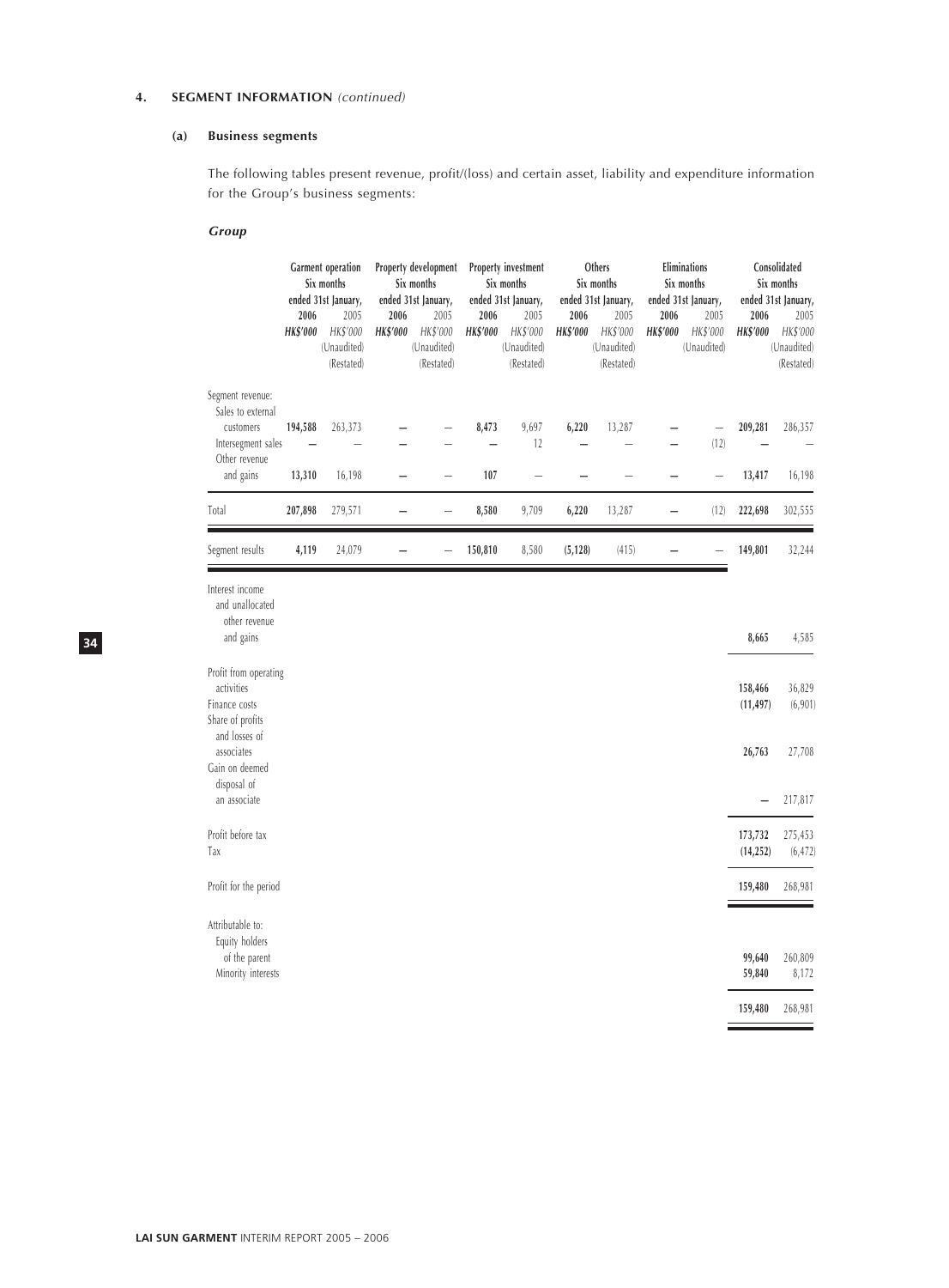## 4. SEGMENT INFORMATION *(continued)*

### (a) Business segments

The following tables present revenue, profit/(loss) and certain asset, liability and expenditure information for the Group's business segments:

***Group***

| | Garment operation Six months ended 31st January, | | Property development Six months ended 31st January, | | Property investment Six months ended 31st January, | | Others Six months ended 31st January, | | Eliminations Six months ended 31st January, | | Consolidated Six months ended 31st January, | |
|---|---|---|---|---|---|---|---|---|---|---|---|---|
| | **2006** | 2005 | **2006** | 2005 | **2006** | 2005 | **2006** | 2005 | **2006** | 2005 | **2006** | 2005 |
| | ***HK$'000*** | *HK$'000* (Unaudited) (Restated) | ***HK$'000*** | *HK$'000* (Unaudited) (Restated) | ***HK$'000*** | *HK$'000* (Unaudited) (Restated) | ***HK$'000*** | *HK$'000* (Unaudited) (Restated) | ***HK$'000*** | *HK$'000* (Unaudited) | ***HK$'000*** | *HK$'000* (Unaudited) (Restated) |
| Segment revenue: | | | | | | | | | | | | |
| Sales to external customers | **194,588** | 263,373 | **–** | – | **8,473** | 9,697 | **6,220** | 13,287 | **–** | – | **209,281** | 286,357 |
| Intersegment sales | **–** | – | **–** | – | **–** | 12 | **–** | – | **–** | (12) | **–** | – |
| Other revenue and gains | **13,310** | 16,198 | **–** | – | **107** | – | **–** | – | **–** | – | **13,417** | 16,198 |
| Total | **207,898** | 279,571 | **–** | – | **8,580** | 9,709 | **6,220** | 13,287 | **–** | (12) | **222,698** | 302,555 |
| Segment results | **4,119** | 24,079 | **–** | – | **150,810** | 8,580 | **(5,128)** | (415) | **–** | – | **149,801** | 32,244 |
| Interest income and unallocated other revenue and gains | | | | | | | | | | | **8,665** | 4,585 |
| Profit from operating activities | | | | | | | | | | | **158,466** | 36,829 |
| Finance costs | | | | | | | | | | | **(11,497)** | (6,901) |
| Share of profits and losses of associates | | | | | | | | | | | **26,763** | 27,708 |
| Gain on deemed disposal of an associate | | | | | | | | | | | **–** | 217,817 |
| Profit before tax | | | | | | | | | | | **173,732** | 275,453 |
| Tax | | | | | | | | | | | **(14,252)** | (6,472) |
| Profit for the period | | | | | | | | | | | **159,480** | 268,981 |
| Attributable to: | | | | | | | | | | | | |
| Equity holders of the parent | | | | | | | | | | | **99,640** | 260,809 |
| Minority interests | | | | | | | | | | | **59,840** | 8,172 |
| | | | | | | | | | | | **159,480** | 268,981 |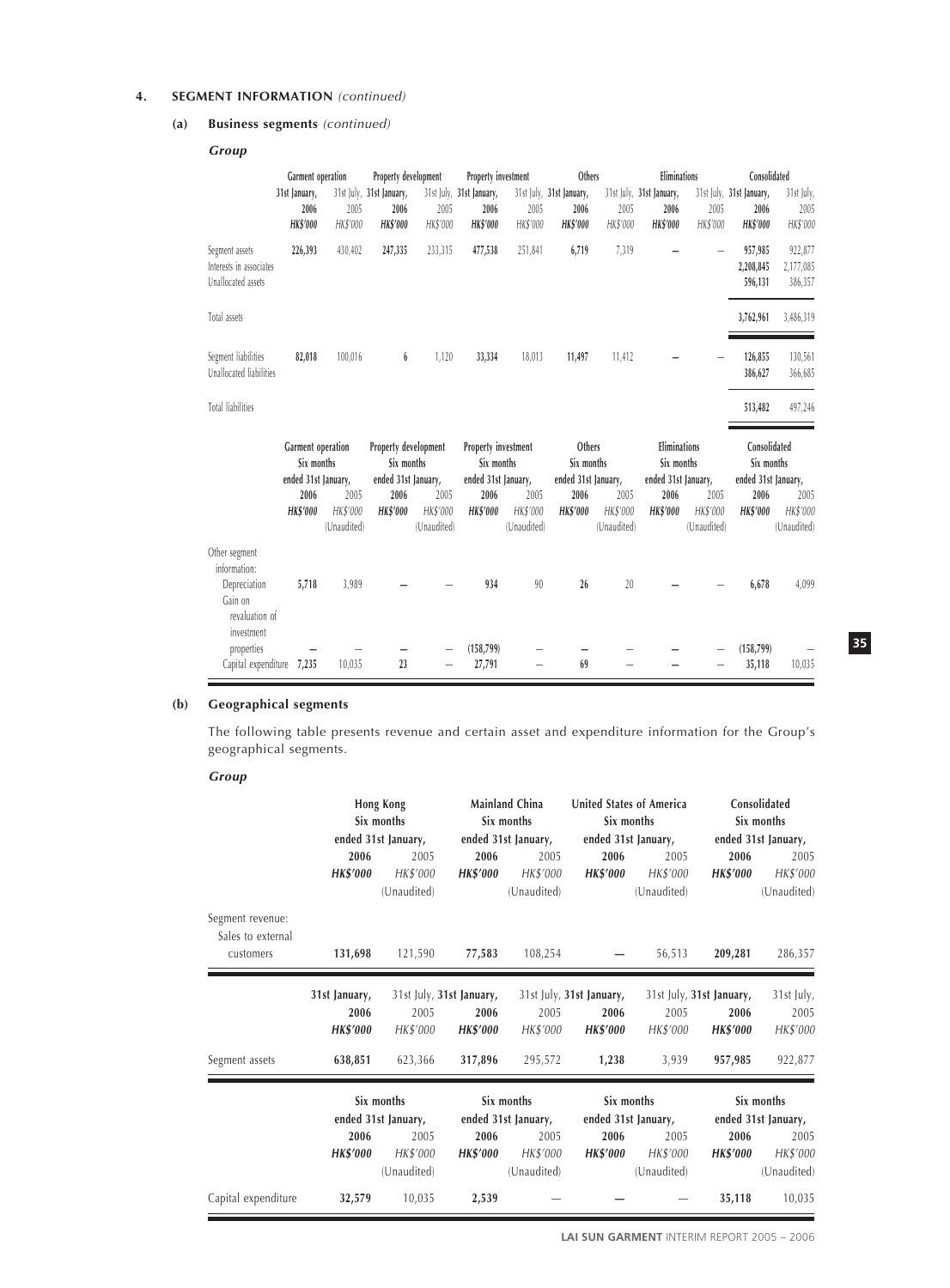## 4. SEGMENT INFORMATION *(continued)*

### (a) Business segments *(continued)*

***Group***

| | Garment operation | | Property development | | Property investment | | Others | | Eliminations | | Consolidated | |
|---|---|---|---|---|---|---|---|---|---|---|---|---|
| | **31st January, 2006** | 31st July, 2005 | **31st January, 2006** | 31st July, 2005 | **31st January, 2006** | 31st July, 2005 | **31st January, 2006** | 31st July, 2005 | **31st January, 2006** | 31st July, 2005 | **31st January, 2006** | 31st July, 2005 |
| | **HK$'000** | HK$'000 | **HK$'000** | HK$'000 | **HK$'000** | HK$'000 | **HK$'000** | HK$'000 | **HK$'000** | HK$'000 | **HK$'000** | HK$'000 |
| Segment assets | **226,393** | 430,402 | **247,335** | 233,315 | **477,538** | 251,841 | **6,719** | 7,319 | **–** | – | **957,985** | 922,877 |
| Interests in associates | | | | | | | | | | | **2,208,845** | 2,177,085 |
| Unallocated assets | | | | | | | | | | | **596,131** | 386,357 |
| Total assets | | | | | | | | | | | **3,762,961** | 3,486,319 |
| Segment liabilities | **82,018** | 100,016 | **6** | 1,120 | **33,334** | 18,013 | **11,497** | 11,412 | **–** | – | **126,855** | 130,561 |
| Unallocated liabilities | | | | | | | | | | | **386,627** | 366,685 |
| Total liabilities | | | | | | | | | | | **513,482** | 497,246 |

| | Garment operation Six months ended 31st January, | | Property development Six months ended 31st January, | | Property investment Six months ended 31st January, | | Others Six months ended 31st January, | | Eliminations Six months ended 31st January, | | Consolidated Six months ended 31st January, | |
|---|---|---|---|---|---|---|---|---|---|---|---|---|
| | **2006** | 2005 | **2006** | 2005 | **2006** | 2005 | **2006** | 2005 | **2006** | 2005 | **2006** | 2005 |
| | **HK$'000** | HK$'000 (Unaudited) | **HK$'000** | HK$'000 (Unaudited) | **HK$'000** | HK$'000 (Unaudited) | **HK$'000** | HK$'000 (Unaudited) | **HK$'000** | HK$'000 (Unaudited) | **HK$'000** | HK$'000 (Unaudited) |
| Other segment information: | | | | | | | | | | | | |
| Depreciation | **5,718** | 3,989 | **–** | – | **934** | 90 | **26** | 20 | **–** | – | **6,678** | 4,099 |
| Gain on revaluation of investment properties | **–** | – | **–** | – | **(158,799)** | – | **–** | – | **–** | – | **(158,799)** | – |
| Capital expenditure | **7,235** | 10,035 | **23** | – | **27,791** | – | **69** | – | **–** | – | **35,118** | 10,035 |

### (b) Geographical segments

The following table presents revenue and certain asset and expenditure information for the Group's geographical segments.

***Group***

| | Hong Kong Six months ended 31st January, | | Mainland China Six months ended 31st January, | | United States of America Six months ended 31st January, | | Consolidated Six months ended 31st January, | |
|---|---|---|---|---|---|---|---|---|
| | **2006** | 2005 | **2006** | 2005 | **2006** | 2005 | **2006** | 2005 |
| | **HK$'000** | HK$'000 (Unaudited) | **HK$'000** | HK$'000 (Unaudited) | **HK$'000** | HK$'000 (Unaudited) | **HK$'000** | HK$'000 (Unaudited) |
| Segment revenue: Sales to external customers | **131,698** | 121,590 | **77,583** | 108,254 | **–** | 56,513 | **209,281** | 286,357 |

| | **31st January, 2006** | 31st July, 2005 | **31st January, 2006** | 31st July, 2005 | **31st January, 2006** | 31st July, 2005 | **31st January, 2006** | 31st July, 2005 |
|---|---|---|---|---|---|---|---|---|
| | **HK$'000** | HK$'000 | **HK$'000** | HK$'000 | **HK$'000** | HK$'000 | **HK$'000** | HK$'000 |
| Segment assets | **638,851** | 623,366 | **317,896** | 295,572 | **1,238** | 3,939 | **957,985** | 922,877 |

| | Six months ended 31st January, | | Six months ended 31st January, | | Six months ended 31st January, | | Six months ended 31st January, | |
|---|---|---|---|---|---|---|---|---|
| | **2006** | 2005 | **2006** | 2005 | **2006** | 2005 | **2006** | 2005 |
| | **HK$'000** | HK$'000 (Unaudited) | **HK$'000** | HK$'000 (Unaudited) | **HK$'000** | HK$'000 (Unaudited) | **HK$'000** | HK$'000 (Unaudited) |
| Capital expenditure | **32,579** | 10,035 | **2,539** | – | **–** | – | **35,118** | 10,035 |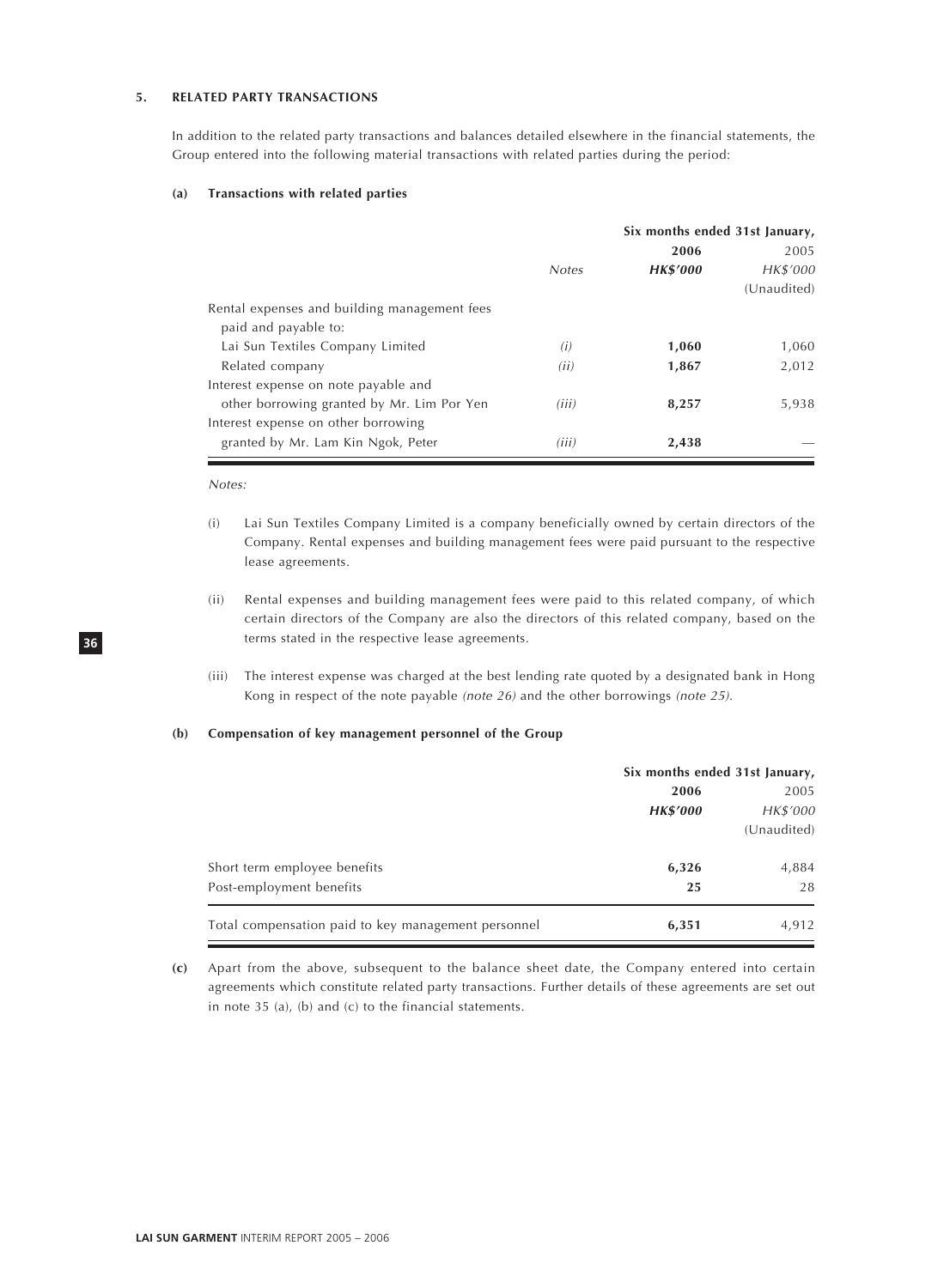## 5. RELATED PARTY TRANSACTIONS

In addition to the related party transactions and balances detailed elsewhere in the financial statements, the Group entered into the following material transactions with related parties during the period:

### (a) Transactions with related parties

| | | Six months ended 31st January, | |
|---|---|---|---|
| | | **2006** | 2005 |
| | *Notes* | ***HK$'000*** | *HK$'000* |
| | | | (Unaudited) |
| Rental expenses and building management fees paid and payable to: | | | |
| Lai Sun Textiles Company Limited | *(i)* | **1,060** | 1,060 |
| Related company | *(ii)* | **1,867** | 2,012 |
| Interest expense on note payable and other borrowing granted by Mr. Lim Por Yen | *(iii)* | **8,257** | 5,938 |
| Interest expense on other borrowing granted by Mr. Lam Kin Ngok, Peter | *(iii)* | **2,438** | — |

*Notes:*

(i) Lai Sun Textiles Company Limited is a company beneficially owned by certain directors of the Company. Rental expenses and building management fees were paid pursuant to the respective lease agreements.

(ii) Rental expenses and building management fees were paid to this related company, of which certain directors of the Company are also the directors of this related company, based on the terms stated in the respective lease agreements.

(iii) The interest expense was charged at the best lending rate quoted by a designated bank in Hong Kong in respect of the note payable *(note 26)* and the other borrowings *(note 25)*.

### (b) Compensation of key management personnel of the Group

| | Six months ended 31st January, | |
|---|---|---|
| | **2006** | 2005 |
| | ***HK$'000*** | *HK$'000* |
| | | (Unaudited) |
| Short term employee benefits | **6,326** | 4,884 |
| Post-employment benefits | **25** | 28 |
| Total compensation paid to key management personnel | **6,351** | 4,912 |

**(c)** Apart from the above, subsequent to the balance sheet date, the Company entered into certain agreements which constitute related party transactions. Further details of these agreements are set out in note 35 (a), (b) and (c) to the financial statements.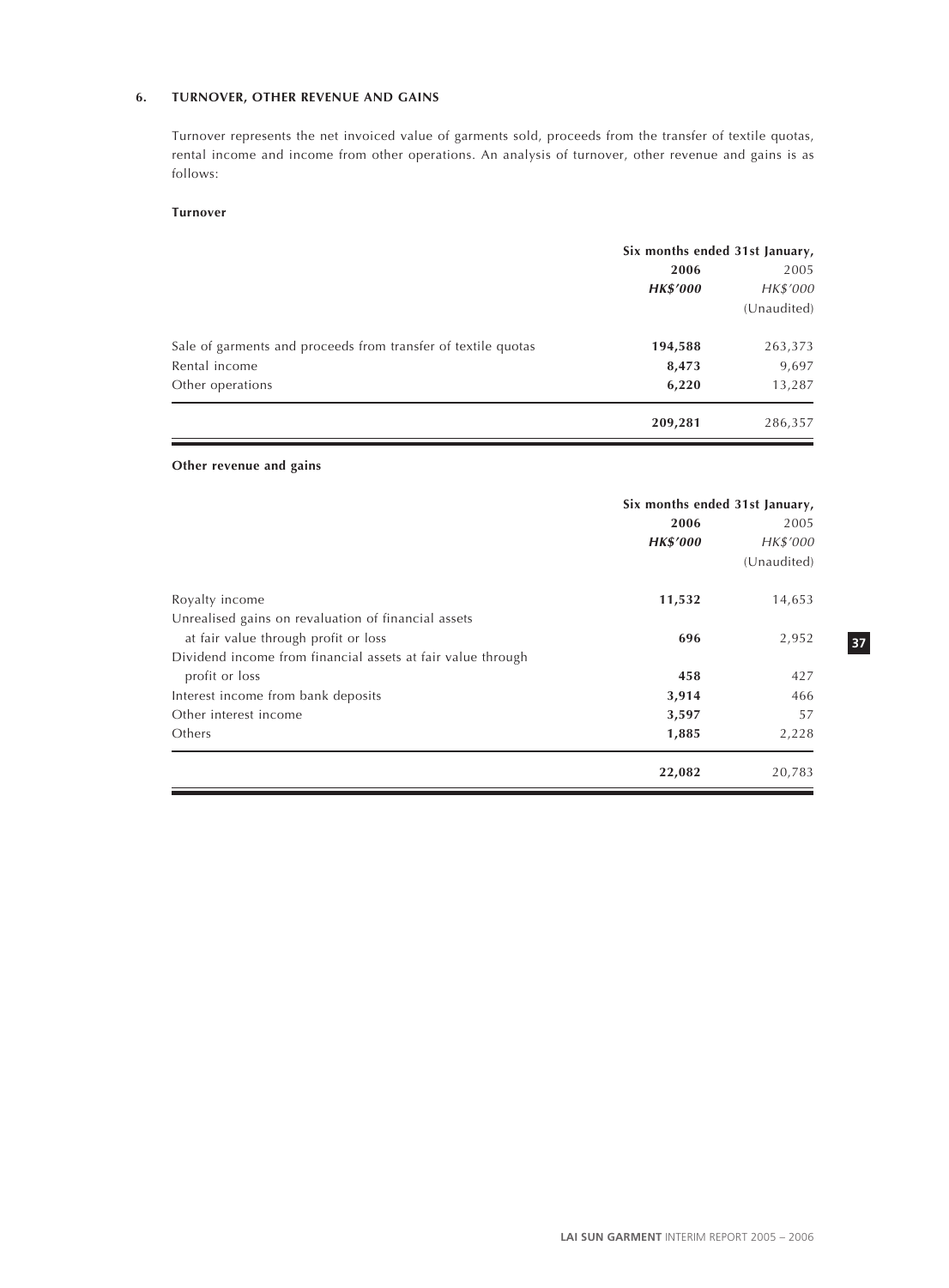## 6. TURNOVER, OTHER REVENUE AND GAINS

Turnover represents the net invoiced value of garments sold, proceeds from the transfer of textile quotas, rental income and income from other operations. An analysis of turnover, other revenue and gains is as follows:

**Turnover**

| | Six months ended 31st January, | |
|---|---|---|
| | **2006** | 2005 |
| | ***HK$'000*** | *HK$'000* |
| | | (Unaudited) |
| Sale of garments and proceeds from transfer of textile quotas | **194,588** | 263,373 |
| Rental income | **8,473** | 9,697 |
| Other operations | **6,220** | 13,287 |
| | **209,281** | 286,357 |

**Other revenue and gains**

| | Six months ended 31st January, | |
|---|---|---|
| | **2006** | 2005 |
| | ***HK$'000*** | *HK$'000* |
| | | (Unaudited) |
| Royalty income | **11,532** | 14,653 |
| Unrealised gains on revaluation of financial assets at fair value through profit or loss | **696** | 2,952 |
| Dividend income from financial assets at fair value through profit or loss | **458** | 427 |
| Interest income from bank deposits | **3,914** | 466 |
| Other interest income | **3,597** | 57 |
| Others | **1,885** | 2,228 |
| | **22,082** | 20,783 |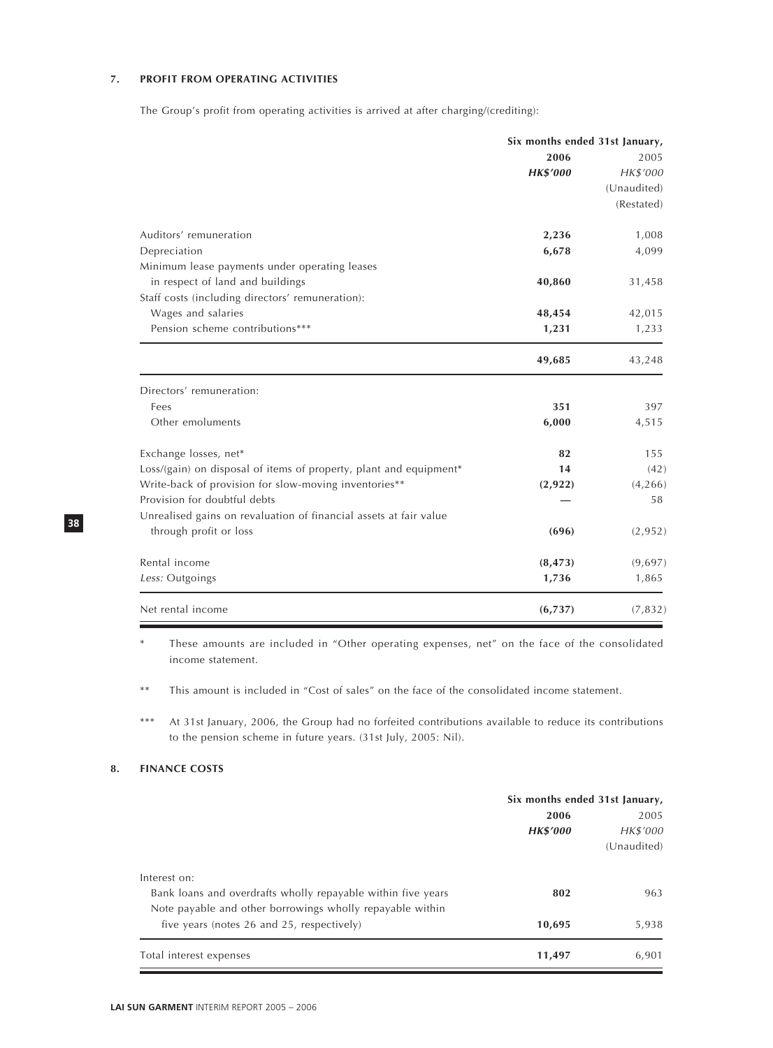## 7. PROFIT FROM OPERATING ACTIVITIES

The Group's profit from operating activities is arrived at after charging/(crediting):

| | Six months ended 31st January, | |
|---|---|---|
| | **2006** | 2005 |
| | ***HK$'000*** | *HK$'000* |
| | | (Unaudited) |
| | | (Restated) |
| Auditors' remuneration | **2,236** | 1,008 |
| Depreciation | **6,678** | 4,099 |
| Minimum lease payments under operating leases in respect of land and buildings | **40,860** | 31,458 |
| Staff costs (including directors' remuneration): | | |
| Wages and salaries | **48,454** | 42,015 |
| Pension scheme contributions*** | **1,231** | 1,233 |
| | **49,685** | 43,248 |
| Directors' remuneration: | | |
| Fees | **351** | 397 |
| Other emoluments | **6,000** | 4,515 |
| Exchange losses, net* | **82** | 155 |
| Loss/(gain) on disposal of items of property, plant and equipment* | **14** | (42) |
| Write-back of provision for slow-moving inventories** | **(2,922)** | (4,266) |
| Provision for doubtful debts | **—** | 58 |
| Unrealised gains on revaluation of financial assets at fair value through profit or loss | **(696)** | (2,952) |
| Rental income | **(8,473)** | (9,697) |
| *Less:* Outgoings | **1,736** | 1,865 |
| Net rental income | **(6,737)** | (7,832) |

\* These amounts are included in "Other operating expenses, net" on the face of the consolidated income statement.

** This amount is included in "Cost of sales" on the face of the consolidated income statement.

*** At 31st January, 2006, the Group had no forfeited contributions available to reduce its contributions to the pension scheme in future years. (31st July, 2005: Nil).

## 8. FINANCE COSTS

| | Six months ended 31st January, | |
|---|---|---|
| | **2006** | 2005 |
| | ***HK$'000*** | *HK$'000* |
| | | (Unaudited) |
| Interest on: | | |
| Bank loans and overdrafts wholly repayable within five years | **802** | 963 |
| Note payable and other borrowings wholly repayable within five years (notes 26 and 25, respectively) | **10,695** | 5,938 |
| Total interest expenses | **11,497** | 6,901 |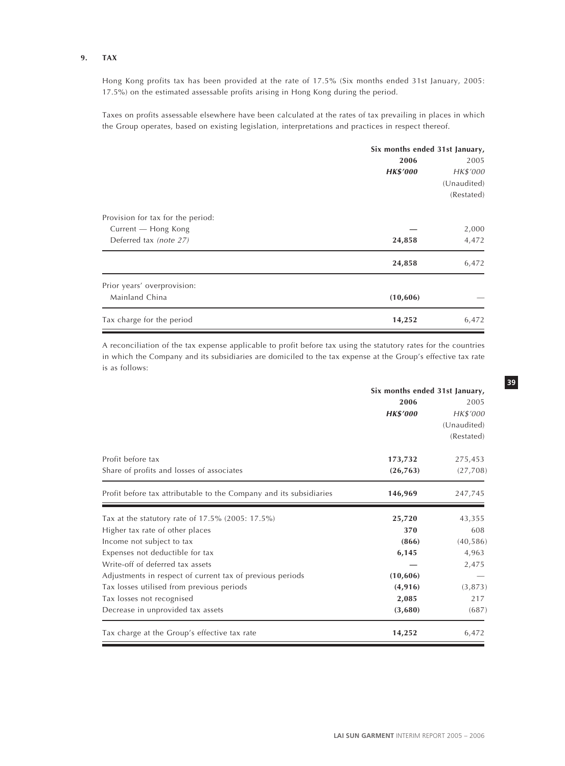## 9. TAX

Hong Kong profits tax has been provided at the rate of 17.5% (Six months ended 31st January, 2005: 17.5%) on the estimated assessable profits arising in Hong Kong during the period.

Taxes on profits assessable elsewhere have been calculated at the rates of tax prevailing in places in which the Group operates, based on existing legislation, interpretations and practices in respect thereof.

| | Six months ended 31st January, | |
|---|---|---|
| | **2006** | 2005 |
| | ***HK$'000*** | *HK$'000* |
| | | (Unaudited) |
| | | (Restated) |
| Provision for tax for the period: | | |
| Current — Hong Kong | **—** | 2,000 |
| Deferred tax *(note 27)* | **24,858** | 4,472 |
| | **24,858** | 6,472 |
| Prior years' overprovision: | | |
| Mainland China | **(10,606)** | — |
| Tax charge for the period | **14,252** | 6,472 |

A reconciliation of the tax expense applicable to profit before tax using the statutory rates for the countries in which the Company and its subsidiaries are domiciled to the tax expense at the Group's effective tax rate is as follows:

| | Six months ended 31st January, | |
|---|---|---|
| | **2006** | 2005 |
| | ***HK$'000*** | *HK$'000* |
| | | (Unaudited) |
| | | (Restated) |
| Profit before tax | **173,732** | 275,453 |
| Share of profits and losses of associates | **(26,763)** | (27,708) |
| Profit before tax attributable to the Company and its subsidiaries | **146,969** | 247,745 |
| Tax at the statutory rate of 17.5% (2005: 17.5%) | **25,720** | 43,355 |
| Higher tax rate of other places | **370** | 608 |
| Income not subject to tax | **(866)** | (40,586) |
| Expenses not deductible for tax | **6,145** | 4,963 |
| Write-off of deferred tax assets | **—** | 2,475 |
| Adjustments in respect of current tax of previous periods | **(10,606)** | — |
| Tax losses utilised from previous periods | **(4,916)** | (3,873) |
| Tax losses not recognised | **2,085** | 217 |
| Decrease in unprovided tax assets | **(3,680)** | (687) |
| Tax charge at the Group's effective tax rate | **14,252** | 6,472 |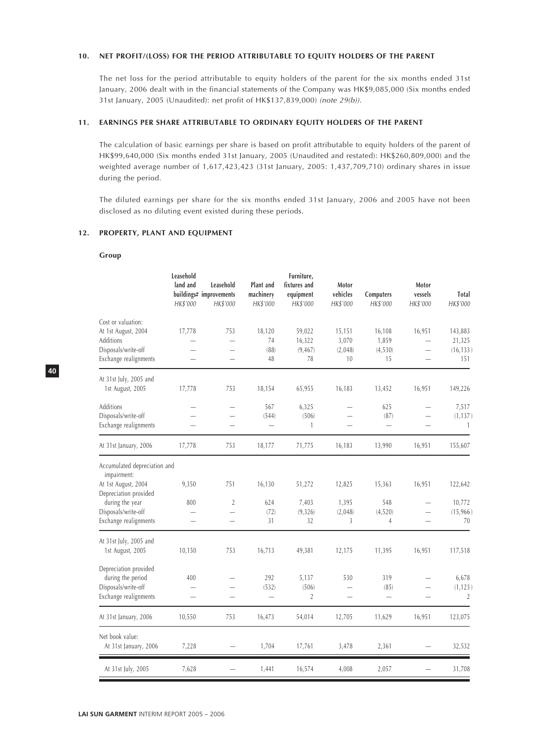## 10. NET PROFIT/(LOSS) FOR THE PERIOD ATTRIBUTABLE TO EQUITY HOLDERS OF THE PARENT

The net loss for the period attributable to equity holders of the parent for the six months ended 31st January, 2006 dealt with in the financial statements of the Company was HK$9,085,000 (Six months ended 31st January, 2005 (Unaudited): net profit of HK$137,839,000) *(note 29(b))*.

## 11. EARNINGS PER SHARE ATTRIBUTABLE TO ORDINARY EQUITY HOLDERS OF THE PARENT

The calculation of basic earnings per share is based on profit attributable to equity holders of the parent of HK$99,640,000 (Six months ended 31st January, 2005 (Unaudited and restated): HK$260,809,000) and the weighted average number of 1,617,423,423 (31st January, 2005: 1,437,709,710) ordinary shares in issue during the period.

The diluted earnings per share for the six months ended 31st January, 2006 and 2005 have not been disclosed as no diluting event existed during these periods.

## 12. PROPERTY, PLANT AND EQUIPMENT

**Group**

| | Leasehold land and buildings# HK$'000 | Leasehold improvements HK$'000 | Plant and machinery HK$'000 | Furniture, fixtures and equipment HK$'000 | Motor vehicles HK$'000 | Computers HK$'000 | Motor vessels HK$'000 | Total HK$'000 |
|---|---|---|---|---|---|---|---|---|
| Cost or valuation: | | | | | | | | |
| At 1st August, 2004 | 17,778 | 753 | 18,120 | 59,022 | 15,151 | 16,108 | 16,951 | 143,883 |
| Additions | — | — | 74 | 16,322 | 3,070 | 1,859 | — | 21,325 |
| Disposals/write-off | — | — | (88) | (9,467) | (2,048) | (4,530) | — | (16,133) |
| Exchange realignments | — | — | 48 | 78 | 10 | 15 | — | 151 |
| At 31st July, 2005 and 1st August, 2005 | 17,778 | 753 | 18,154 | 65,955 | 16,183 | 13,452 | 16,951 | 149,226 |
| Additions | — | — | 567 | 6,325 | — | 625 | — | 7,517 |
| Disposals/write-off | — | — | (544) | (506) | — | (87) | — | (1,137) |
| Exchange realignments | — | — | — | 1 | — | — | — | 1 |
| At 31st January, 2006 | 17,778 | 753 | 18,177 | 71,775 | 16,183 | 13,990 | 16,951 | 155,607 |
| Accumulated depreciation and impairment: | | | | | | | | |
| At 1st August, 2004 | 9,350 | 751 | 16,130 | 51,272 | 12,825 | 15,363 | 16,951 | 122,642 |
| Depreciation provided during the year | 800 | 2 | 624 | 7,403 | 1,395 | 548 | — | 10,772 |
| Disposals/write-off | — | — | (72) | (9,326) | (2,048) | (4,520) | — | (15,966) |
| Exchange realignments | — | — | 31 | 32 | 3 | 4 | — | 70 |
| At 31st July, 2005 and 1st August, 2005 | 10,150 | 753 | 16,713 | 49,381 | 12,175 | 11,395 | 16,951 | 117,518 |
| Depreciation provided during the period | 400 | — | 292 | 5,137 | 530 | 319 | — | 6,678 |
| Disposals/write-off | — | — | (532) | (506) | — | (85) | — | (1,123) |
| Exchange realignments | — | — | — | 2 | — | — | — | 2 |
| At 31st January, 2006 | 10,550 | 753 | 16,473 | 54,014 | 12,705 | 11,629 | 16,951 | 123,075 |
| Net book value: | | | | | | | | |
| At 31st January, 2006 | 7,228 | — | 1,704 | 17,761 | 3,478 | 2,361 | — | 32,532 |
| At 31st July, 2005 | 7,628 | — | 1,441 | 16,574 | 4,008 | 2,057 | — | 31,708 |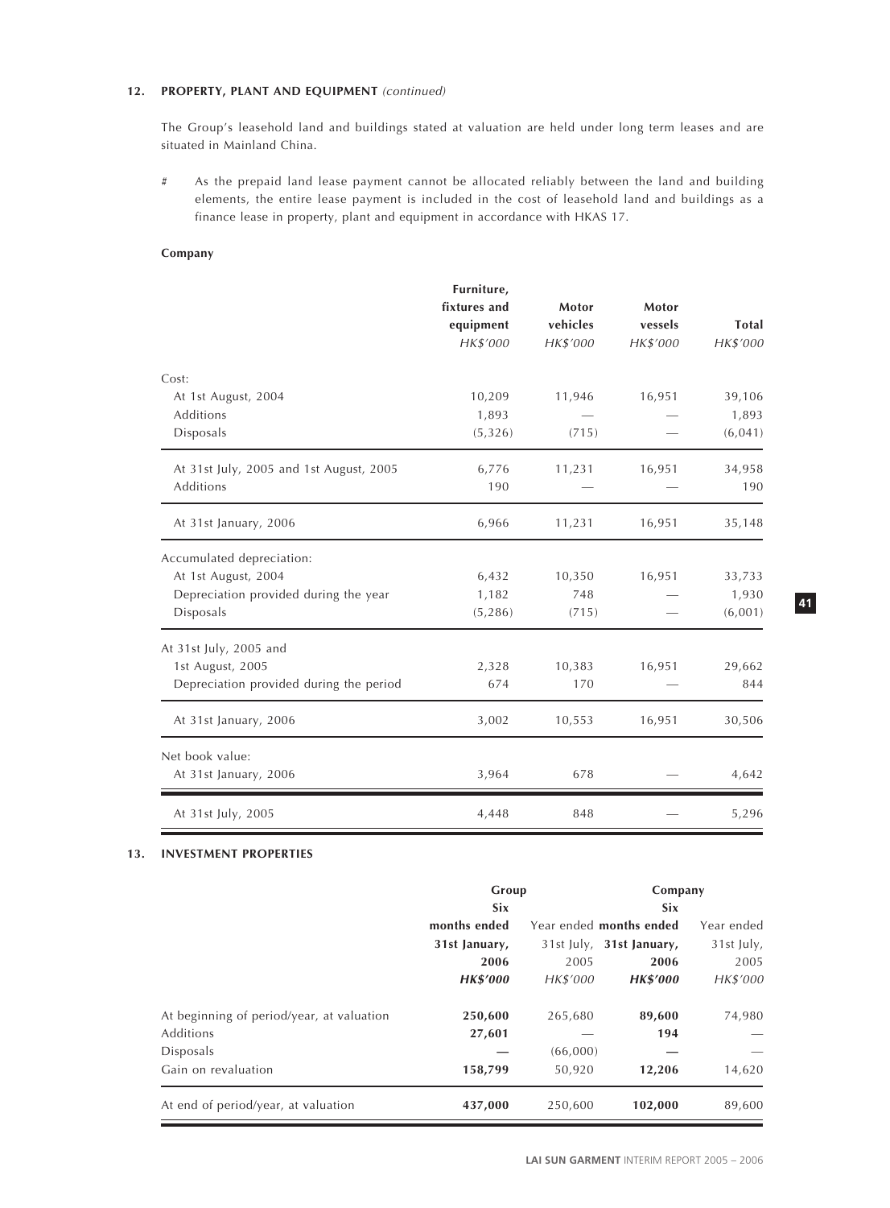## 12. PROPERTY, PLANT AND EQUIPMENT *(continued)*

The Group's leasehold land and buildings stated at valuation are held under long term leases and are situated in Mainland China.

\# As the prepaid land lease payment cannot be allocated reliably between the land and building elements, the entire lease payment is included in the cost of leasehold land and buildings as a finance lease in property, plant and equipment in accordance with HKAS 17.

**Company**

| | Furniture, fixtures and equipment *HK$'000* | Motor vehicles *HK$'000* | Motor vessels *HK$'000* | Total *HK$'000* |
|---|---|---|---|---|
| Cost: | | | | |
| At 1st August, 2004 | 10,209 | 11,946 | 16,951 | 39,106 |
| Additions | 1,893 | — | — | 1,893 |
| Disposals | (5,326) | (715) | — | (6,041) |
| At 31st July, 2005 and 1st August, 2005 | 6,776 | 11,231 | 16,951 | 34,958 |
| Additions | 190 | — | — | 190 |
| At 31st January, 2006 | 6,966 | 11,231 | 16,951 | 35,148 |
| Accumulated depreciation: | | | | |
| At 1st August, 2004 | 6,432 | 10,350 | 16,951 | 33,733 |
| Depreciation provided during the year | 1,182 | 748 | — | 1,930 |
| Disposals | (5,286) | (715) | — | (6,001) |
| At 31st July, 2005 and 1st August, 2005 | 2,328 | 10,383 | 16,951 | 29,662 |
| Depreciation provided during the period | 674 | 170 | — | 844 |
| At 31st January, 2006 | 3,002 | 10,553 | 16,951 | 30,506 |
| Net book value: | | | | |
| At 31st January, 2006 | 3,964 | 678 | — | 4,642 |
| At 31st July, 2005 | 4,448 | 848 | — | 5,296 |

## 13. INVESTMENT PROPERTIES

| | Group | | Company | |
|---|---|---|---|---|
| | **Six months ended 31st January, 2006** | Year ended 31st July, 2005 | **Six months ended 31st January, 2006** | Year ended 31st July, 2005 |
| | ***HK$'000*** | *HK$'000* | ***HK$'000*** | *HK$'000* |
| At beginning of period/year, at valuation | **250,600** | 265,680 | **89,600** | 74,980 |
| Additions | **27,601** | — | **194** | — |
| Disposals | **—** | (66,000) | **—** | — |
| Gain on revaluation | **158,799** | 50,920 | **12,206** | 14,620 |
| At end of period/year, at valuation | **437,000** | 250,600 | **102,000** | 89,600 |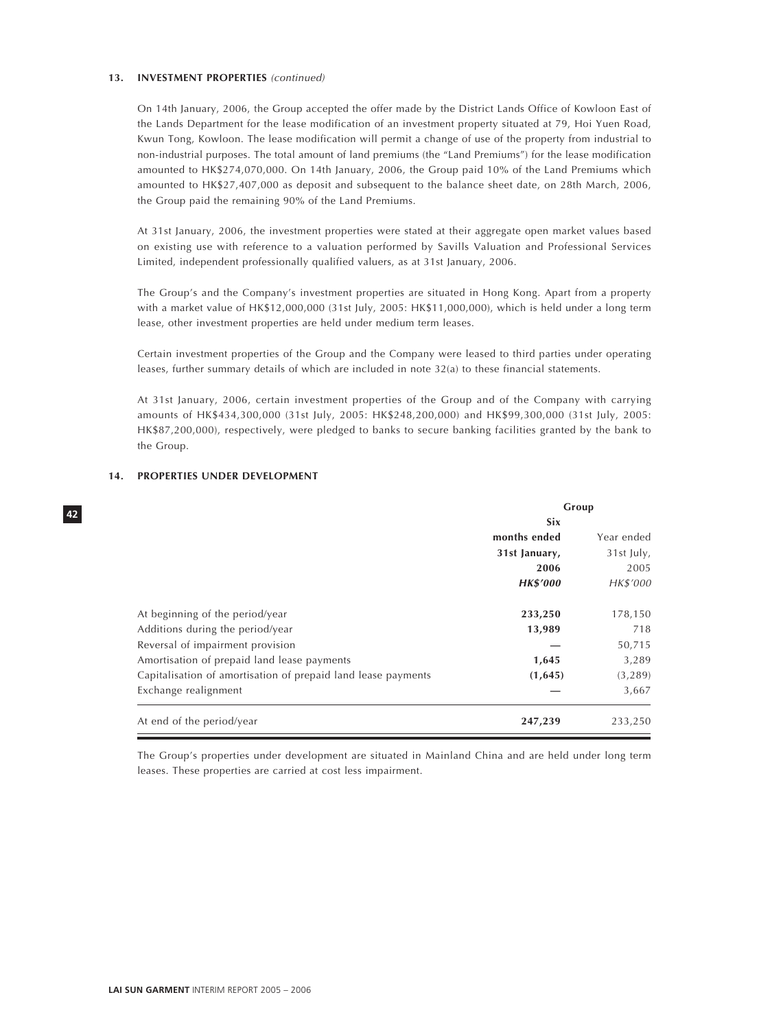### 13. INVESTMENT PROPERTIES *(continued)*

On 14th January, 2006, the Group accepted the offer made by the District Lands Office of Kowloon East of the Lands Department for the lease modification of an investment property situated at 79, Hoi Yuen Road, Kwun Tong, Kowloon. The lease modification will permit a change of use of the property from industrial to non-industrial purposes. The total amount of land premiums (the "Land Premiums") for the lease modification amounted to HK$274,070,000. On 14th January, 2006, the Group paid 10% of the Land Premiums which amounted to HK$27,407,000 as deposit and subsequent to the balance sheet date, on 28th March, 2006, the Group paid the remaining 90% of the Land Premiums.

At 31st January, 2006, the investment properties were stated at their aggregate open market values based on existing use with reference to a valuation performed by Savills Valuation and Professional Services Limited, independent professionally qualified valuers, as at 31st January, 2006.

The Group's and the Company's investment properties are situated in Hong Kong. Apart from a property with a market value of HK$12,000,000 (31st July, 2005: HK$11,000,000), which is held under a long term lease, other investment properties are held under medium term leases.

Certain investment properties of the Group and the Company were leased to third parties under operating leases, further summary details of which are included in note 32(a) to these financial statements.

At 31st January, 2006, certain investment properties of the Group and of the Company with carrying amounts of HK$434,300,000 (31st July, 2005: HK$248,200,000) and HK$99,300,000 (31st July, 2005: HK$87,200,000), respectively, were pledged to banks to secure banking facilities granted by the bank to the Group.

### 14. PROPERTIES UNDER DEVELOPMENT

| | Group | |
|---|---|---|
| | **Six months ended 31st January, 2006** | Year ended 31st July, 2005 |
| | ***HK$'000*** | *HK$'000* |
| At beginning of the period/year | **233,250** | 178,150 |
| Additions during the period/year | **13,989** | 718 |
| Reversal of impairment provision | **—** | 50,715 |
| Amortisation of prepaid land lease payments | **1,645** | 3,289 |
| Capitalisation of amortisation of prepaid land lease payments | **(1,645)** | (3,289) |
| Exchange realignment | **—** | 3,667 |
| At end of the period/year | **247,239** | 233,250 |

The Group's properties under development are situated in Mainland China and are held under long term leases. These properties are carried at cost less impairment.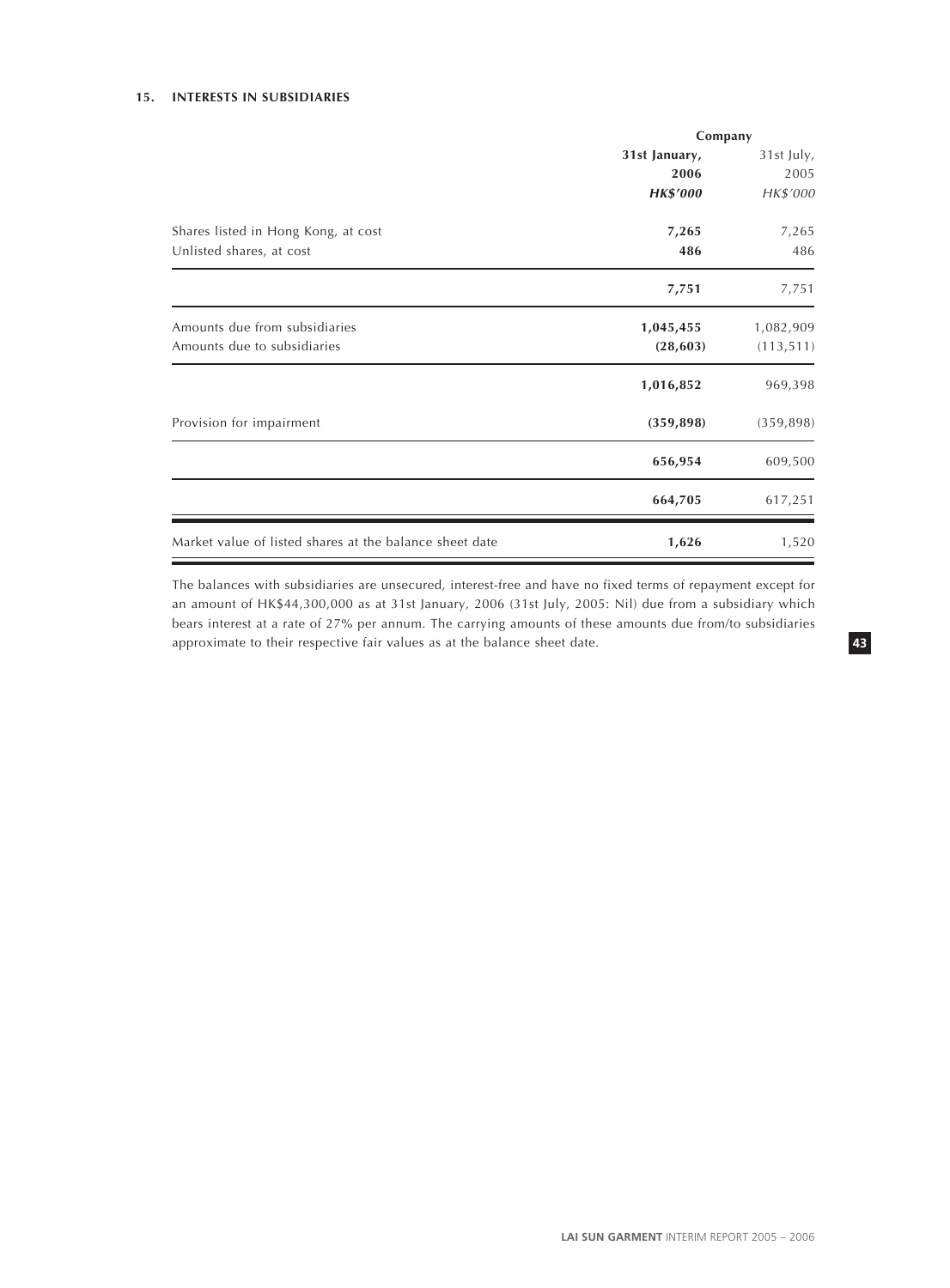### 15. INTERESTS IN SUBSIDIARIES

| | Company | |
|---|---|---|
| | **31st January, 2006** | 31st July, 2005 |
| | ***HK$'000*** | *HK$'000* |
| Shares listed in Hong Kong, at cost | **7,265** | 7,265 |
| Unlisted shares, at cost | **486** | 486 |
| | **7,751** | 7,751 |
| Amounts due from subsidiaries | **1,045,455** | 1,082,909 |
| Amounts due to subsidiaries | **(28,603)** | (113,511) |
| | **1,016,852** | 969,398 |
| Provision for impairment | **(359,898)** | (359,898) |
| | **656,954** | 609,500 |
| | **664,705** | 617,251 |
| Market value of listed shares at the balance sheet date | **1,626** | 1,520 |

The balances with subsidiaries are unsecured, interest-free and have no fixed terms of repayment except for an amount of HK$44,300,000 as at 31st January, 2006 (31st July, 2005: Nil) due from a subsidiary which bears interest at a rate of 27% per annum. The carrying amounts of these amounts due from/to subsidiaries approximate to their respective fair values as at the balance sheet date.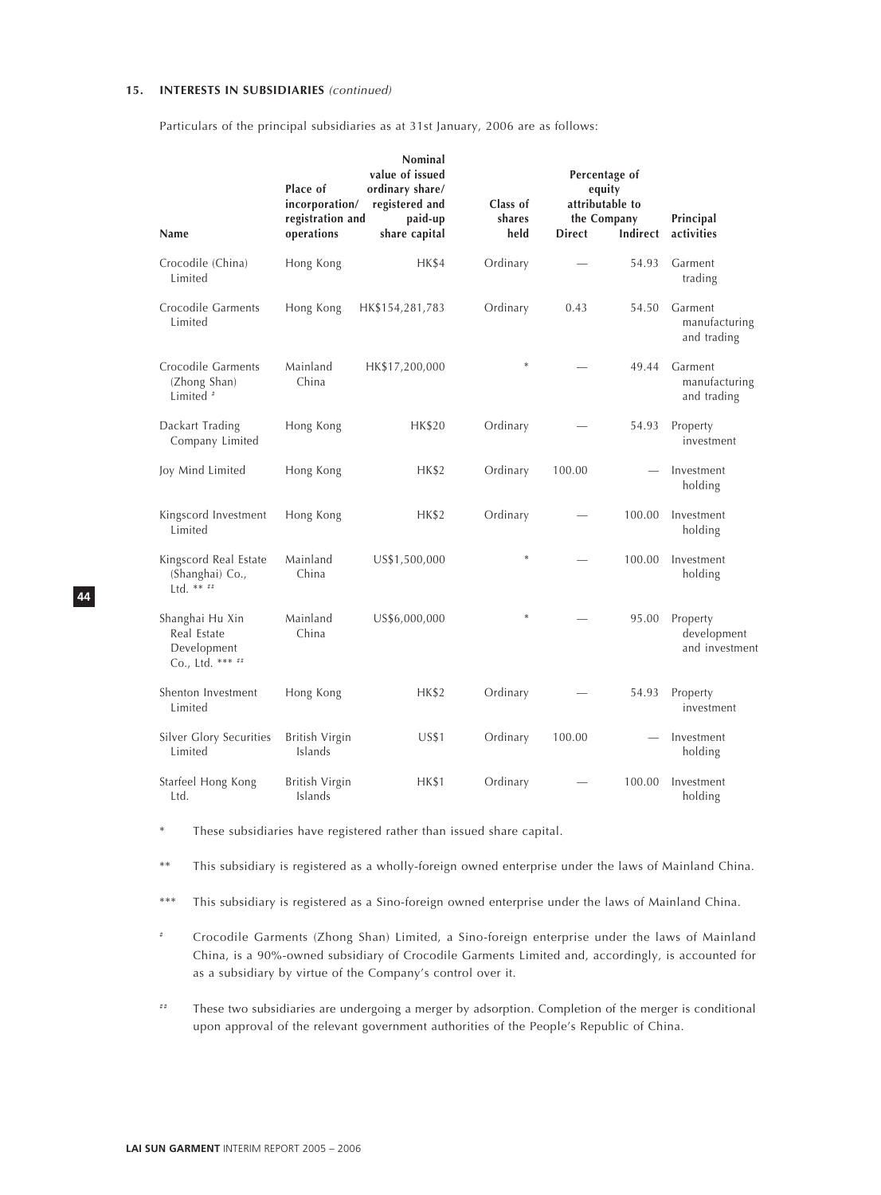### 15. INTERESTS IN SUBSIDIARIES *(continued)*

Particulars of the principal subsidiaries as at 31st January, 2006 are as follows:

| Name | Place of incorporation/ registration and operations | Nominal value of issued ordinary share/ registered and paid-up share capital | Class of shares held | Percentage of equity attributable to the Company | | Principal activities |
|---|---|---|---|---|---|---|
| | | | | Direct | Indirect | |
| Crocodile (China) Limited | Hong Kong | HK$4 | Ordinary | — | 54.93 | Garment trading |
| Crocodile Garments Limited | Hong Kong | HK$154,281,783 | Ordinary | 0.43 | 54.50 | Garment manufacturing and trading |
| Crocodile Garments (Zhong Shan) Limited # | Mainland China | HK$17,200,000 | * | — | 49.44 | Garment manufacturing and trading |
| Dackart Trading Company Limited | Hong Kong | HK$20 | Ordinary | — | 54.93 | Property investment |
| Joy Mind Limited | Hong Kong | HK$2 | Ordinary | 100.00 | — | Investment holding |
| Kingscord Investment Limited | Hong Kong | HK$2 | Ordinary | — | 100.00 | Investment holding |
| Kingscord Real Estate (Shanghai) Co., Ltd. ** ## | Mainland China | US$1,500,000 | * | — | 100.00 | Investment holding |
| Shanghai Hu Xin Real Estate Development Co., Ltd. *** ## | Mainland China | US$6,000,000 | * | — | 95.00 | Property development and investment |
| Shenton Investment Limited | Hong Kong | HK$2 | Ordinary | — | 54.93 | Property investment |
| Silver Glory Securities Limited | British Virgin Islands | US$1 | Ordinary | 100.00 | — | Investment holding |
| Starfeel Hong Kong Ltd. | British Virgin Islands | HK$1 | Ordinary | — | 100.00 | Investment holding |

\* These subsidiaries have registered rather than issued share capital.

** This subsidiary is registered as a wholly-foreign owned enterprise under the laws of Mainland China.

*** This subsidiary is registered as a Sino-foreign owned enterprise under the laws of Mainland China.

\# Crocodile Garments (Zhong Shan) Limited, a Sino-foreign enterprise under the laws of Mainland China, is a 90%-owned subsidiary of Crocodile Garments Limited and, accordingly, is accounted for as a subsidiary by virtue of the Company's control over it.

\## These two subsidiaries are undergoing a merger by adsorption. Completion of the merger is conditional upon approval of the relevant government authorities of the People's Republic of China.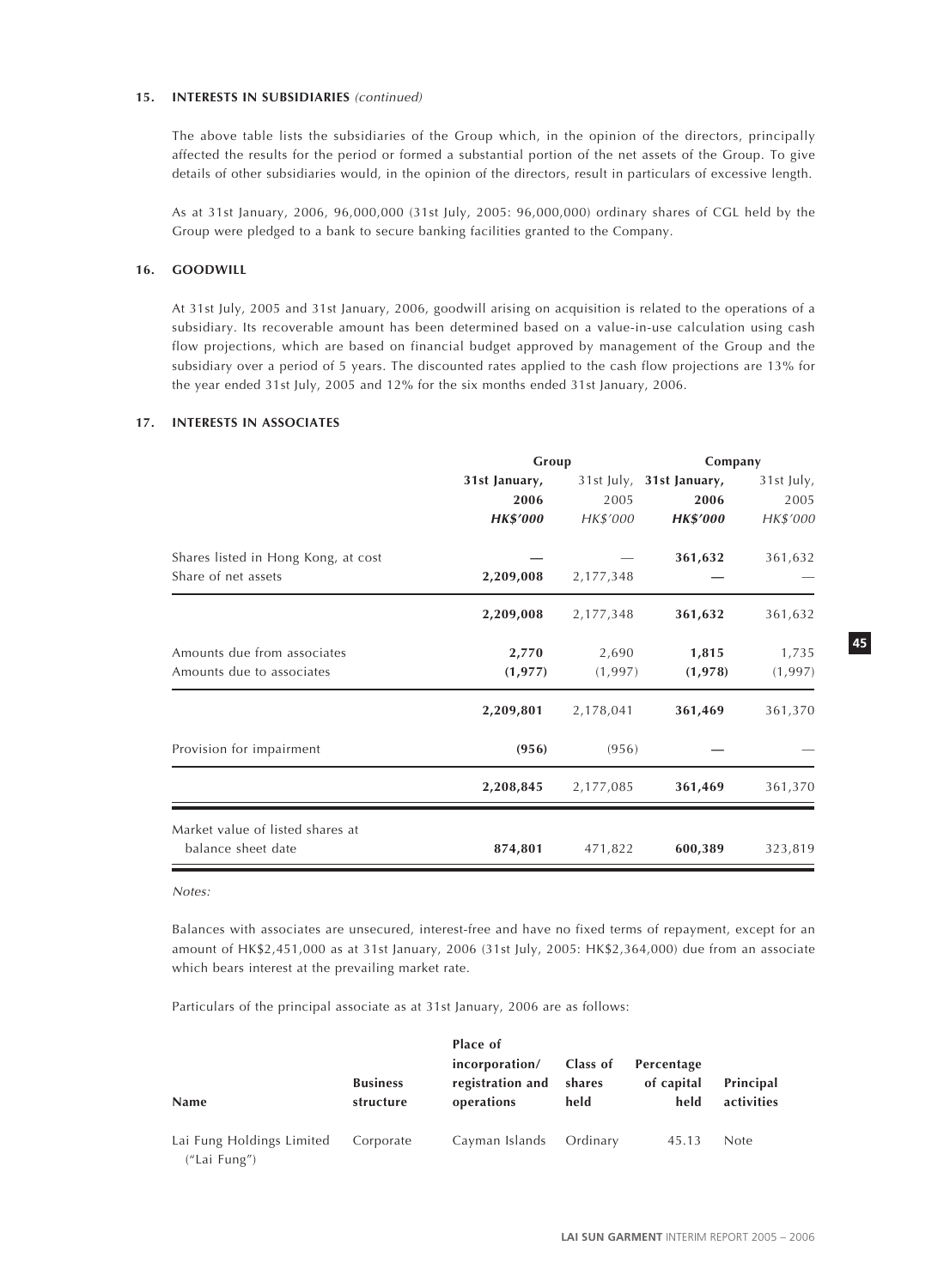## 15. INTERESTS IN SUBSIDIARIES *(continued)*

The above table lists the subsidiaries of the Group which, in the opinion of the directors, principally affected the results for the period or formed a substantial portion of the net assets of the Group. To give details of other subsidiaries would, in the opinion of the directors, result in particulars of excessive length.

As at 31st January, 2006, 96,000,000 (31st July, 2005: 96,000,000) ordinary shares of CGL held by the Group were pledged to a bank to secure banking facilities granted to the Company.

## 16. GOODWILL

At 31st July, 2005 and 31st January, 2006, goodwill arising on acquisition is related to the operations of a subsidiary. Its recoverable amount has been determined based on a value-in-use calculation using cash flow projections, which are based on financial budget approved by management of the Group and the subsidiary over a period of 5 years. The discounted rates applied to the cash flow projections are 13% for the year ended 31st July, 2005 and 12% for the six months ended 31st January, 2006.

## 17. INTERESTS IN ASSOCIATES

| | Group | | Company | |
|---|---|---|---|---|
| | **31st January, 2006** | 31st July, 2005 | **31st January, 2006** | 31st July, 2005 |
| | ***HK\$'000*** | *HK\$'000* | ***HK\$'000*** | *HK\$'000* |
| Shares listed in Hong Kong, at cost | **—** | — | **361,632** | 361,632 |
| Share of net assets | **2,209,008** | 2,177,348 | **—** | — |
| | **2,209,008** | 2,177,348 | **361,632** | 361,632 |
| Amounts due from associates | **2,770** | 2,690 | **1,815** | 1,735 |
| Amounts due to associates | **(1,977)** | (1,997) | **(1,978)** | (1,997) |
| | **2,209,801** | 2,178,041 | **361,469** | 361,370 |
| Provision for impairment | **(956)** | (956) | **—** | — |
| | **2,208,845** | 2,177,085 | **361,469** | 361,370 |
| Market value of listed shares at balance sheet date | **874,801** | 471,822 | **600,389** | 323,819 |

*Notes:*

Balances with associates are unsecured, interest-free and have no fixed terms of repayment, except for an amount of HK\$2,451,000 as at 31st January, 2006 (31st July, 2005: HK\$2,364,000) due from an associate which bears interest at the prevailing market rate.

Particulars of the principal associate as at 31st January, 2006 are as follows:

| Name | Business structure | Place of incorporation/ registration and operations | Class of shares held | Percentage of capital held | Principal activities |
|---|---|---|---|---|---|
| Lai Fung Holdings Limited ("Lai Fung") | Corporate | Cayman Islands | Ordinary | 45.13 | Note |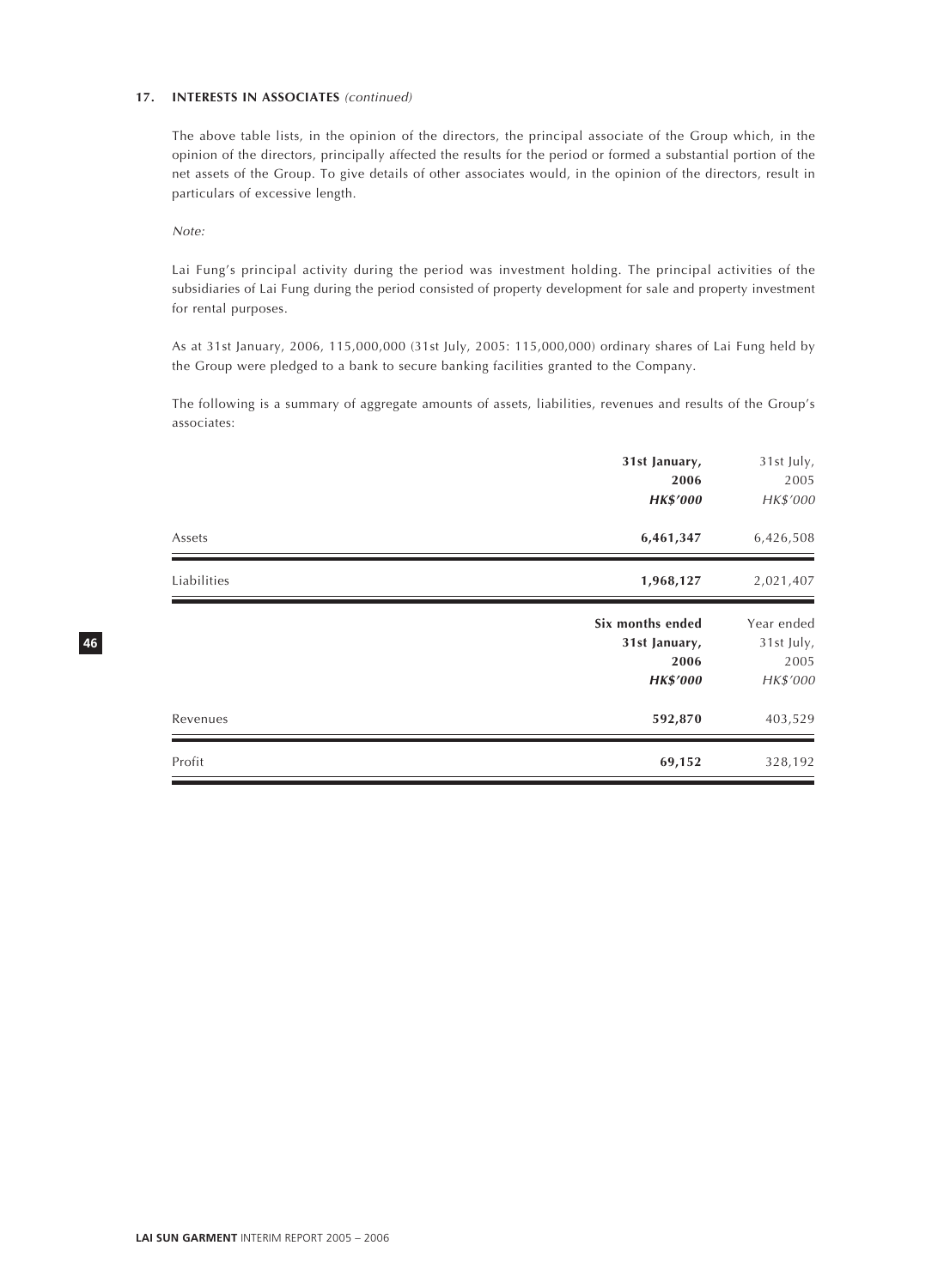### 17. INTERESTS IN ASSOCIATES *(continued)*

The above table lists, in the opinion of the directors, the principal associate of the Group which, in the opinion of the directors, principally affected the results for the period or formed a substantial portion of the net assets of the Group. To give details of other associates would, in the opinion of the directors, result in particulars of excessive length.

*Note:*

Lai Fung's principal activity during the period was investment holding. The principal activities of the subsidiaries of Lai Fung during the period consisted of property development for sale and property investment for rental purposes.

As at 31st January, 2006, 115,000,000 (31st July, 2005: 115,000,000) ordinary shares of Lai Fung held by the Group were pledged to a bank to secure banking facilities granted to the Company.

The following is a summary of aggregate amounts of assets, liabilities, revenues and results of the Group's associates:

| | **31st January, 2006** | 31st July, 2005 |
|---|---|---|
| | ***HK$'000*** | *HK$'000* |
| Assets | **6,461,347** | 6,426,508 |
| Liabilities | **1,968,127** | 2,021,407 |

| | **Six months ended 31st January, 2006** | Year ended 31st July, 2005 |
|---|---|---|
| | ***HK$'000*** | *HK$'000* |
| Revenues | **592,870** | 403,529 |
| Profit | **69,152** | 328,192 |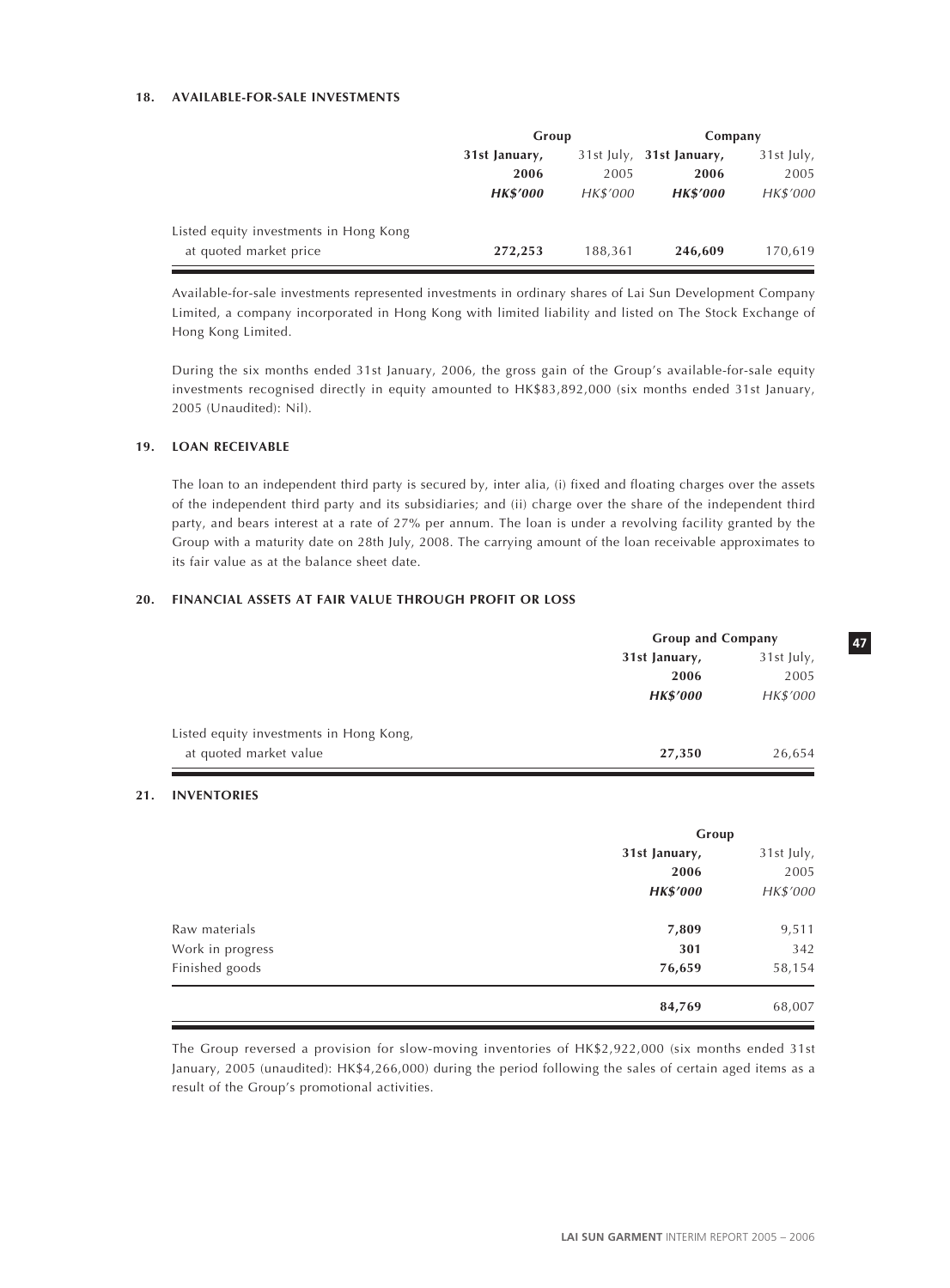### 18. AVAILABLE-FOR-SALE INVESTMENTS

| | Group | | Company | |
|---|---|---|---|---|
| | **31st January, 2006** | 31st July, 2005 | **31st January, 2006** | 31st July, 2005 |
| | ***HK$'000*** | *HK$'000* | ***HK$'000*** | *HK$'000* |
| Listed equity investments in Hong Kong at quoted market price | **272,253** | 188,361 | **246,609** | 170,619 |

Available-for-sale investments represented investments in ordinary shares of Lai Sun Development Company Limited, a company incorporated in Hong Kong with limited liability and listed on The Stock Exchange of Hong Kong Limited.

During the six months ended 31st January, 2006, the gross gain of the Group's available-for-sale equity investments recognised directly in equity amounted to HK$83,892,000 (six months ended 31st January, 2005 (Unaudited): Nil).

### 19. LOAN RECEIVABLE

The loan to an independent third party is secured by, inter alia, (i) fixed and floating charges over the assets of the independent third party and its subsidiaries; and (ii) charge over the share of the independent third party, and bears interest at a rate of 27% per annum. The loan is under a revolving facility granted by the Group with a maturity date on 28th July, 2008. The carrying amount of the loan receivable approximates to its fair value as at the balance sheet date.

### 20. FINANCIAL ASSETS AT FAIR VALUE THROUGH PROFIT OR LOSS

| | Group and Company | |
|---|---|---|
| | **31st January, 2006** | 31st July, 2005 |
| | ***HK$'000*** | *HK$'000* |
| Listed equity investments in Hong Kong, at quoted market value | **27,350** | 26,654 |

### 21. INVENTORIES

| | Group | |
|---|---|---|
| | **31st January, 2006** | 31st July, 2005 |
| | ***HK$'000*** | *HK$'000* |
| Raw materials | **7,809** | 9,511 |
| Work in progress | **301** | 342 |
| Finished goods | **76,659** | 58,154 |
| | **84,769** | 68,007 |

The Group reversed a provision for slow-moving inventories of HK$2,922,000 (six months ended 31st January, 2005 (unaudited): HK$4,266,000) during the period following the sales of certain aged items as a result of the Group's promotional activities.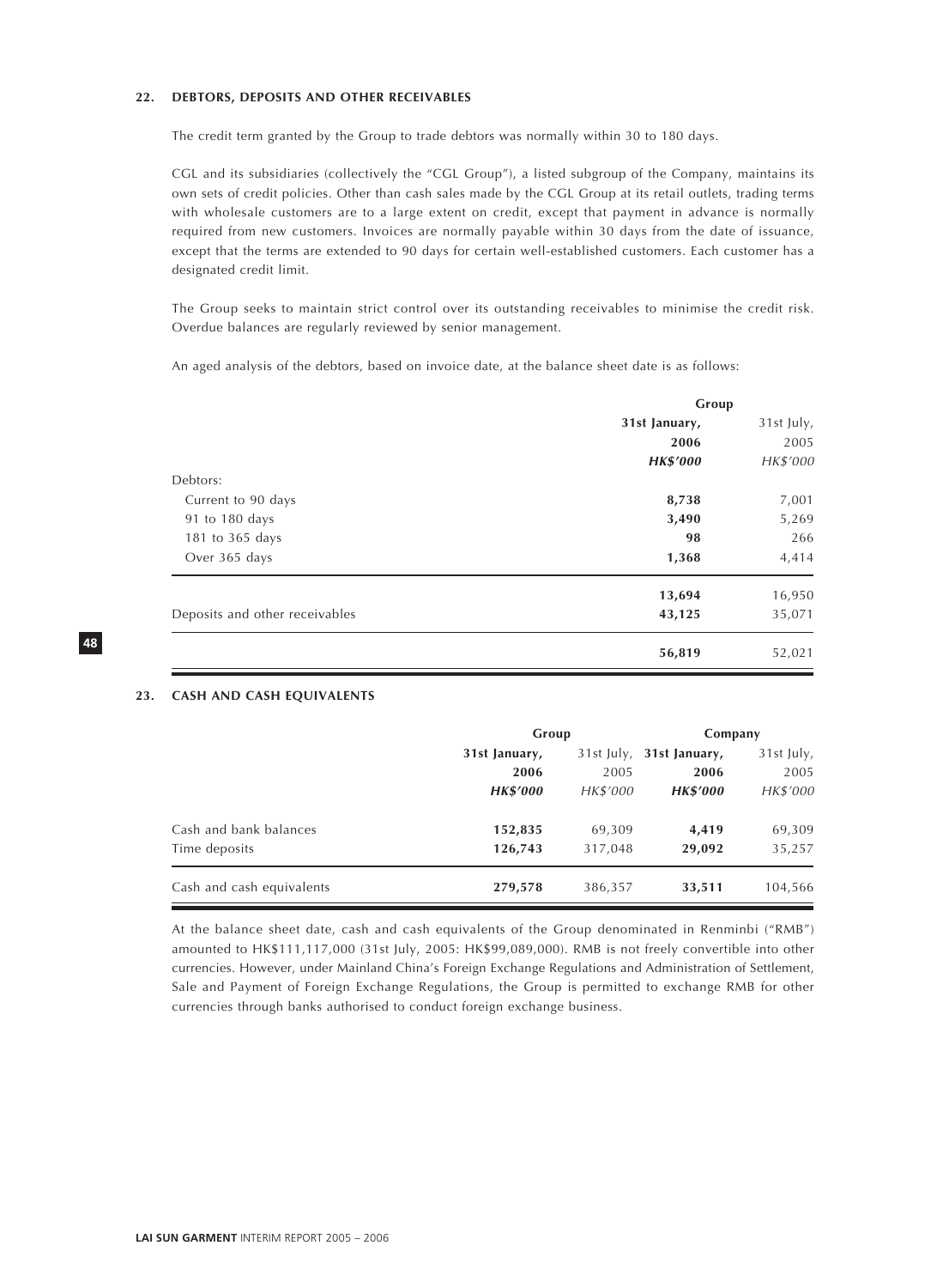## 22. DEBTORS, DEPOSITS AND OTHER RECEIVABLES

The credit term granted by the Group to trade debtors was normally within 30 to 180 days.

CGL and its subsidiaries (collectively the "CGL Group"), a listed subgroup of the Company, maintains its own sets of credit policies. Other than cash sales made by the CGL Group at its retail outlets, trading terms with wholesale customers are to a large extent on credit, except that payment in advance is normally required from new customers. Invoices are normally payable within 30 days from the date of issuance, except that the terms are extended to 90 days for certain well-established customers. Each customer has a designated credit limit.

The Group seeks to maintain strict control over its outstanding receivables to minimise the credit risk. Overdue balances are regularly reviewed by senior management.

An aged analysis of the debtors, based on invoice date, at the balance sheet date is as follows:

| | Group | |
|---|---|---|
| | **31st January, 2006** | 31st July, 2005 |
| | ***HK$'000*** | *HK$'000* |
| Debtors: | | |
| Current to 90 days | **8,738** | 7,001 |
| 91 to 180 days | **3,490** | 5,269 |
| 181 to 365 days | **98** | 266 |
| Over 365 days | **1,368** | 4,414 |
| | **13,694** | 16,950 |
| Deposits and other receivables | **43,125** | 35,071 |
| | **56,819** | 52,021 |

## 23. CASH AND CASH EQUIVALENTS

| | Group | | Company | |
|---|---|---|---|---|
| | **31st January, 2006** | 31st July, 2005 | **31st January, 2006** | 31st July, 2005 |
| | ***HK$'000*** | *HK$'000* | ***HK$'000*** | *HK$'000* |
| Cash and bank balances | **152,835** | 69,309 | **4,419** | 69,309 |
| Time deposits | **126,743** | 317,048 | **29,092** | 35,257 |
| Cash and cash equivalents | **279,578** | 386,357 | **33,511** | 104,566 |

At the balance sheet date, cash and cash equivalents of the Group denominated in Renminbi ("RMB") amounted to HK$111,117,000 (31st July, 2005: HK$99,089,000). RMB is not freely convertible into other currencies. However, under Mainland China's Foreign Exchange Regulations and Administration of Settlement, Sale and Payment of Foreign Exchange Regulations, the Group is permitted to exchange RMB for other currencies through banks authorised to conduct foreign exchange business.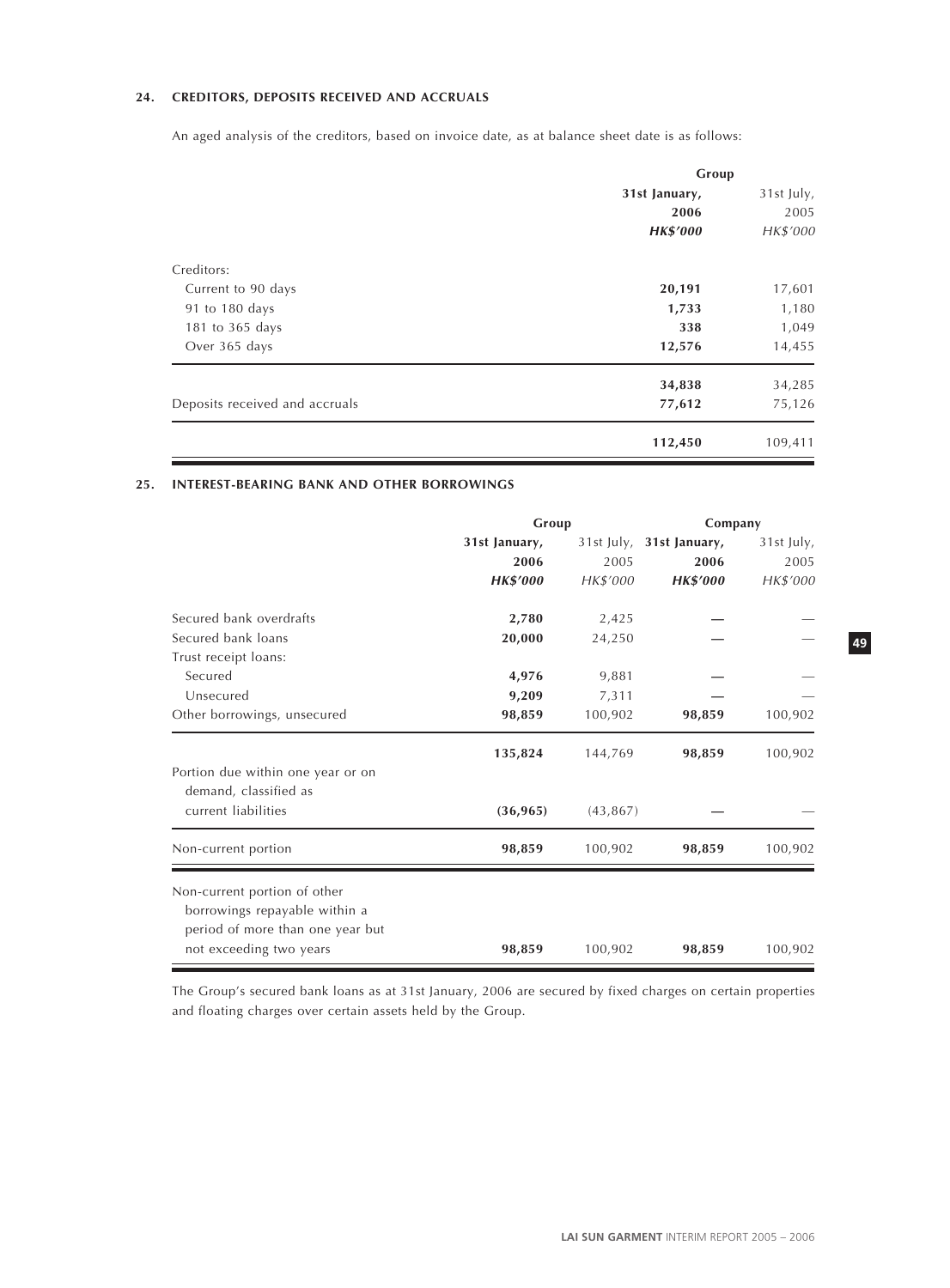## 24. CREDITORS, DEPOSITS RECEIVED AND ACCRUALS

An aged analysis of the creditors, based on invoice date, as at balance sheet date is as follows:

| | Group | |
|---|---|---|
| | **31st January, 2006** | 31st July, 2005 |
| | ***HK$'000*** | *HK$'000* |
| Creditors: | | |
| Current to 90 days | **20,191** | 17,601 |
| 91 to 180 days | **1,733** | 1,180 |
| 181 to 365 days | **338** | 1,049 |
| Over 365 days | **12,576** | 14,455 |
| | **34,838** | 34,285 |
| Deposits received and accruals | **77,612** | 75,126 |
| | **112,450** | 109,411 |

## 25. INTEREST-BEARING BANK AND OTHER BORROWINGS

| | Group | | Company | |
|---|---|---|---|---|
| | **31st January, 2006** | 31st July, 2005 | **31st January, 2006** | 31st July, 2005 |
| | ***HK$'000*** | *HK$'000* | ***HK$'000*** | *HK$'000* |
| Secured bank overdrafts | **2,780** | 2,425 | **—** | — |
| Secured bank loans | **20,000** | 24,250 | **—** | — |
| Trust receipt loans: | | | | |
| Secured | **4,976** | 9,881 | **—** | — |
| Unsecured | **9,209** | 7,311 | **—** | — |
| Other borrowings, unsecured | **98,859** | 100,902 | **98,859** | 100,902 |
| | **135,824** | 144,769 | **98,859** | 100,902 |
| Portion due within one year or on demand, classified as current liabilities | **(36,965)** | (43,867) | **—** | — |
| Non-current portion | **98,859** | 100,902 | **98,859** | 100,902 |
| Non-current portion of other borrowings repayable within a period of more than one year but not exceeding two years | **98,859** | 100,902 | **98,859** | 100,902 |

The Group's secured bank loans as at 31st January, 2006 are secured by fixed charges on certain properties and floating charges over certain assets held by the Group.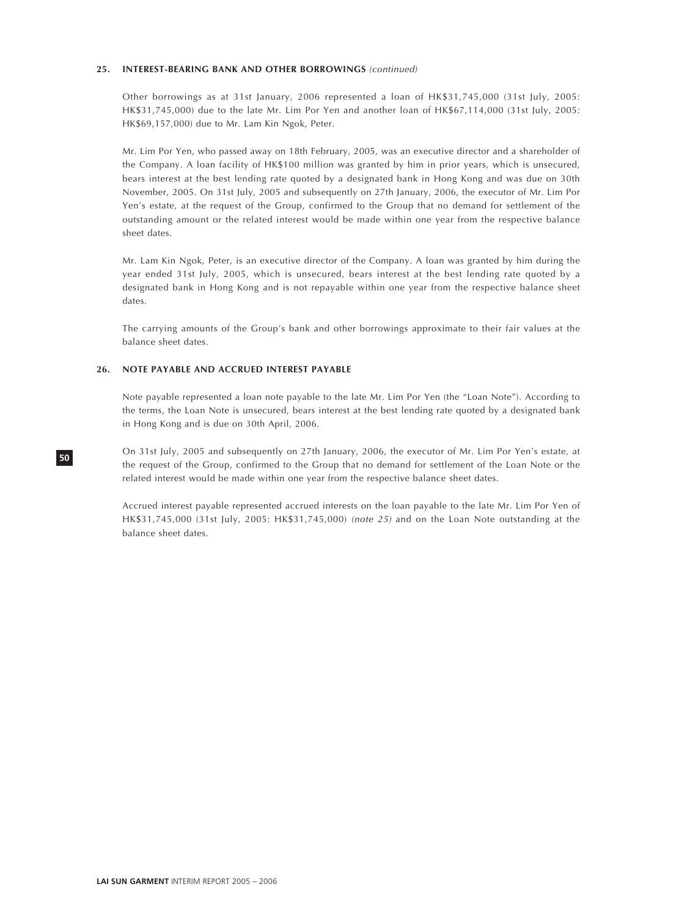## 25. INTEREST-BEARING BANK AND OTHER BORROWINGS *(continued)*

Other borrowings as at 31st January, 2006 represented a loan of HK$31,745,000 (31st July, 2005: HK$31,745,000) due to the late Mr. Lim Por Yen and another loan of HK$67,114,000 (31st July, 2005: HK$69,157,000) due to Mr. Lam Kin Ngok, Peter.

Mr. Lim Por Yen, who passed away on 18th February, 2005, was an executive director and a shareholder of the Company. A loan facility of HK$100 million was granted by him in prior years, which is unsecured, bears interest at the best lending rate quoted by a designated bank in Hong Kong and was due on 30th November, 2005. On 31st July, 2005 and subsequently on 27th January, 2006, the executor of Mr. Lim Por Yen's estate, at the request of the Group, confirmed to the Group that no demand for settlement of the outstanding amount or the related interest would be made within one year from the respective balance sheet dates.

Mr. Lam Kin Ngok, Peter, is an executive director of the Company. A loan was granted by him during the year ended 31st July, 2005, which is unsecured, bears interest at the best lending rate quoted by a designated bank in Hong Kong and is not repayable within one year from the respective balance sheet dates.

The carrying amounts of the Group's bank and other borrowings approximate to their fair values at the balance sheet dates.

## 26. NOTE PAYABLE AND ACCRUED INTEREST PAYABLE

Note payable represented a loan note payable to the late Mr. Lim Por Yen (the "Loan Note"). According to the terms, the Loan Note is unsecured, bears interest at the best lending rate quoted by a designated bank in Hong Kong and is due on 30th April, 2006.

On 31st July, 2005 and subsequently on 27th January, 2006, the executor of Mr. Lim Por Yen's estate, at the request of the Group, confirmed to the Group that no demand for settlement of the Loan Note or the related interest would be made within one year from the respective balance sheet dates.

Accrued interest payable represented accrued interests on the loan payable to the late Mr. Lim Por Yen of HK$31,745,000 (31st July, 2005: HK$31,745,000) *(note 25)* and on the Loan Note outstanding at the balance sheet dates.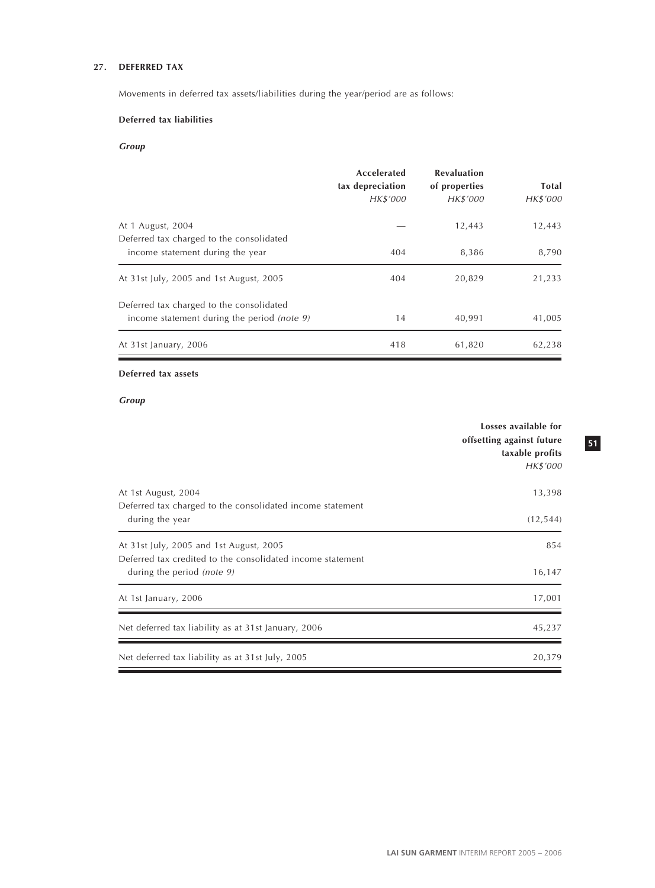## 27. DEFERRED TAX

Movements in deferred tax assets/liabilities during the year/period are as follows:

**Deferred tax liabilities**

***Group***

| | Accelerated tax depreciation *HK$'000* | Revaluation of properties *HK$'000* | Total *HK$'000* |
|---|---|---|---|
| At 1 August, 2004 | — | 12,443 | 12,443 |
| Deferred tax charged to the consolidated income statement during the year | 404 | 8,386 | 8,790 |
| At 31st July, 2005 and 1st August, 2005 | 404 | 20,829 | 21,233 |
| Deferred tax charged to the consolidated income statement during the period *(note 9)* | 14 | 40,991 | 41,005 |
| At 31st January, 2006 | 418 | 61,820 | 62,238 |

**Deferred tax assets**

***Group***

| | Losses available for offsetting against future taxable profits *HK$'000* |
|---|---|
| At 1st August, 2004 | 13,398 |
| Deferred tax charged to the consolidated income statement during the year | (12,544) |
| At 31st July, 2005 and 1st August, 2005 | 854 |
| Deferred tax credited to the consolidated income statement during the period *(note 9)* | 16,147 |
| At 1st January, 2006 | 17,001 |
| Net deferred tax liability as at 31st January, 2006 | 45,237 |
| Net deferred tax liability as at 31st July, 2005 | 20,379 |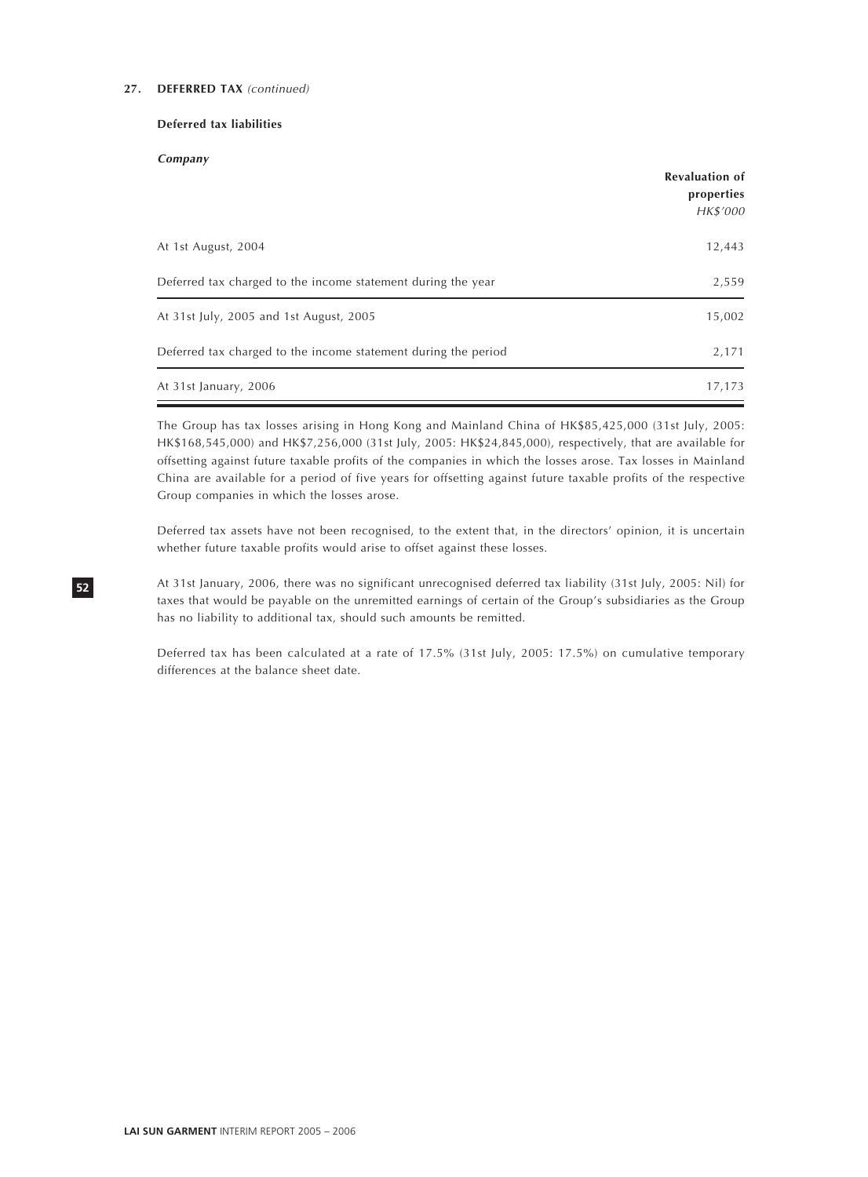**27. DEFERRED TAX** *(continued)*

**Deferred tax liabilities**

***Company***

| | Revaluation of properties *HK$'000* |
|---|---|
| At 1st August, 2004 | 12,443 |
| Deferred tax charged to the income statement during the year | 2,559 |
| At 31st July, 2005 and 1st August, 2005 | 15,002 |
| Deferred tax charged to the income statement during the period | 2,171 |
| At 31st January, 2006 | 17,173 |

The Group has tax losses arising in Hong Kong and Mainland China of HK$85,425,000 (31st July, 2005: HK$168,545,000) and HK$7,256,000 (31st July, 2005: HK$24,845,000), respectively, that are available for offsetting against future taxable profits of the companies in which the losses arose. Tax losses in Mainland China are available for a period of five years for offsetting against future taxable profits of the respective Group companies in which the losses arose.

Deferred tax assets have not been recognised, to the extent that, in the directors' opinion, it is uncertain whether future taxable profits would arise to offset against these losses.

At 31st January, 2006, there was no significant unrecognised deferred tax liability (31st July, 2005: Nil) for taxes that would be payable on the unremitted earnings of certain of the Group's subsidiaries as the Group has no liability to additional tax, should such amounts be remitted.

Deferred tax has been calculated at a rate of 17.5% (31st July, 2005: 17.5%) on cumulative temporary differences at the balance sheet date.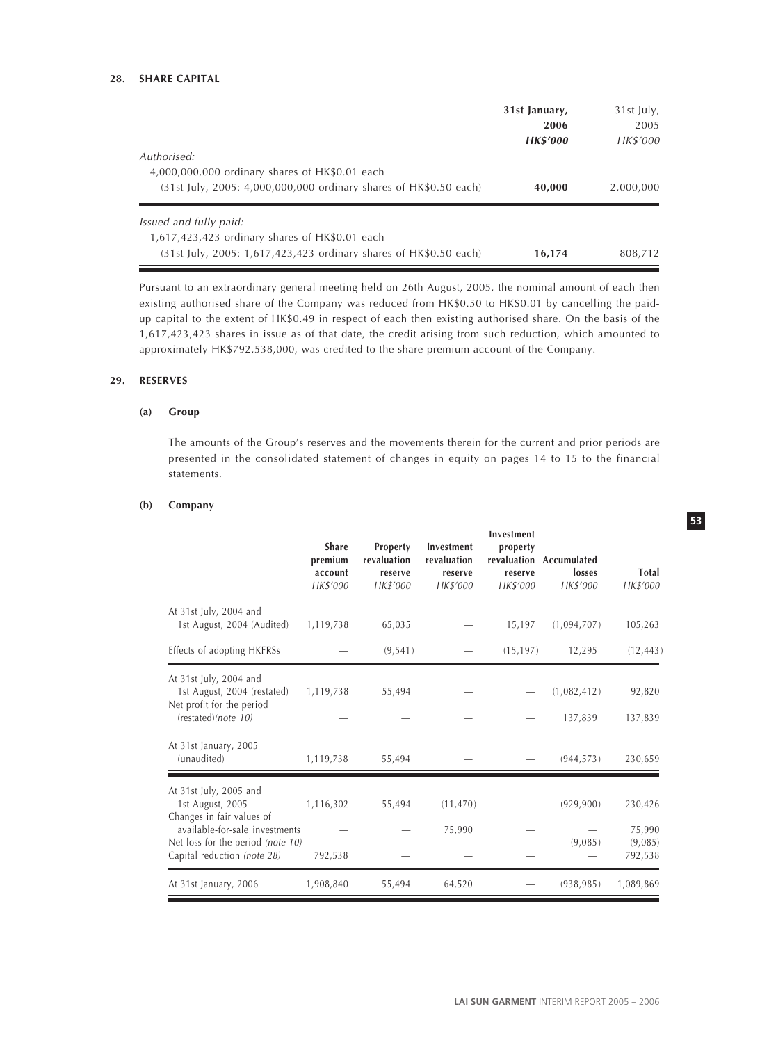## 28. SHARE CAPITAL

| | 31st January, 2006 HK$'000 | 31st July, 2005 HK$'000 |
|---|---|---|
| *Authorised:* | | |
| 4,000,000,000 ordinary shares of HK$0.01 each (31st July, 2005: 4,000,000,000 ordinary shares of HK$0.50 each) | **40,000** | 2,000,000 |
| *Issued and fully paid:* | | |
| 1,617,423,423 ordinary shares of HK$0.01 each (31st July, 2005: 1,617,423,423 ordinary shares of HK$0.50 each) | **16,174** | 808,712 |

Pursuant to an extraordinary general meeting held on 26th August, 2005, the nominal amount of each then existing authorised share of the Company was reduced from HK$0.50 to HK$0.01 by cancelling the paid-up capital to the extent of HK$0.49 in respect of each then existing authorised share. On the basis of the 1,617,423,423 shares in issue as of that date, the credit arising from such reduction, which amounted to approximately HK$792,538,000, was credited to the share premium account of the Company.

## 29. RESERVES

### (a) Group

The amounts of the Group's reserves and the movements therein for the current and prior periods are presented in the consolidated statement of changes in equity on pages 14 to 15 to the financial statements.

### (b) Company

| | Share premium account HK$'000 | Property revaluation reserve HK$'000 | Investment revaluation reserve HK$'000 | Investment property revaluation reserve HK$'000 | Accumulated losses HK$'000 | Total HK$'000 |
|---|---|---|---|---|---|---|
| At 31st July, 2004 and 1st August, 2004 (Audited) | 1,119,738 | 65,035 | — | 15,197 | (1,094,707) | 105,263 |
| Effects of adopting HKFRSs | — | (9,541) | — | (15,197) | 12,295 | (12,443) |
| At 31st July, 2004 and 1st August, 2004 (restated) | 1,119,738 | 55,494 | — | — | (1,082,412) | 92,820 |
| Net profit for the period (restated)*(note 10)* | — | — | — | — | 137,839 | 137,839 |
| At 31st January, 2005 (unaudited) | 1,119,738 | 55,494 | — | — | (944,573) | 230,659 |
| At 31st July, 2005 and 1st August, 2005 | 1,116,302 | 55,494 | (11,470) | — | (929,900) | 230,426 |
| Changes in fair values of available-for-sale investments | — | — | 75,990 | — | — | 75,990 |
| Net loss for the period *(note 10)* | — | — | — | — | (9,085) | (9,085) |
| Capital reduction *(note 28)* | 792,538 | — | — | — | — | 792,538 |
| At 31st January, 2006 | 1,908,840 | 55,494 | 64,520 | — | (938,985) | 1,089,869 |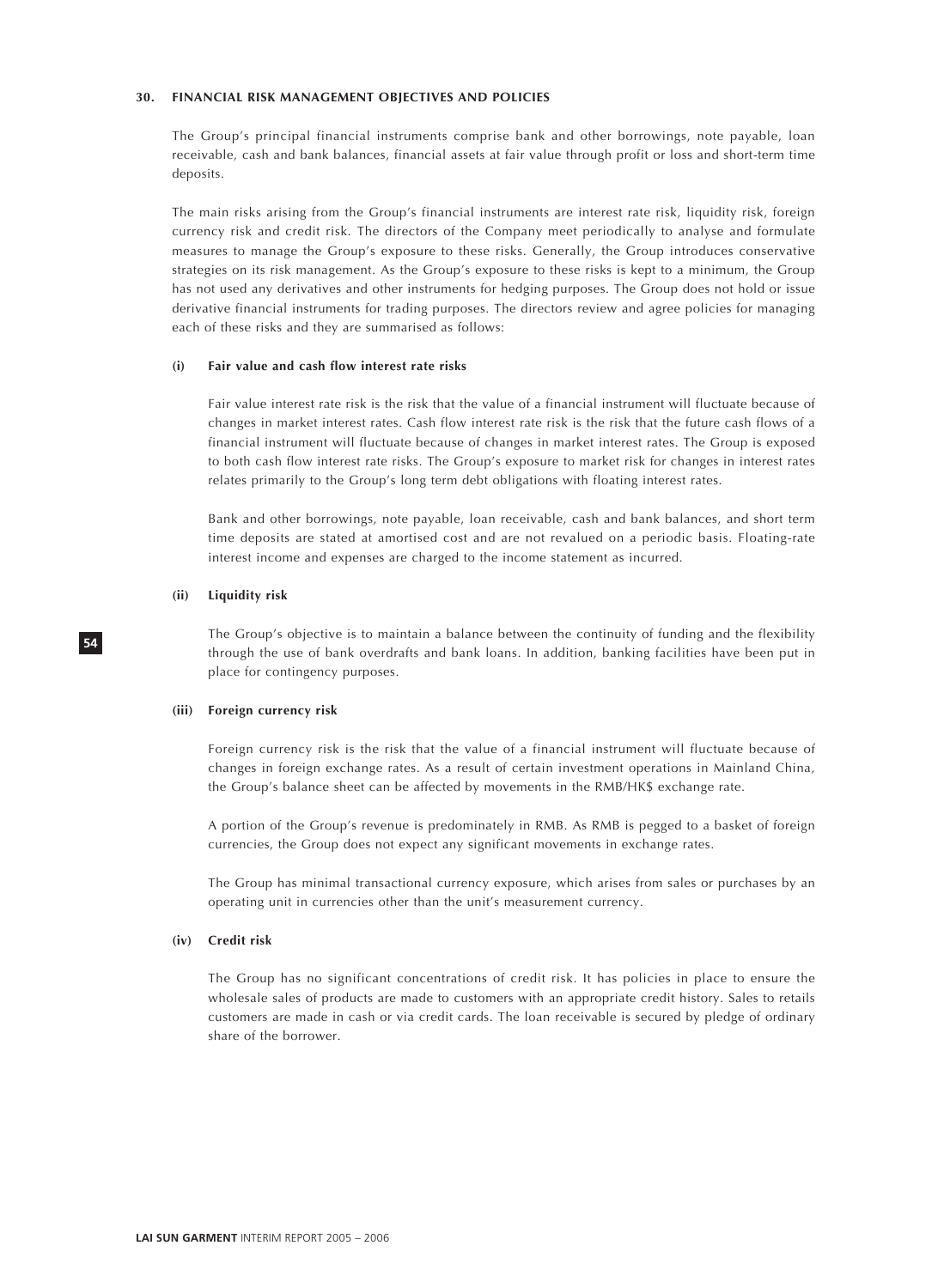## 30. FINANCIAL RISK MANAGEMENT OBJECTIVES AND POLICIES

The Group's principal financial instruments comprise bank and other borrowings, note payable, loan receivable, cash and bank balances, financial assets at fair value through profit or loss and short-term time deposits.

The main risks arising from the Group's financial instruments are interest rate risk, liquidity risk, foreign currency risk and credit risk. The directors of the Company meet periodically to analyse and formulate measures to manage the Group's exposure to these risks. Generally, the Group introduces conservative strategies on its risk management. As the Group's exposure to these risks is kept to a minimum, the Group has not used any derivatives and other instruments for hedging purposes. The Group does not hold or issue derivative financial instruments for trading purposes. The directors review and agree policies for managing each of these risks and they are summarised as follows:

### (i) Fair value and cash flow interest rate risks

Fair value interest rate risk is the risk that the value of a financial instrument will fluctuate because of changes in market interest rates. Cash flow interest rate risk is the risk that the future cash flows of a financial instrument will fluctuate because of changes in market interest rates. The Group is exposed to both cash flow interest rate risks. The Group's exposure to market risk for changes in interest rates relates primarily to the Group's long term debt obligations with floating interest rates.

Bank and other borrowings, note payable, loan receivable, cash and bank balances, and short term time deposits are stated at amortised cost and are not revalued on a periodic basis. Floating-rate interest income and expenses are charged to the income statement as incurred.

### (ii) Liquidity risk

The Group's objective is to maintain a balance between the continuity of funding and the flexibility through the use of bank overdrafts and bank loans. In addition, banking facilities have been put in place for contingency purposes.

### (iii) Foreign currency risk

Foreign currency risk is the risk that the value of a financial instrument will fluctuate because of changes in foreign exchange rates. As a result of certain investment operations in Mainland China, the Group's balance sheet can be affected by movements in the RMB/HK$ exchange rate.

A portion of the Group's revenue is predominately in RMB. As RMB is pegged to a basket of foreign currencies, the Group does not expect any significant movements in exchange rates.

The Group has minimal transactional currency exposure, which arises from sales or purchases by an operating unit in currencies other than the unit's measurement currency.

### (iv) Credit risk

The Group has no significant concentrations of credit risk. It has policies in place to ensure the wholesale sales of products are made to customers with an appropriate credit history. Sales to retails customers are made in cash or via credit cards. The loan receivable is secured by pledge of ordinary share of the borrower.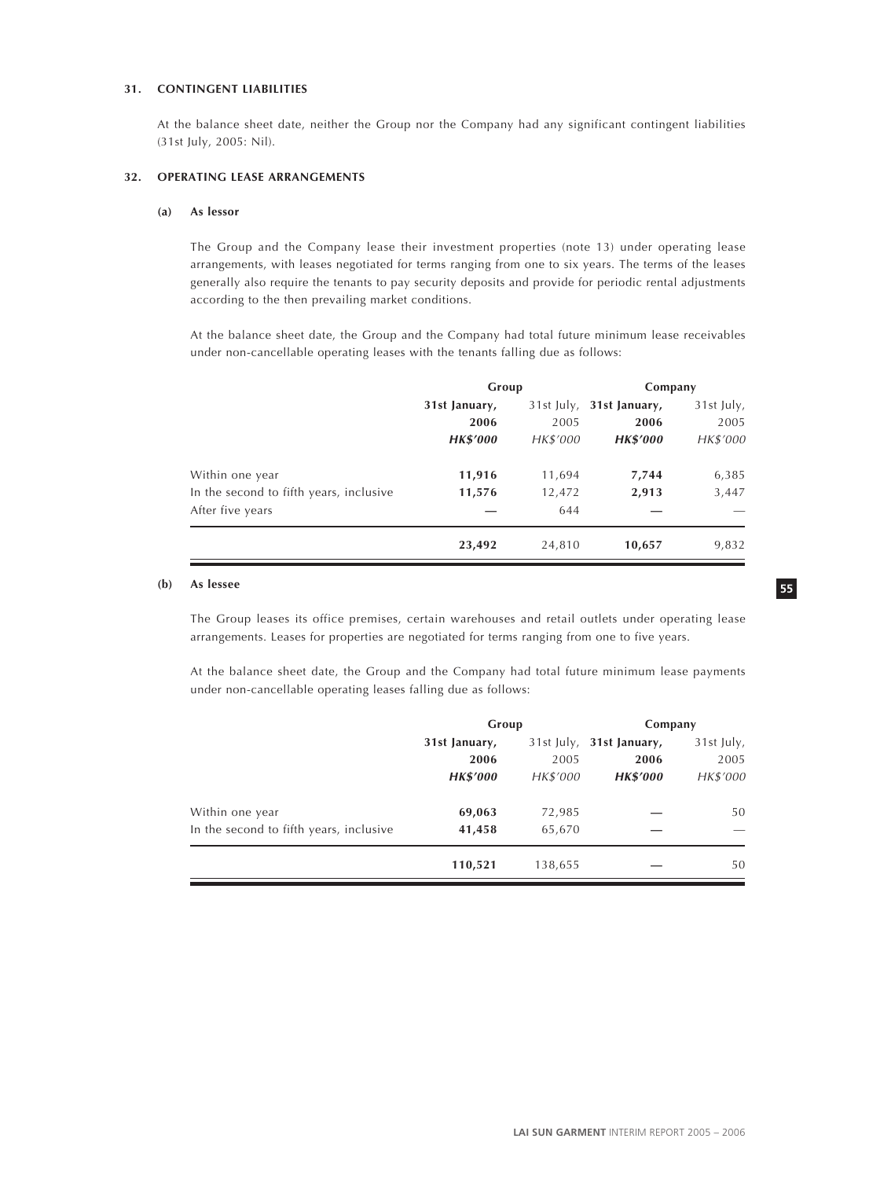### 31. CONTINGENT LIABILITIES

At the balance sheet date, neither the Group nor the Company had any significant contingent liabilities (31st July, 2005: Nil).

### 32. OPERATING LEASE ARRANGEMENTS

#### (a) As lessor

The Group and the Company lease their investment properties (note 13) under operating lease arrangements, with leases negotiated for terms ranging from one to six years. The terms of the leases generally also require the tenants to pay security deposits and provide for periodic rental adjustments according to the then prevailing market conditions.

At the balance sheet date, the Group and the Company had total future minimum lease receivables under non-cancellable operating leases with the tenants falling due as follows:

| | Group | | Company | |
|---|---|---|---|---|
| | **31st January, 2006** | 31st July, 2005 | **31st January, 2006** | 31st July, 2005 |
| | ***HK$'000*** | *HK$'000* | ***HK$'000*** | *HK$'000* |
| Within one year | **11,916** | 11,694 | **7,744** | 6,385 |
| In the second to fifth years, inclusive | **11,576** | 12,472 | **2,913** | 3,447 |
| After five years | **—** | 644 | **—** | — |
| | **23,492** | 24,810 | **10,657** | 9,832 |

#### (b) As lessee

The Group leases its office premises, certain warehouses and retail outlets under operating lease arrangements. Leases for properties are negotiated for terms ranging from one to five years.

At the balance sheet date, the Group and the Company had total future minimum lease payments under non-cancellable operating leases falling due as follows:

| | Group | | Company | |
|---|---|---|---|---|
| | **31st January, 2006** | 31st July, 2005 | **31st January, 2006** | 31st July, 2005 |
| | ***HK$'000*** | *HK$'000* | ***HK$'000*** | *HK$'000* |
| Within one year | **69,063** | 72,985 | **—** | 50 |
| In the second to fifth years, inclusive | **41,458** | 65,670 | **—** | — |
| | **110,521** | 138,655 | **—** | 50 |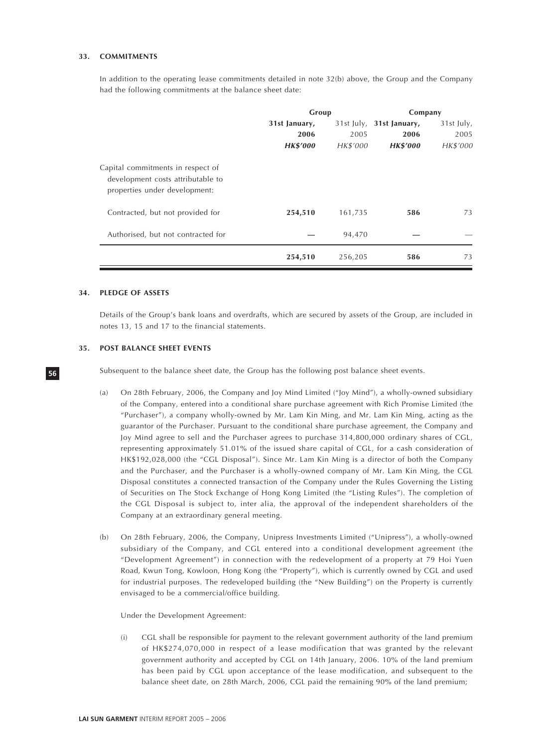### 33. COMMITMENTS

In addition to the operating lease commitments detailed in note 32(b) above, the Group and the Company had the following commitments at the balance sheet date:

| | Group | | Company | |
|---|---|---|---|---|
| | **31st January, 2006** | 31st July, 2005 | **31st January, 2006** | 31st July, 2005 |
| | ***HK$'000*** | *HK$'000* | ***HK$'000*** | *HK$'000* |
| Capital commitments in respect of development costs attributable to properties under development: | | | | |
| Contracted, but not provided for | **254,510** | 161,735 | **586** | 73 |
| Authorised, but not contracted for | **—** | 94,470 | **—** | — |
| | **254,510** | 256,205 | **586** | 73 |

### 34. PLEDGE OF ASSETS

Details of the Group's bank loans and overdrafts, which are secured by assets of the Group, are included in notes 13, 15 and 17 to the financial statements.

### 35. POST BALANCE SHEET EVENTS

Subsequent to the balance sheet date, the Group has the following post balance sheet events.

(a) On 28th February, 2006, the Company and Joy Mind Limited ("Joy Mind"), a wholly-owned subsidiary of the Company, entered into a conditional share purchase agreement with Rich Promise Limited (the "Purchaser"), a company wholly-owned by Mr. Lam Kin Ming, and Mr. Lam Kin Ming, acting as the guarantor of the Purchaser. Pursuant to the conditional share purchase agreement, the Company and Joy Mind agree to sell and the Purchaser agrees to purchase 314,800,000 ordinary shares of CGL, representing approximately 51.01% of the issued share capital of CGL, for a cash consideration of HK$192,028,000 (the "CGL Disposal"). Since Mr. Lam Kin Ming is a director of both the Company and the Purchaser, and the Purchaser is a wholly-owned company of Mr. Lam Kin Ming, the CGL Disposal constitutes a connected transaction of the Company under the Rules Governing the Listing of Securities on The Stock Exchange of Hong Kong Limited (the "Listing Rules"). The completion of the CGL Disposal is subject to, inter alia, the approval of the independent shareholders of the Company at an extraordinary general meeting.

(b) On 28th February, 2006, the Company, Unipress Investments Limited ("Unipress"), a wholly-owned subsidiary of the Company, and CGL entered into a conditional development agreement (the "Development Agreement") in connection with the redevelopment of a property at 79 Hoi Yuen Road, Kwun Tong, Kowloon, Hong Kong (the "Property"), which is currently owned by CGL and used for industrial purposes. The redeveloped building (the "New Building") on the Property is currently envisaged to be a commercial/office building.

Under the Development Agreement:

(i) CGL shall be responsible for payment to the relevant government authority of the land premium of HK$274,070,000 in respect of a lease modification that was granted by the relevant government authority and accepted by CGL on 14th January, 2006. 10% of the land premium has been paid by CGL upon acceptance of the lease modification, and subsequent to the balance sheet date, on 28th March, 2006, CGL paid the remaining 90% of the land premium;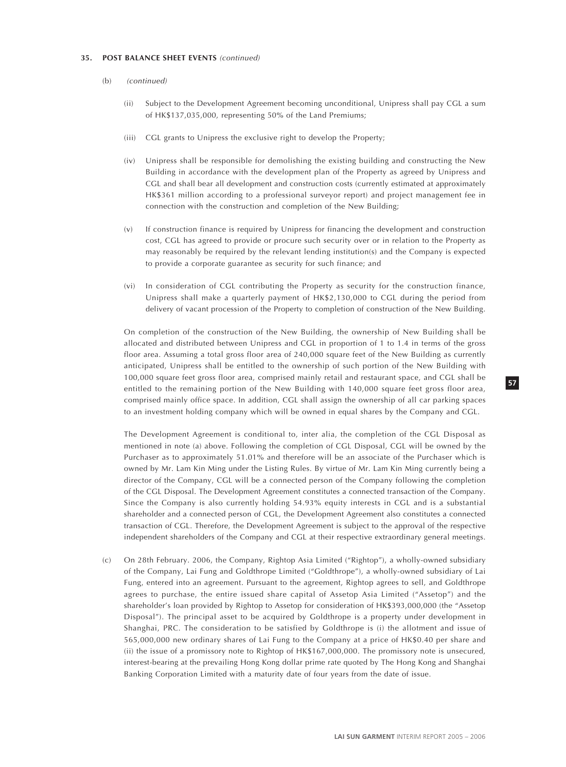**35. POST BALANCE SHEET EVENTS** *(continued)*

(b) *(continued)*

(ii) Subject to the Development Agreement becoming unconditional, Unipress shall pay CGL a sum of HK$137,035,000, representing 50% of the Land Premiums;

(iii) CGL grants to Unipress the exclusive right to develop the Property;

(iv) Unipress shall be responsible for demolishing the existing building and constructing the New Building in accordance with the development plan of the Property as agreed by Unipress and CGL and shall bear all development and construction costs (currently estimated at approximately HK$361 million according to a professional surveyor report) and project management fee in connection with the construction and completion of the New Building;

(v) If construction finance is required by Unipress for financing the development and construction cost, CGL has agreed to provide or procure such security over or in relation to the Property as may reasonably be required by the relevant lending institution(s) and the Company is expected to provide a corporate guarantee as security for such finance; and

(vi) In consideration of CGL contributing the Property as security for the construction finance, Unipress shall make a quarterly payment of HK$2,130,000 to CGL during the period from delivery of vacant procession of the Property to completion of construction of the New Building.

On completion of the construction of the New Building, the ownership of New Building shall be allocated and distributed between Unipress and CGL in proportion of 1 to 1.4 in terms of the gross floor area. Assuming a total gross floor area of 240,000 square feet of the New Building as currently anticipated, Unipress shall be entitled to the ownership of such portion of the New Building with 100,000 square feet gross floor area, comprised mainly retail and restaurant space, and CGL shall be entitled to the remaining portion of the New Building with 140,000 square feet gross floor area, comprised mainly office space. In addition, CGL shall assign the ownership of all car parking spaces to an investment holding company which will be owned in equal shares by the Company and CGL.

The Development Agreement is conditional to, inter alia, the completion of the CGL Disposal as mentioned in note (a) above. Following the completion of CGL Disposal, CGL will be owned by the Purchaser as to approximately 51.01% and therefore will be an associate of the Purchaser which is owned by Mr. Lam Kin Ming under the Listing Rules. By virtue of Mr. Lam Kin Ming currently being a director of the Company, CGL will be a connected person of the Company following the completion of the CGL Disposal. The Development Agreement constitutes a connected transaction of the Company. Since the Company is also currently holding 54.93% equity interests in CGL and is a substantial shareholder and a connected person of CGL, the Development Agreement also constitutes a connected transaction of CGL. Therefore, the Development Agreement is subject to the approval of the respective independent shareholders of the Company and CGL at their respective extraordinary general meetings.

(c) On 28th February. 2006, the Company, Rightop Asia Limited ("Rightop"), a wholly-owned subsidiary of the Company, Lai Fung and Goldthrope Limited ("Goldthrope"), a wholly-owned subsidiary of Lai Fung, entered into an agreement. Pursuant to the agreement, Rightop agrees to sell, and Goldthrope agrees to purchase, the entire issued share capital of Assetop Asia Limited ("Assetop") and the shareholder's loan provided by Rightop to Assetop for consideration of HK$393,000,000 (the "Assetop Disposal"). The principal asset to be acquired by Goldthrope is a property under development in Shanghai, PRC. The consideration to be satisfied by Goldthrope is (i) the allotment and issue of 565,000,000 new ordinary shares of Lai Fung to the Company at a price of HK$0.40 per share and (ii) the issue of a promissory note to Rightop of HK$167,000,000. The promissory note is unsecured, interest-bearing at the prevailing Hong Kong dollar prime rate quoted by The Hong Kong and Shanghai Banking Corporation Limited with a maturity date of four years from the date of issue.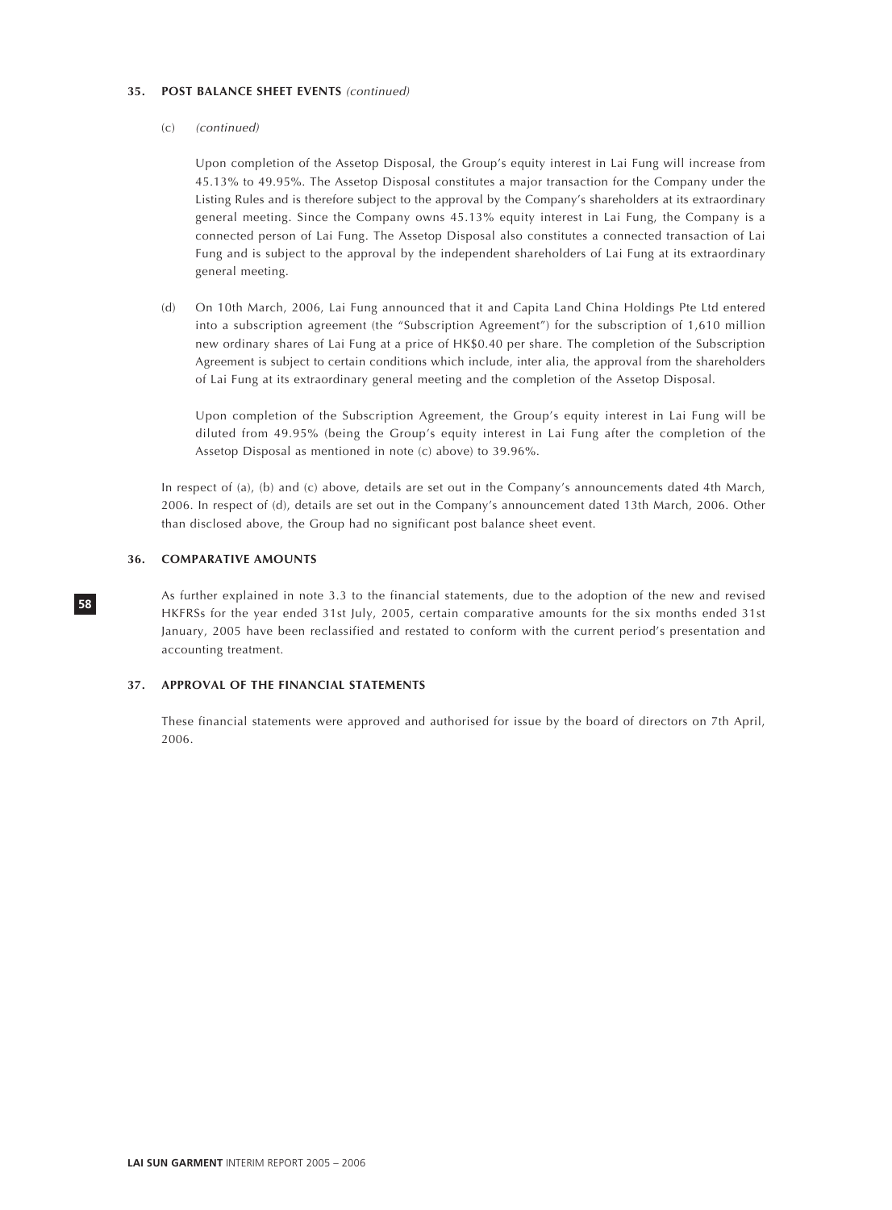**35. POST BALANCE SHEET EVENTS** *(continued)*

(c) *(continued)*

Upon completion of the Assetop Disposal, the Group's equity interest in Lai Fung will increase from 45.13% to 49.95%. The Assetop Disposal constitutes a major transaction for the Company under the Listing Rules and is therefore subject to the approval by the Company's shareholders at its extraordinary general meeting. Since the Company owns 45.13% equity interest in Lai Fung, the Company is a connected person of Lai Fung. The Assetop Disposal also constitutes a connected transaction of Lai Fung and is subject to the approval by the independent shareholders of Lai Fung at its extraordinary general meeting.

(d) On 10th March, 2006, Lai Fung announced that it and Capita Land China Holdings Pte Ltd entered into a subscription agreement (the "Subscription Agreement") for the subscription of 1,610 million new ordinary shares of Lai Fung at a price of HK$0.40 per share. The completion of the Subscription Agreement is subject to certain conditions which include, inter alia, the approval from the shareholders of Lai Fung at its extraordinary general meeting and the completion of the Assetop Disposal.

Upon completion of the Subscription Agreement, the Group's equity interest in Lai Fung will be diluted from 49.95% (being the Group's equity interest in Lai Fung after the completion of the Assetop Disposal as mentioned in note (c) above) to 39.96%.

In respect of (a), (b) and (c) above, details are set out in the Company's announcements dated 4th March, 2006. In respect of (d), details are set out in the Company's announcement dated 13th March, 2006. Other than disclosed above, the Group had no significant post balance sheet event.

**36. COMPARATIVE AMOUNTS**

As further explained in note 3.3 to the financial statements, due to the adoption of the new and revised HKFRSs for the year ended 31st July, 2005, certain comparative amounts for the six months ended 31st January, 2005 have been reclassified and restated to conform with the current period's presentation and accounting treatment.

**37. APPROVAL OF THE FINANCIAL STATEMENTS**

These financial statements were approved and authorised for issue by the board of directors on 7th April, 2006.